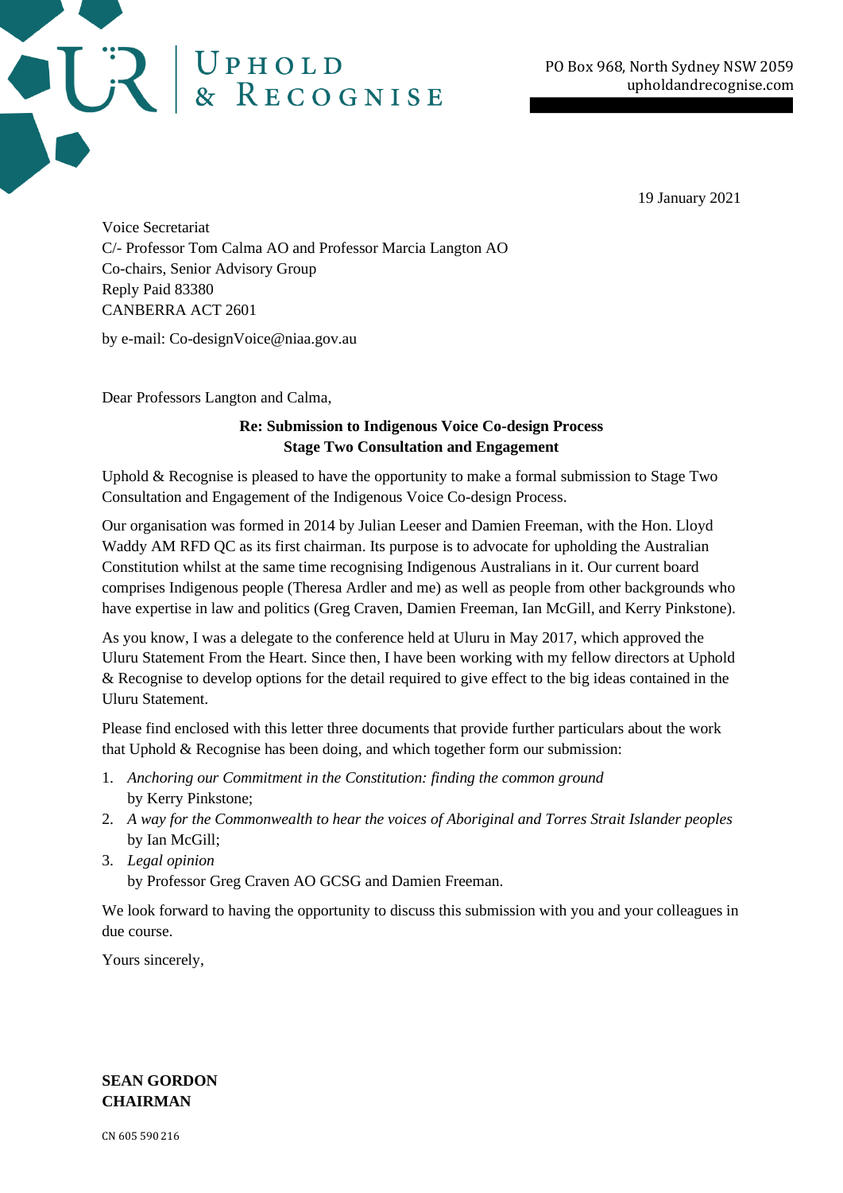# Uphold & Recognise

PO Box 968, North Sydney NSW 2059
upholdandrecognise.com

19 January 2021

Voice Secretariat
C/- Professor Tom Calma AO and Professor Marcia Langton AO
Co-chairs, Senior Advisory Group
Reply Paid 83380
CANBERRA ACT 2601

by e-mail: Co-designVoice@niaa.gov.au

Dear Professors Langton and Calma,

**Re: Submission to Indigenous Voice Co-design Process**
**Stage Two Consultation and Engagement**

Uphold & Recognise is pleased to have the opportunity to make a formal submission to Stage Two Consultation and Engagement of the Indigenous Voice Co-design Process.

Our organisation was formed in 2014 by Julian Leeser and Damien Freeman, with the Hon. Lloyd Waddy AM RFD QC as its first chairman. Its purpose is to advocate for upholding the Australian Constitution whilst at the same time recognising Indigenous Australians in it. Our current board comprises Indigenous people (Theresa Ardler and me) as well as people from other backgrounds who have expertise in law and politics (Greg Craven, Damien Freeman, Ian McGill, and Kerry Pinkstone).

As you know, I was a delegate to the conference held at Uluru in May 2017, which approved the Uluru Statement From the Heart. Since then, I have been working with my fellow directors at Uphold & Recognise to develop options for the detail required to give effect to the big ideas contained in the Uluru Statement.

Please find enclosed with this letter three documents that provide further particulars about the work that Uphold & Recognise has been doing, and which together form our submission:

1. *Anchoring our Commitment in the Constitution: finding the common ground* by Kerry Pinkstone;
2. *A way for the Commonwealth to hear the voices of Aboriginal and Torres Strait Islander peoples* by Ian McGill;
3. *Legal opinion* by Professor Greg Craven AO GCSG and Damien Freeman.

We look forward to having the opportunity to discuss this submission with you and your colleagues in due course.

Yours sincerely,

**SEAN GORDON**
**CHAIRMAN**

CN 605 590 216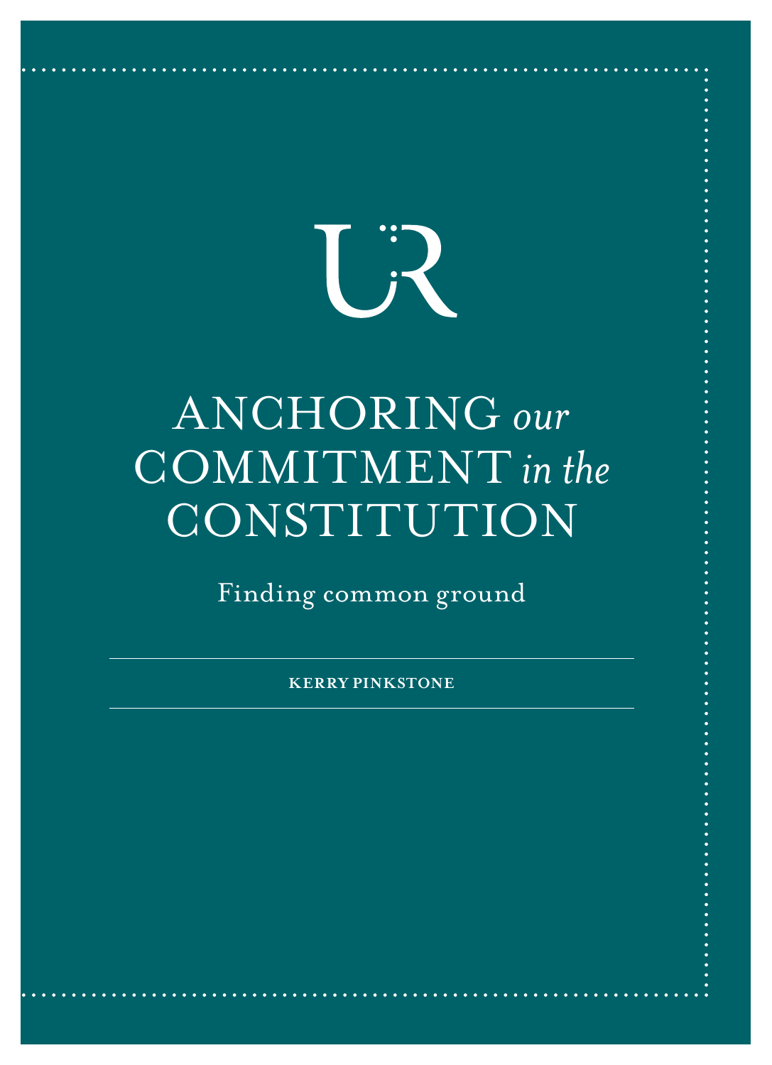# ANCHORING *our* COMMITMENT *in the* CONSTITUTION

Finding common ground

**KERRY PINKSTONE**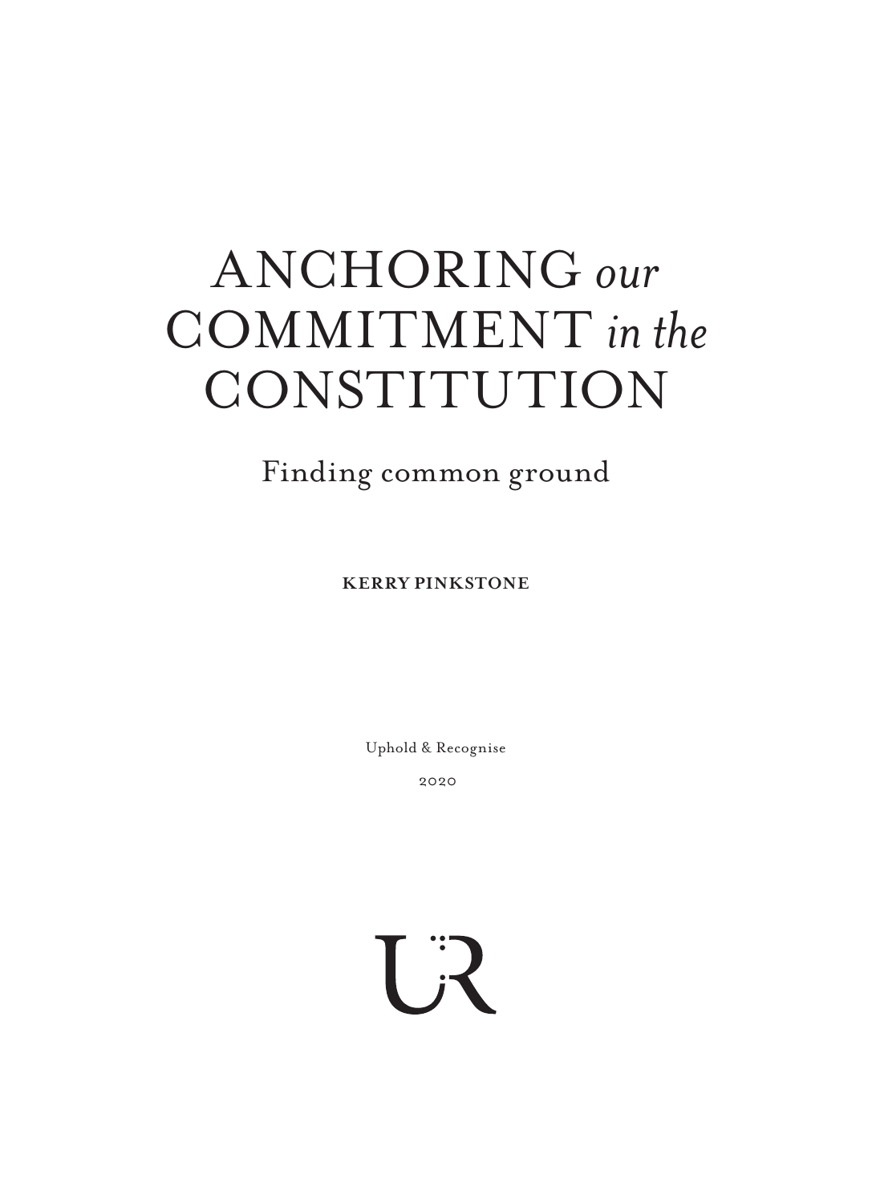# ANCHORING *our* COMMITMENT *in the* CONSTITUTION

## Finding common ground

**KERRY PINKSTONE**

Uphold & Recognise

2020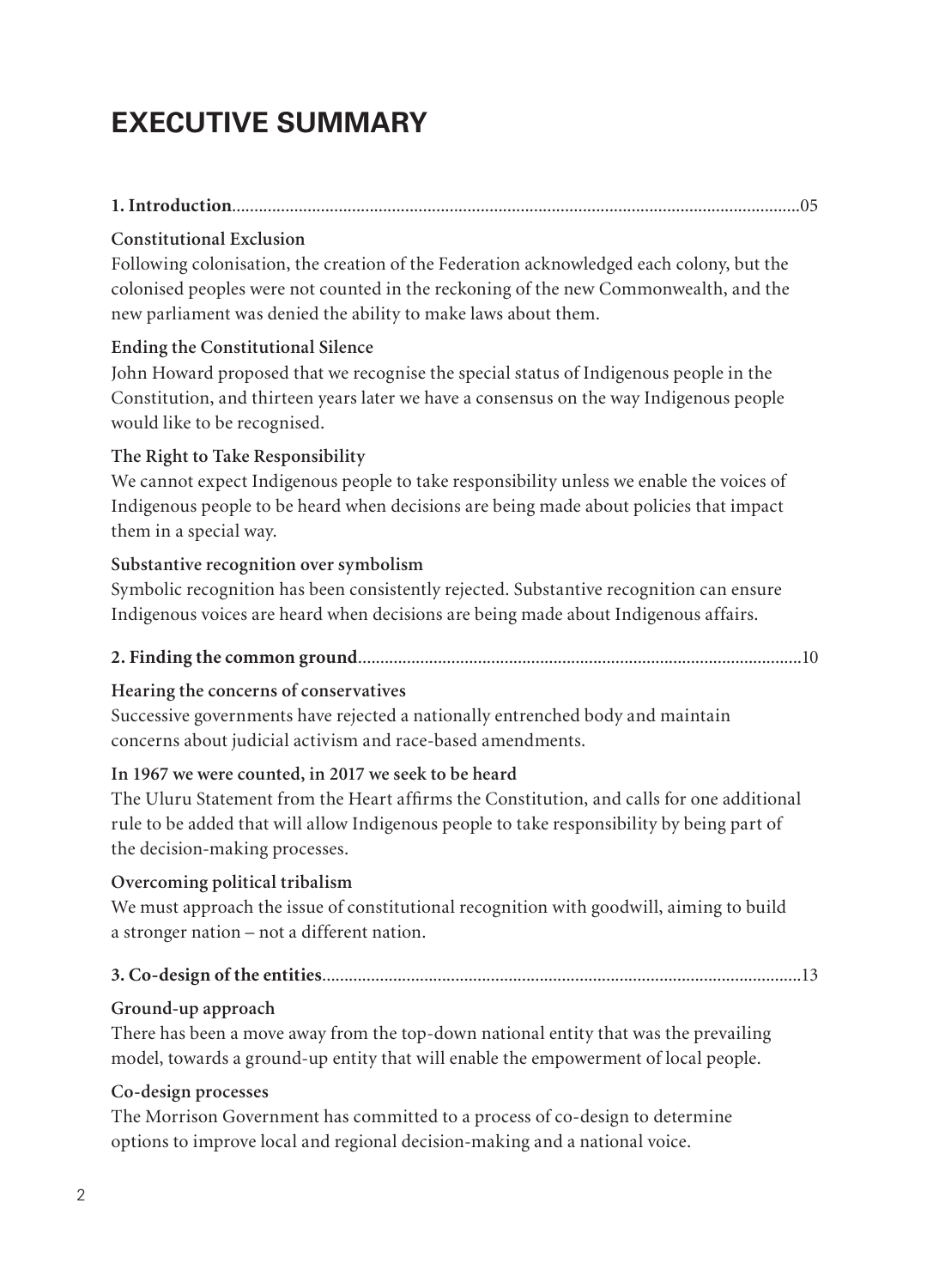# EXECUTIVE SUMMARY

**1. Introduction**..........................................................................................................................05

**Constitutional Exclusion**

Following colonisation, the creation of the Federation acknowledged each colony, but the colonised peoples were not counted in the reckoning of the new Commonwealth, and the new parliament was denied the ability to make laws about them.

**Ending the Constitutional Silence**

John Howard proposed that we recognise the special status of Indigenous people in the Constitution, and thirteen years later we have a consensus on the way Indigenous people would like to be recognised.

**The Right to Take Responsibility**

We cannot expect Indigenous people to take responsibility unless we enable the voices of Indigenous people to be heard when decisions are being made about policies that impact them in a special way.

**Substantive recognition over symbolism**

Symbolic recognition has been consistently rejected. Substantive recognition can ensure Indigenous voices are heard when decisions are being made about Indigenous affairs.

**2. Finding the common ground**...................................................................................................10

**Hearing the concerns of conservatives**

Successive governments have rejected a nationally entrenched body and maintain concerns about judicial activism and race-based amendments.

**In 1967 we were counted, in 2017 we seek to be heard**

The Uluru Statement from the Heart affirms the Constitution, and calls for one additional rule to be added that will allow Indigenous people to take responsibility by being part of the decision-making processes.

**Overcoming political tribalism**

We must approach the issue of constitutional recognition with goodwill, aiming to build a stronger nation – not a different nation.

**3. Co-design of the entities**..........................................................................................................13

**Ground-up approach**

There has been a move away from the top-down national entity that was the prevailing model, towards a ground-up entity that will enable the empowerment of local people.

**Co-design processes**

The Morrison Government has committed to a process of co-design to determine options to improve local and regional decision-making and a national voice.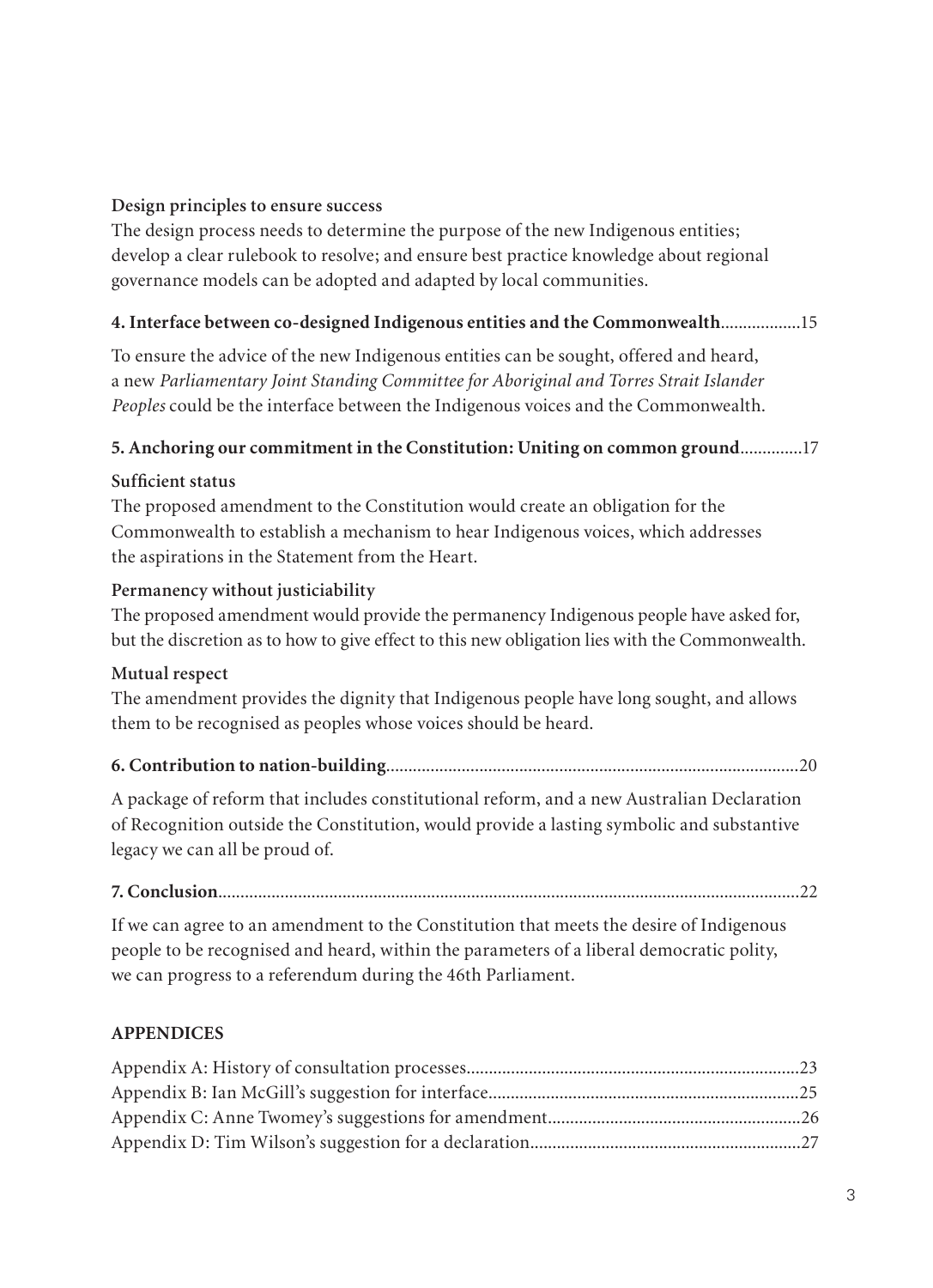**Design principles to ensure success**

The design process needs to determine the purpose of the new Indigenous entities; develop a clear rulebook to resolve; and ensure best practice knowledge about regional governance models can be adopted and adapted by local communities.

**4. Interface between co-designed Indigenous entities and the Commonwealth**..................15

To ensure the advice of the new Indigenous entities can be sought, offered and heard, a new *Parliamentary Joint Standing Committee for Aboriginal and Torres Strait Islander Peoples* could be the interface between the Indigenous voices and the Commonwealth.

**5. Anchoring our commitment in the Constitution: Uniting on common ground**..............17

**Sufficient status**

The proposed amendment to the Constitution would create an obligation for the Commonwealth to establish a mechanism to hear Indigenous voices, which addresses the aspirations in the Statement from the Heart.

**Permanency without justiciability**

The proposed amendment would provide the permanency Indigenous people have asked for, but the discretion as to how to give effect to this new obligation lies with the Commonwealth.

**Mutual respect**

The amendment provides the dignity that Indigenous people have long sought, and allows them to be recognised as peoples whose voices should be heard.

**6. Contribution to nation-building**..........................................................................................20

A package of reform that includes constitutional reform, and a new Australian Declaration of Recognition outside the Constitution, would provide a lasting symbolic and substantive legacy we can all be proud of.

**7. Conclusion**...............................................................................................................................22

If we can agree to an amendment to the Constitution that meets the desire of Indigenous people to be recognised and heard, within the parameters of a liberal democratic polity, we can progress to a referendum during the 46th Parliament.

**APPENDICES**

Appendix A: History of consultation processes..........................................................................23

Appendix B: Ian McGill's suggestion for interface.....................................................................25

Appendix C: Anne Twomey's suggestions for amendment........................................................26

Appendix D: Tim Wilson's suggestion for a declaration............................................................27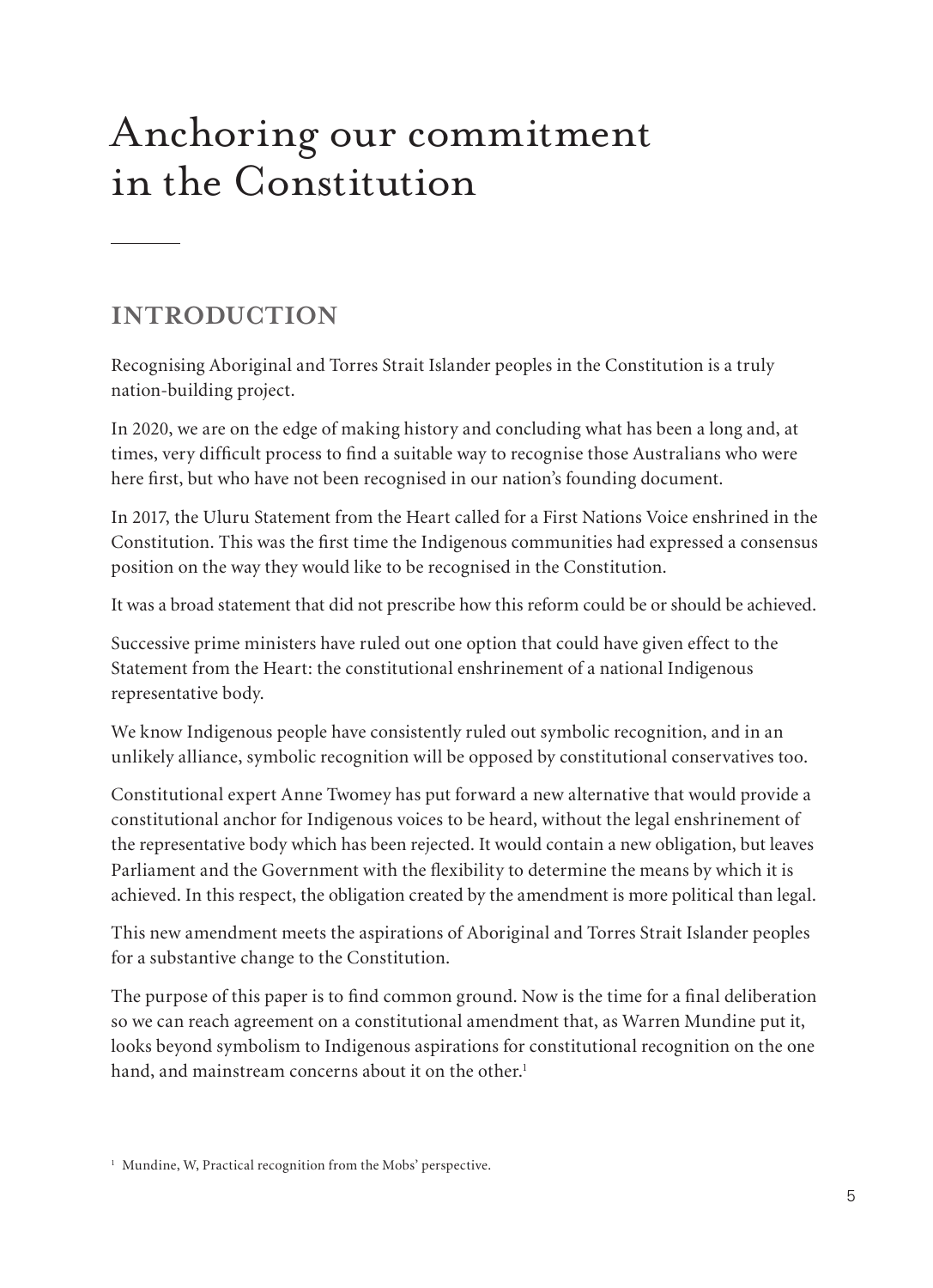# Anchoring our commitment in the Constitution

## INTRODUCTION

Recognising Aboriginal and Torres Strait Islander peoples in the Constitution is a truly nation-building project.

In 2020, we are on the edge of making history and concluding what has been a long and, at times, very difficult process to find a suitable way to recognise those Australians who were here first, but who have not been recognised in our nation's founding document.

In 2017, the Uluru Statement from the Heart called for a First Nations Voice enshrined in the Constitution. This was the first time the Indigenous communities had expressed a consensus position on the way they would like to be recognised in the Constitution.

It was a broad statement that did not prescribe how this reform could be or should be achieved.

Successive prime ministers have ruled out one option that could have given effect to the Statement from the Heart: the constitutional enshrinement of a national Indigenous representative body.

We know Indigenous people have consistently ruled out symbolic recognition, and in an unlikely alliance, symbolic recognition will be opposed by constitutional conservatives too.

Constitutional expert Anne Twomey has put forward a new alternative that would provide a constitutional anchor for Indigenous voices to be heard, without the legal enshrinement of the representative body which has been rejected. It would contain a new obligation, but leaves Parliament and the Government with the flexibility to determine the means by which it is achieved. In this respect, the obligation created by the amendment is more political than legal.

This new amendment meets the aspirations of Aboriginal and Torres Strait Islander peoples for a substantive change to the Constitution.

The purpose of this paper is to find common ground. Now is the time for a final deliberation so we can reach agreement on a constitutional amendment that, as Warren Mundine put it, looks beyond symbolism to Indigenous aspirations for constitutional recognition on the one hand, and mainstream concerns about it on the other.[1]

[1] Mundine, W, Practical recognition from the Mobs' perspective.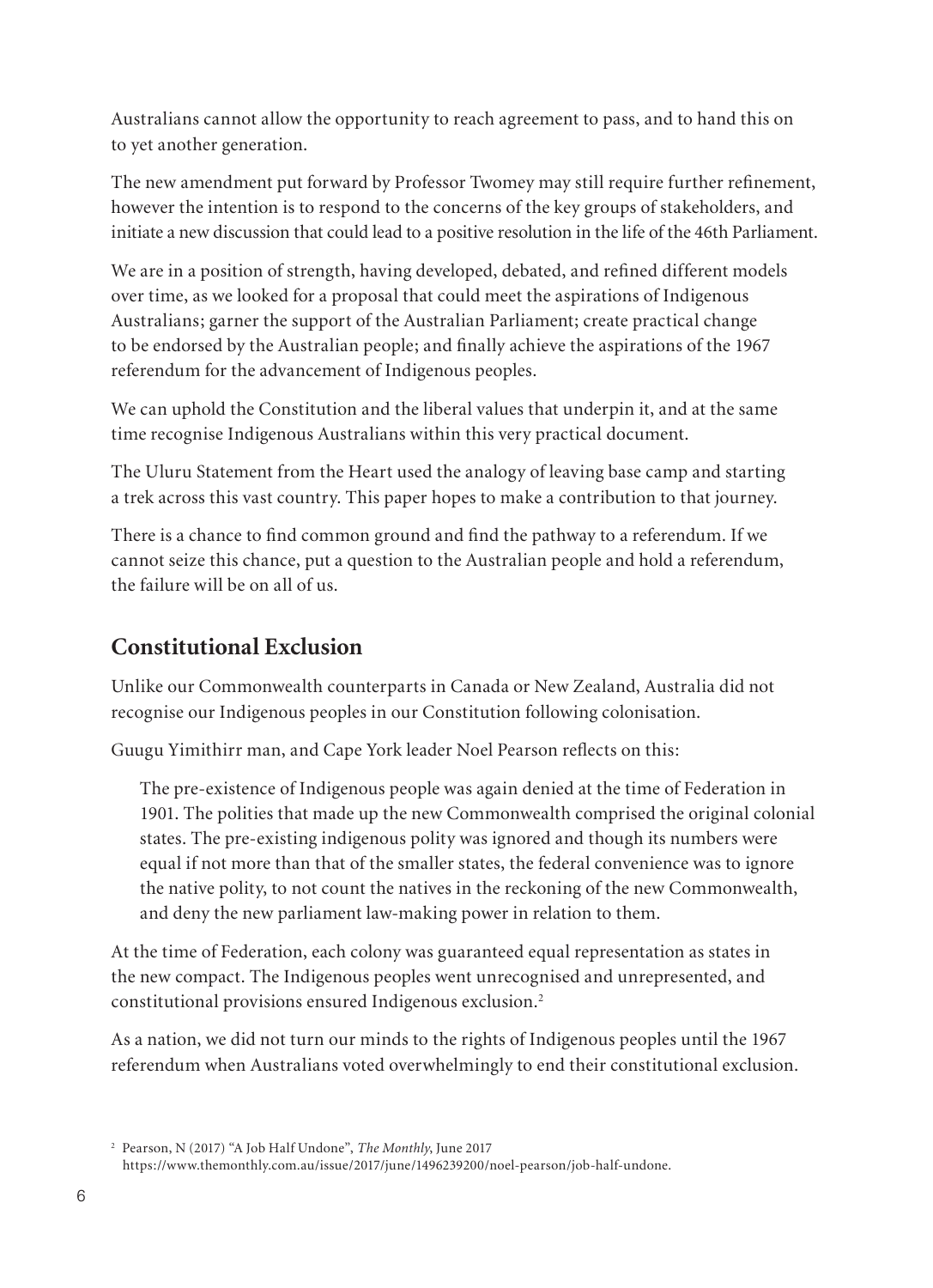Australians cannot allow the opportunity to reach agreement to pass, and to hand this on to yet another generation.

The new amendment put forward by Professor Twomey may still require further refinement, however the intention is to respond to the concerns of the key groups of stakeholders, and initiate a new discussion that could lead to a positive resolution in the life of the 46th Parliament.

We are in a position of strength, having developed, debated, and refined different models over time, as we looked for a proposal that could meet the aspirations of Indigenous Australians; garner the support of the Australian Parliament; create practical change to be endorsed by the Australian people; and finally achieve the aspirations of the 1967 referendum for the advancement of Indigenous peoples.

We can uphold the Constitution and the liberal values that underpin it, and at the same time recognise Indigenous Australians within this very practical document.

The Uluru Statement from the Heart used the analogy of leaving base camp and starting a trek across this vast country. This paper hopes to make a contribution to that journey.

There is a chance to find common ground and find the pathway to a referendum. If we cannot seize this chance, put a question to the Australian people and hold a referendum, the failure will be on all of us.

## Constitutional Exclusion

Unlike our Commonwealth counterparts in Canada or New Zealand, Australia did not recognise our Indigenous peoples in our Constitution following colonisation.

Guugu Yimithirr man, and Cape York leader Noel Pearson reflects on this:

> The pre-existence of Indigenous people was again denied at the time of Federation in 1901. The polities that made up the new Commonwealth comprised the original colonial states. The pre-existing indigenous polity was ignored and though its numbers were equal if not more than that of the smaller states, the federal convenience was to ignore the native polity, to not count the natives in the reckoning of the new Commonwealth, and deny the new parliament law-making power in relation to them.

At the time of Federation, each colony was guaranteed equal representation as states in the new compact. The Indigenous peoples went unrecognised and unrepresented, and constitutional provisions ensured Indigenous exclusion.[2]

As a nation, we did not turn our minds to the rights of Indigenous peoples until the 1967 referendum when Australians voted overwhelmingly to end their constitutional exclusion.

[2] Pearson, N (2017) "A Job Half Undone", *The Monthly*, June 2017 https://www.themonthly.com.au/issue/2017/june/1496239200/noel-pearson/job-half-undone.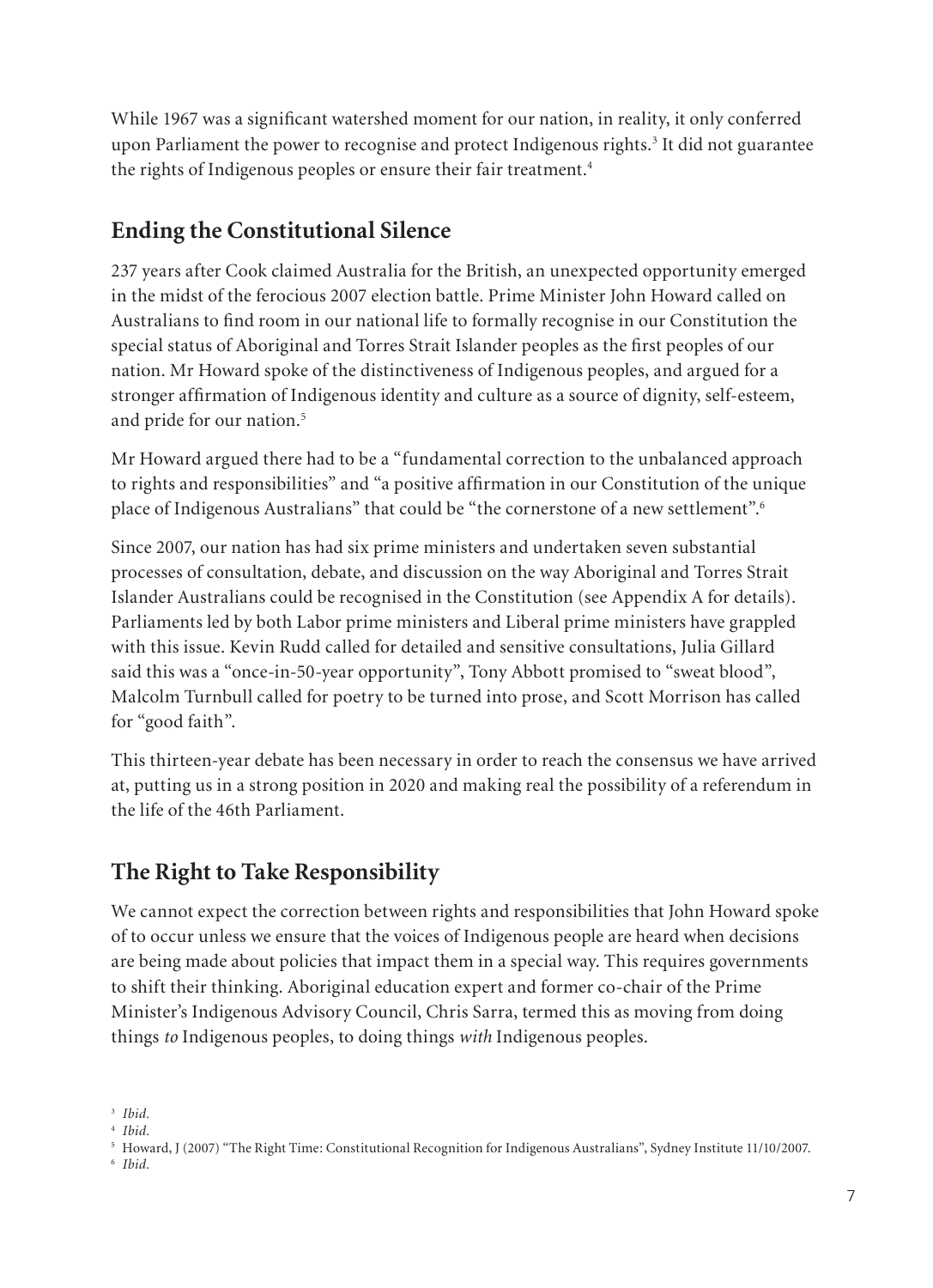While 1967 was a significant watershed moment for our nation, in reality, it only conferred upon Parliament the power to recognise and protect Indigenous rights.[3] It did not guarantee the rights of Indigenous peoples or ensure their fair treatment.[4]

## Ending the Constitutional Silence

237 years after Cook claimed Australia for the British, an unexpected opportunity emerged in the midst of the ferocious 2007 election battle. Prime Minister John Howard called on Australians to find room in our national life to formally recognise in our Constitution the special status of Aboriginal and Torres Strait Islander peoples as the first peoples of our nation. Mr Howard spoke of the distinctiveness of Indigenous peoples, and argued for a stronger affirmation of Indigenous identity and culture as a source of dignity, self-esteem, and pride for our nation.[5]

Mr Howard argued there had to be a "fundamental correction to the unbalanced approach to rights and responsibilities" and "a positive affirmation in our Constitution of the unique place of Indigenous Australians" that could be "the cornerstone of a new settlement".[6]

Since 2007, our nation has had six prime ministers and undertaken seven substantial processes of consultation, debate, and discussion on the way Aboriginal and Torres Strait Islander Australians could be recognised in the Constitution (see Appendix A for details). Parliaments led by both Labor prime ministers and Liberal prime ministers have grappled with this issue. Kevin Rudd called for detailed and sensitive consultations, Julia Gillard said this was a "once-in-50-year opportunity", Tony Abbott promised to "sweat blood", Malcolm Turnbull called for poetry to be turned into prose, and Scott Morrison has called for "good faith".

This thirteen-year debate has been necessary in order to reach the consensus we have arrived at, putting us in a strong position in 2020 and making real the possibility of a referendum in the life of the 46th Parliament.

## The Right to Take Responsibility

We cannot expect the correction between rights and responsibilities that John Howard spoke of to occur unless we ensure that the voices of Indigenous people are heard when decisions are being made about policies that impact them in a special way. This requires governments to shift their thinking. Aboriginal education expert and former co-chair of the Prime Minister's Indigenous Advisory Council, Chris Sarra, termed this as moving from doing things *to* Indigenous peoples, to doing things *with* Indigenous peoples.

[3] *Ibid.*
[4] *Ibid.*
[5] Howard, J (2007) "The Right Time: Constitutional Recognition for Indigenous Australians", Sydney Institute 11/10/2007.
[6] *Ibid.*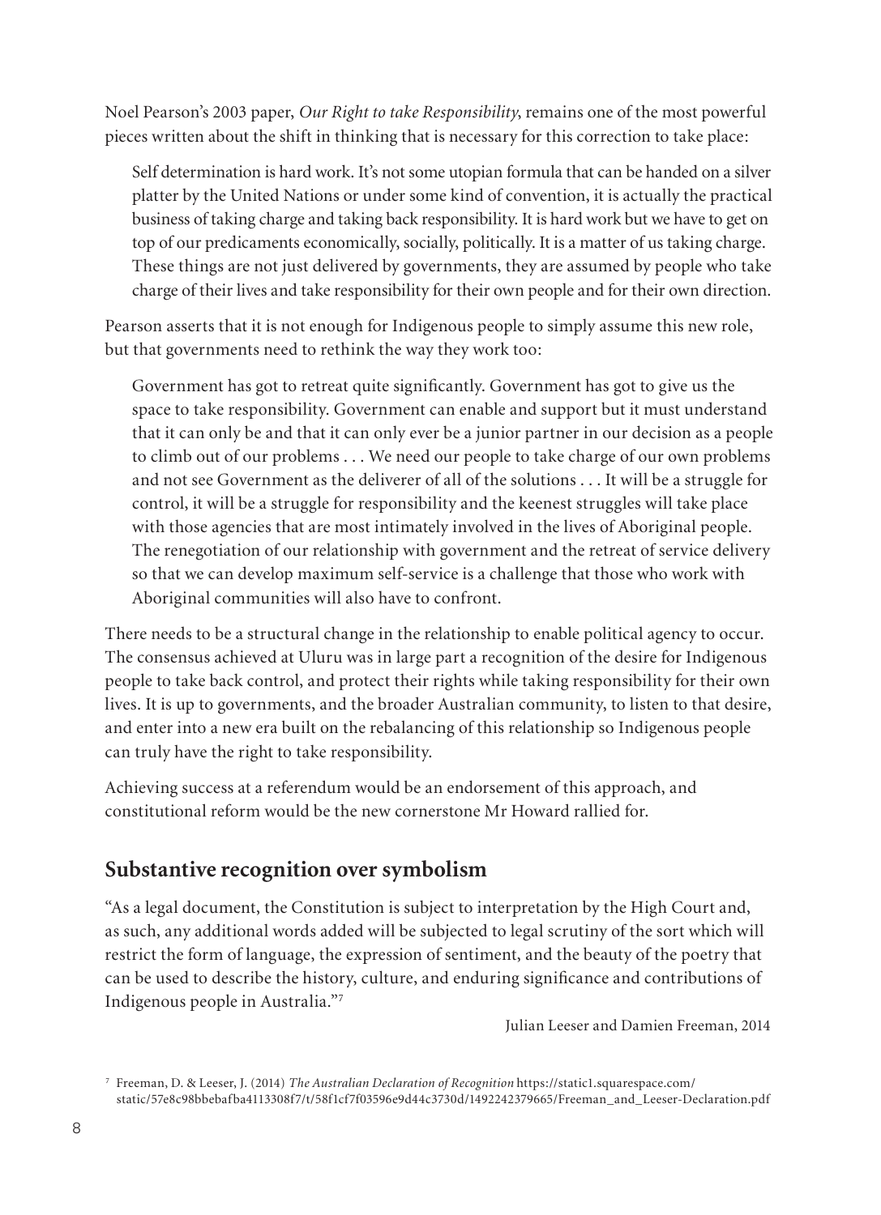Noel Pearson's 2003 paper, *Our Right to take Responsibility*, remains one of the most powerful pieces written about the shift in thinking that is necessary for this correction to take place:

> Self determination is hard work. It's not some utopian formula that can be handed on a silver platter by the United Nations or under some kind of convention, it is actually the practical business of taking charge and taking back responsibility. It is hard work but we have to get on top of our predicaments economically, socially, politically. It is a matter of us taking charge. These things are not just delivered by governments, they are assumed by people who take charge of their lives and take responsibility for their own people and for their own direction.

Pearson asserts that it is not enough for Indigenous people to simply assume this new role, but that governments need to rethink the way they work too:

> Government has got to retreat quite significantly. Government has got to give us the space to take responsibility. Government can enable and support but it must understand that it can only be and that it can only ever be a junior partner in our decision as a people to climb out of our problems . . . We need our people to take charge of our own problems and not see Government as the deliverer of all of the solutions . . . It will be a struggle for control, it will be a struggle for responsibility and the keenest struggles will take place with those agencies that are most intimately involved in the lives of Aboriginal people. The renegotiation of our relationship with government and the retreat of service delivery so that we can develop maximum self-service is a challenge that those who work with Aboriginal communities will also have to confront.

There needs to be a structural change in the relationship to enable political agency to occur. The consensus achieved at Uluru was in large part a recognition of the desire for Indigenous people to take back control, and protect their rights while taking responsibility for their own lives. It is up to governments, and the broader Australian community, to listen to that desire, and enter into a new era built on the rebalancing of this relationship so Indigenous people can truly have the right to take responsibility.

Achieving success at a referendum would be an endorsement of this approach, and constitutional reform would be the new cornerstone Mr Howard rallied for.

## Substantive recognition over symbolism

"As a legal document, the Constitution is subject to interpretation by the High Court and, as such, any additional words added will be subjected to legal scrutiny of the sort which will restrict the form of language, the expression of sentiment, and the beauty of the poetry that can be used to describe the history, culture, and enduring significance and contributions of Indigenous people in Australia."[7]

Julian Leeser and Damien Freeman, 2014

[7] Freeman, D. & Leeser, J. (2014) *The Australian Declaration of Recognition* https://static1.squarespace.com/static/57e8c98bbebafba4113308f7/t/58f1cf7f03596e9d44c3730d/1492242379665/Freeman_and_Leeser-Declaration.pdf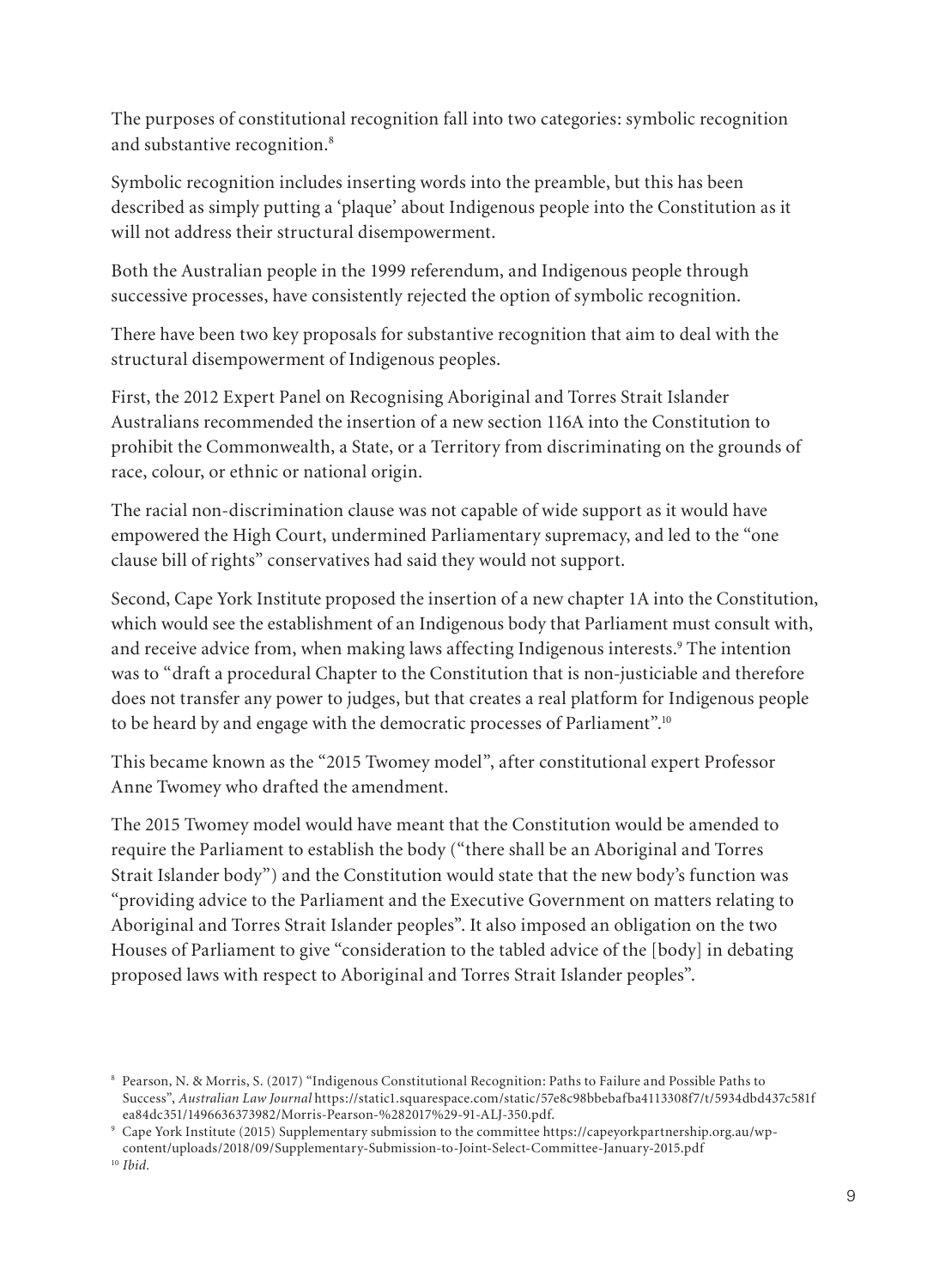The purposes of constitutional recognition fall into two categories: symbolic recognition and substantive recognition.[8]

Symbolic recognition includes inserting words into the preamble, but this has been described as simply putting a 'plaque' about Indigenous people into the Constitution as it will not address their structural disempowerment.

Both the Australian people in the 1999 referendum, and Indigenous people through successive processes, have consistently rejected the option of symbolic recognition.

There have been two key proposals for substantive recognition that aim to deal with the structural disempowerment of Indigenous peoples.

First, the 2012 Expert Panel on Recognising Aboriginal and Torres Strait Islander Australians recommended the insertion of a new section 116A into the Constitution to prohibit the Commonwealth, a State, or a Territory from discriminating on the grounds of race, colour, or ethnic or national origin.

The racial non-discrimination clause was not capable of wide support as it would have empowered the High Court, undermined Parliamentary supremacy, and led to the "one clause bill of rights" conservatives had said they would not support.

Second, Cape York Institute proposed the insertion of a new chapter 1A into the Constitution, which would see the establishment of an Indigenous body that Parliament must consult with, and receive advice from, when making laws affecting Indigenous interests.[9] The intention was to "draft a procedural Chapter to the Constitution that is non-justiciable and therefore does not transfer any power to judges, but that creates a real platform for Indigenous people to be heard by and engage with the democratic processes of Parliament".[10]

This became known as the "2015 Twomey model", after constitutional expert Professor Anne Twomey who drafted the amendment.

The 2015 Twomey model would have meant that the Constitution would be amended to require the Parliament to establish the body ("there shall be an Aboriginal and Torres Strait Islander body") and the Constitution would state that the new body's function was "providing advice to the Parliament and the Executive Government on matters relating to Aboriginal and Torres Strait Islander peoples". It also imposed an obligation on the two Houses of Parliament to give "consideration to the tabled advice of the [body] in debating proposed laws with respect to Aboriginal and Torres Strait Islander peoples".

---

[8] Pearson, N. & Morris, S. (2017) "Indigenous Constitutional Recognition: Paths to Failure and Possible Paths to Success", *Australian Law Journal* https://static1.squarespace.com/static/57e8c98bbebafba4113308f7/t/5934dbd437c581fea84dc351/1496636373982/Morris-Pearson-%282017%29-91-ALJ-350.pdf.

[9] Cape York Institute (2015) Supplementary submission to the committee https://capeyorkpartnership.org.au/wp-content/uploads/2018/09/Supplementary-Submission-to-Joint-Select-Committee-January-2015.pdf

[10] *Ibid.*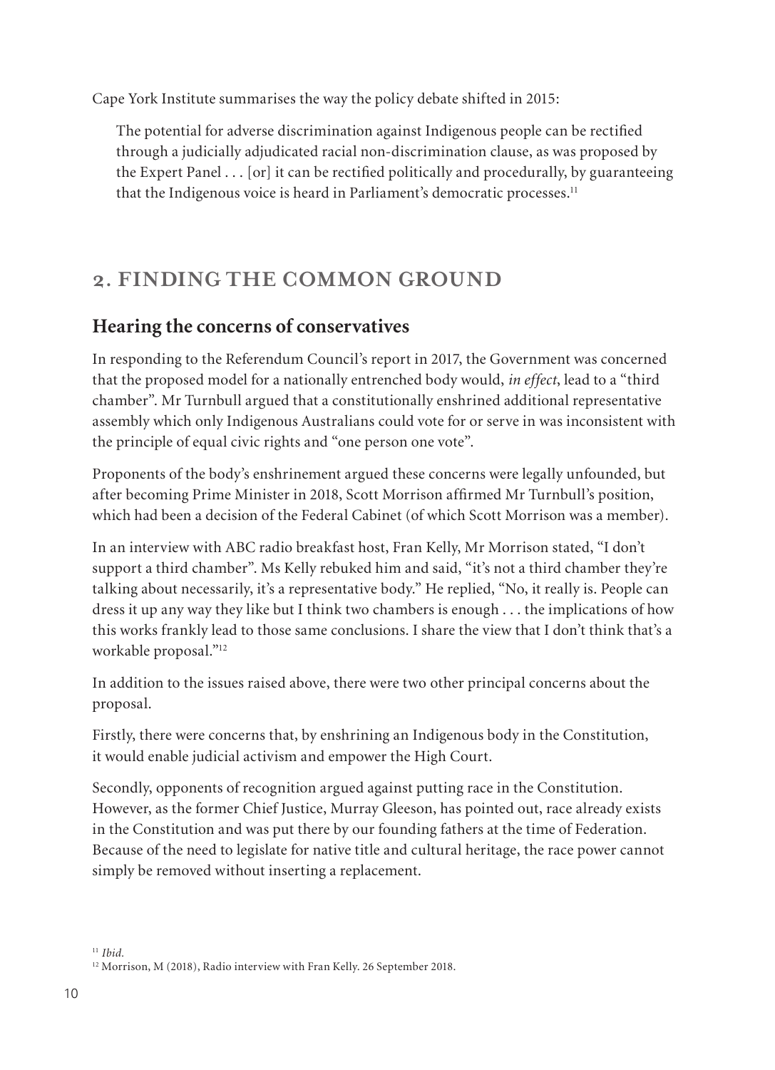Cape York Institute summarises the way the policy debate shifted in 2015:

> The potential for adverse discrimination against Indigenous people can be rectified through a judicially adjudicated racial non-discrimination clause, as was proposed by the Expert Panel . . . [or] it can be rectified politically and procedurally, by guaranteeing that the Indigenous voice is heard in Parliament's democratic processes.[11]

## 2. FINDING THE COMMON GROUND

### Hearing the concerns of conservatives

In responding to the Referendum Council's report in 2017, the Government was concerned that the proposed model for a nationally entrenched body would, *in effect*, lead to a "third chamber". Mr Turnbull argued that a constitutionally enshrined additional representative assembly which only Indigenous Australians could vote for or serve in was inconsistent with the principle of equal civic rights and "one person one vote".

Proponents of the body's enshrinement argued these concerns were legally unfounded, but after becoming Prime Minister in 2018, Scott Morrison affirmed Mr Turnbull's position, which had been a decision of the Federal Cabinet (of which Scott Morrison was a member).

In an interview with ABC radio breakfast host, Fran Kelly, Mr Morrison stated, "I don't support a third chamber". Ms Kelly rebuked him and said, "it's not a third chamber they're talking about necessarily, it's a representative body." He replied, "No, it really is. People can dress it up any way they like but I think two chambers is enough . . . the implications of how this works frankly lead to those same conclusions. I share the view that I don't think that's a workable proposal."[12]

In addition to the issues raised above, there were two other principal concerns about the proposal.

Firstly, there were concerns that, by enshrining an Indigenous body in the Constitution, it would enable judicial activism and empower the High Court.

Secondly, opponents of recognition argued against putting race in the Constitution. However, as the former Chief Justice, Murray Gleeson, has pointed out, race already exists in the Constitution and was put there by our founding fathers at the time of Federation. Because of the need to legislate for native title and cultural heritage, the race power cannot simply be removed without inserting a replacement.

[11] *Ibid.*

[12] Morrison, M (2018), Radio interview with Fran Kelly. 26 September 2018.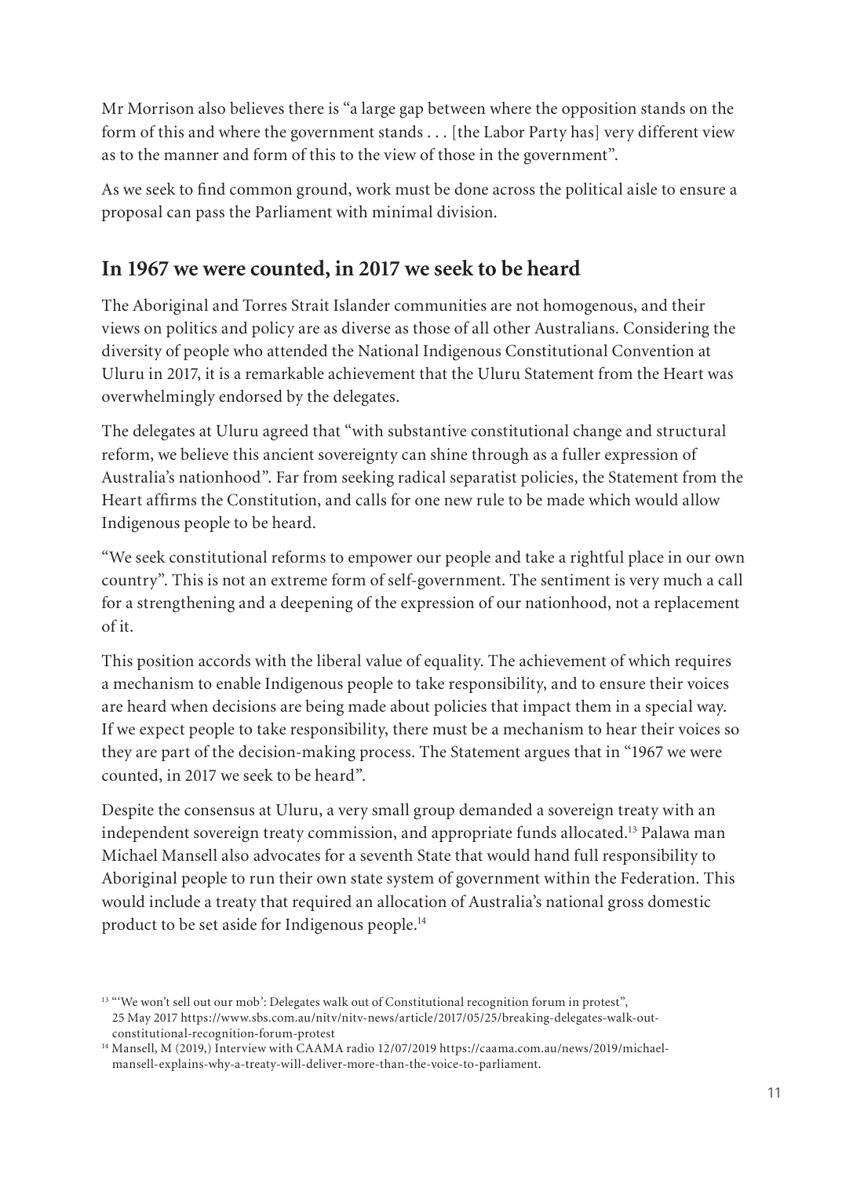Mr Morrison also believes there is "a large gap between where the opposition stands on the form of this and where the government stands . . . [the Labor Party has] very different view as to the manner and form of this to the view of those in the government".

As we seek to find common ground, work must be done across the political aisle to ensure a proposal can pass the Parliament with minimal division.

## In 1967 we were counted, in 2017 we seek to be heard

The Aboriginal and Torres Strait Islander communities are not homogenous, and their views on politics and policy are as diverse as those of all other Australians. Considering the diversity of people who attended the National Indigenous Constitutional Convention at Uluru in 2017, it is a remarkable achievement that the Uluru Statement from the Heart was overwhelmingly endorsed by the delegates.

The delegates at Uluru agreed that "with substantive constitutional change and structural reform, we believe this ancient sovereignty can shine through as a fuller expression of Australia's nationhood". Far from seeking radical separatist policies, the Statement from the Heart affirms the Constitution, and calls for one new rule to be made which would allow Indigenous people to be heard.

"We seek constitutional reforms to empower our people and take a rightful place in our own country". This is not an extreme form of self-government. The sentiment is very much a call for a strengthening and a deepening of the expression of our nationhood, not a replacement of it.

This position accords with the liberal value of equality. The achievement of which requires a mechanism to enable Indigenous people to take responsibility, and to ensure their voices are heard when decisions are being made about policies that impact them in a special way. If we expect people to take responsibility, there must be a mechanism to hear their voices so they are part of the decision-making process. The Statement argues that in "1967 we were counted, in 2017 we seek to be heard".

Despite the consensus at Uluru, a very small group demanded a sovereign treaty with an independent sovereign treaty commission, and appropriate funds allocated.[13] Palawa man Michael Mansell also advocates for a seventh State that would hand full responsibility to Aboriginal people to run their own state system of government within the Federation. This would include a treaty that required an allocation of Australia's national gross domestic product to be set aside for Indigenous people.[14]

[13] "'We won't sell out our mob': Delegates walk out of Constitutional recognition forum in protest", 25 May 2017 https://www.sbs.com.au/nitv/nitv-news/article/2017/05/25/breaking-delegates-walk-out-constitutional-recognition-forum-protest

[14] Mansell, M (2019,) Interview with CAAMA radio 12/07/2019 https://caama.com.au/news/2019/michael-mansell-explains-why-a-treaty-will-deliver-more-than-the-voice-to-parliament.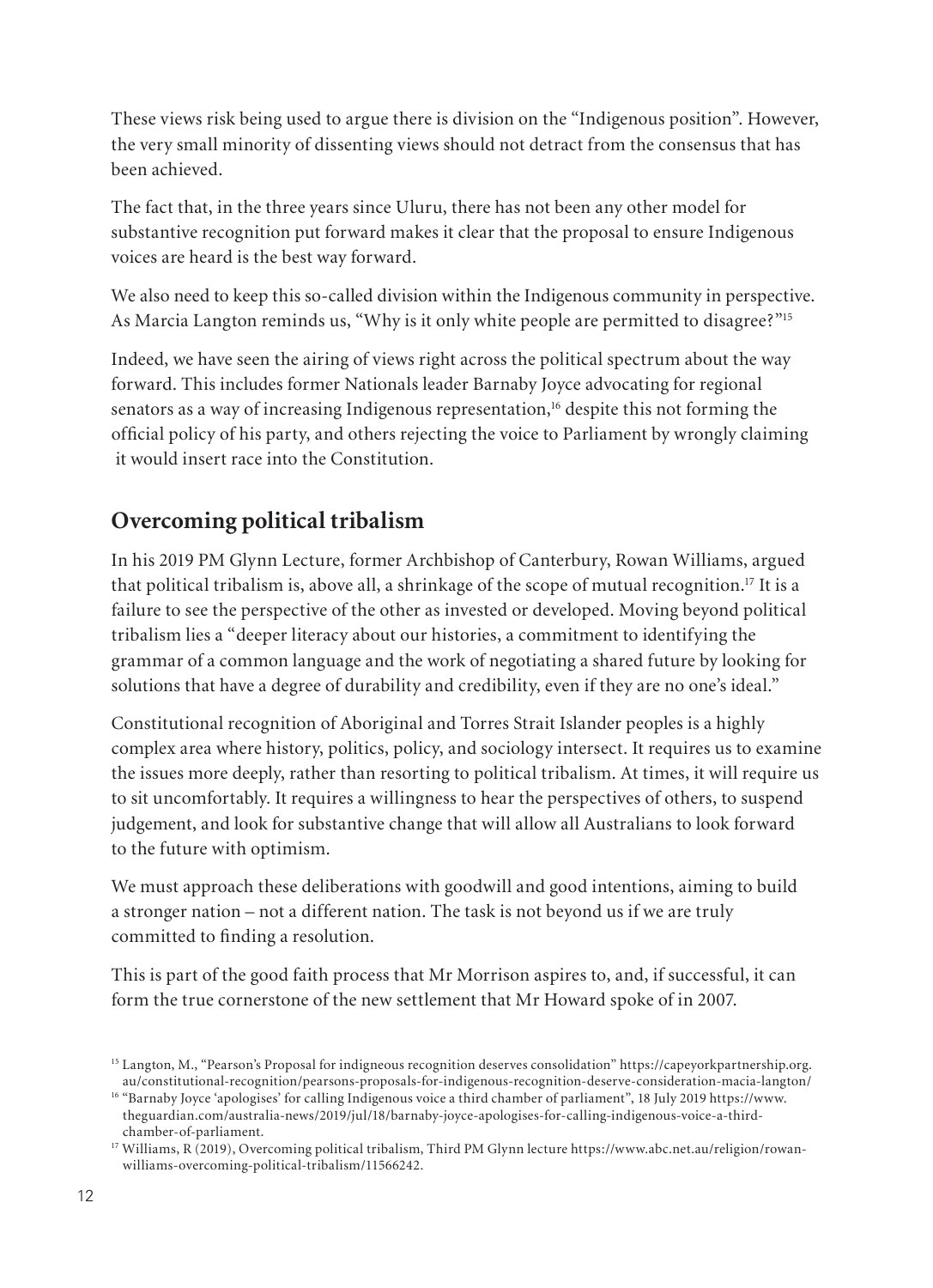These views risk being used to argue there is division on the "Indigenous position". However, the very small minority of dissenting views should not detract from the consensus that has been achieved.

The fact that, in the three years since Uluru, there has not been any other model for substantive recognition put forward makes it clear that the proposal to ensure Indigenous voices are heard is the best way forward.

We also need to keep this so-called division within the Indigenous community in perspective. As Marcia Langton reminds us, "Why is it only white people are permitted to disagree?"[15]

Indeed, we have seen the airing of views right across the political spectrum about the way forward. This includes former Nationals leader Barnaby Joyce advocating for regional senators as a way of increasing Indigenous representation,[16] despite this not forming the official policy of his party, and others rejecting the voice to Parliament by wrongly claiming it would insert race into the Constitution.

## Overcoming political tribalism

In his 2019 PM Glynn Lecture, former Archbishop of Canterbury, Rowan Williams, argued that political tribalism is, above all, a shrinkage of the scope of mutual recognition.[17] It is a failure to see the perspective of the other as invested or developed. Moving beyond political tribalism lies a "deeper literacy about our histories, a commitment to identifying the grammar of a common language and the work of negotiating a shared future by looking for solutions that have a degree of durability and credibility, even if they are no one's ideal."

Constitutional recognition of Aboriginal and Torres Strait Islander peoples is a highly complex area where history, politics, policy, and sociology intersect. It requires us to examine the issues more deeply, rather than resorting to political tribalism. At times, it will require us to sit uncomfortably. It requires a willingness to hear the perspectives of others, to suspend judgement, and look for substantive change that will allow all Australians to look forward to the future with optimism.

We must approach these deliberations with goodwill and good intentions, aiming to build a stronger nation – not a different nation. The task is not beyond us if we are truly committed to finding a resolution.

This is part of the good faith process that Mr Morrison aspires to, and, if successful, it can form the true cornerstone of the new settlement that Mr Howard spoke of in 2007.

[15] Langton, M., "Pearson's Proposal for indigneous recognition deserves consolidation" https://capeyorkpartnership.org.au/constitutional-recognition/pearsons-proposals-for-indigenous-recognition-deserve-consideration-macia-langton/

[16] "Barnaby Joyce 'apologises' for calling Indigenous voice a third chamber of parliament", 18 July 2019 https://www.theguardian.com/australia-news/2019/jul/18/barnaby-joyce-apologises-for-calling-indigenous-voice-a-third-chamber-of-parliament.

[17] Williams, R (2019), Overcoming political tribalism, Third PM Glynn lecture https://www.abc.net.au/religion/rowan-williams-overcoming-political-tribalism/11566242.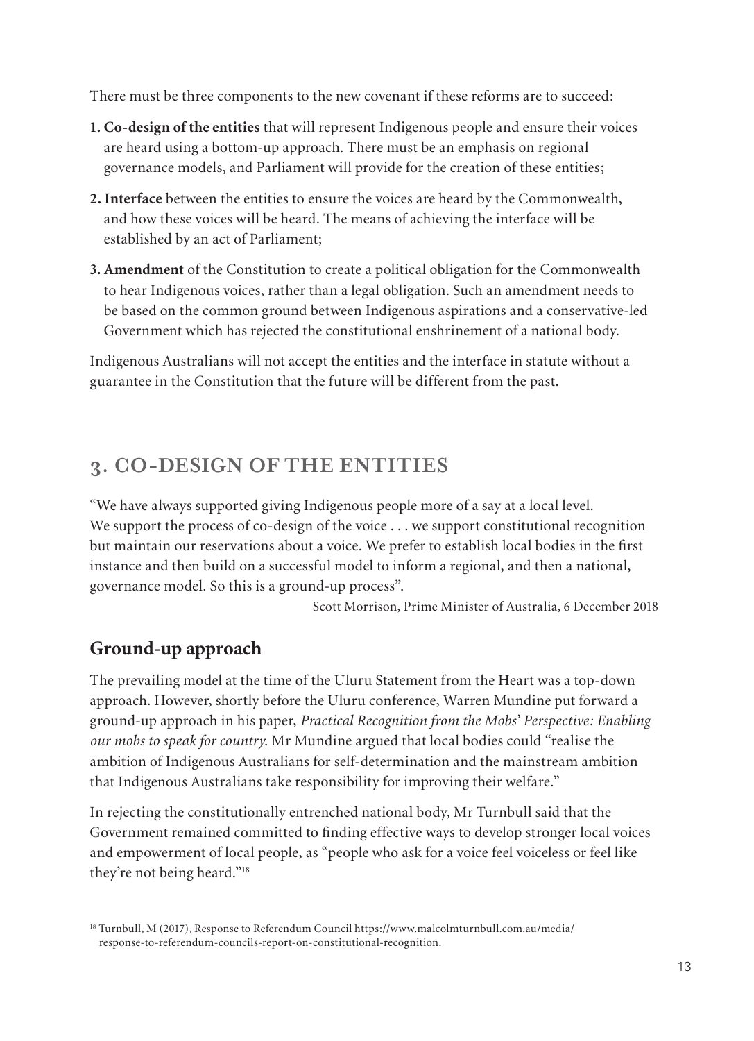There must be three components to the new covenant if these reforms are to succeed:

1. **Co-design of the entities** that will represent Indigenous people and ensure their voices are heard using a bottom-up approach. There must be an emphasis on regional governance models, and Parliament will provide for the creation of these entities;
2. **Interface** between the entities to ensure the voices are heard by the Commonwealth, and how these voices will be heard. The means of achieving the interface will be established by an act of Parliament;
3. **Amendment** of the Constitution to create a political obligation for the Commonwealth to hear Indigenous voices, rather than a legal obligation. Such an amendment needs to be based on the common ground between Indigenous aspirations and a conservative-led Government which has rejected the constitutional enshrinement of a national body.

Indigenous Australians will not accept the entities and the interface in statute without a guarantee in the Constitution that the future will be different from the past.

## 3. CO-DESIGN OF THE ENTITIES

"We have always supported giving Indigenous people more of a say at a local level. We support the process of co-design of the voice . . . we support constitutional recognition but maintain our reservations about a voice. We prefer to establish local bodies in the first instance and then build on a successful model to inform a regional, and then a national, governance model. So this is a ground-up process".

Scott Morrison, Prime Minister of Australia, 6 December 2018

### Ground-up approach

The prevailing model at the time of the Uluru Statement from the Heart was a top-down approach. However, shortly before the Uluru conference, Warren Mundine put forward a ground-up approach in his paper, *Practical Recognition from the Mobs' Perspective: Enabling our mobs to speak for country*. Mr Mundine argued that local bodies could "realise the ambition of Indigenous Australians for self-determination and the mainstream ambition that Indigenous Australians take responsibility for improving their welfare."

In rejecting the constitutionally entrenched national body, Mr Turnbull said that the Government remained committed to finding effective ways to develop stronger local voices and empowerment of local people, as "people who ask for a voice feel voiceless or feel like they're not being heard."[18]

[18] Turnbull, M (2017), Response to Referendum Council https://www.malcolmturnbull.com.au/media/response-to-referendum-councils-report-on-constitutional-recognition.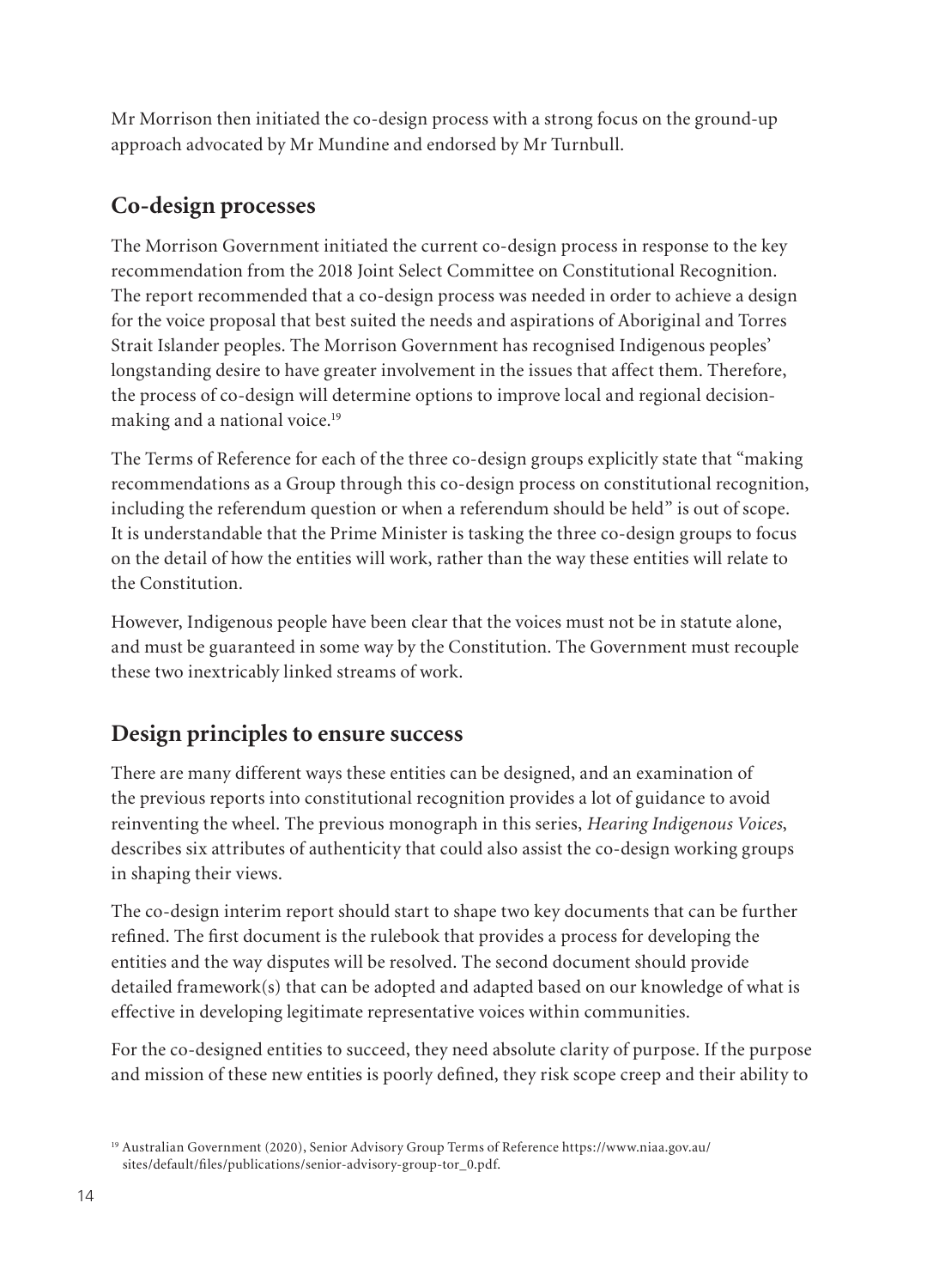Mr Morrison then initiated the co-design process with a strong focus on the ground-up approach advocated by Mr Mundine and endorsed by Mr Turnbull.

## Co-design processes

The Morrison Government initiated the current co-design process in response to the key recommendation from the 2018 Joint Select Committee on Constitutional Recognition. The report recommended that a co-design process was needed in order to achieve a design for the voice proposal that best suited the needs and aspirations of Aboriginal and Torres Strait Islander peoples. The Morrison Government has recognised Indigenous peoples' longstanding desire to have greater involvement in the issues that affect them. Therefore, the process of co-design will determine options to improve local and regional decision-making and a national voice.[19]

The Terms of Reference for each of the three co-design groups explicitly state that "making recommendations as a Group through this co-design process on constitutional recognition, including the referendum question or when a referendum should be held" is out of scope. It is understandable that the Prime Minister is tasking the three co-design groups to focus on the detail of how the entities will work, rather than the way these entities will relate to the Constitution.

However, Indigenous people have been clear that the voices must not be in statute alone, and must be guaranteed in some way by the Constitution. The Government must recouple these two inextricably linked streams of work.

## Design principles to ensure success

There are many different ways these entities can be designed, and an examination of the previous reports into constitutional recognition provides a lot of guidance to avoid reinventing the wheel. The previous monograph in this series, *Hearing Indigenous Voices*, describes six attributes of authenticity that could also assist the co-design working groups in shaping their views.

The co-design interim report should start to shape two key documents that can be further refined. The first document is the rulebook that provides a process for developing the entities and the way disputes will be resolved. The second document should provide detailed framework(s) that can be adopted and adapted based on our knowledge of what is effective in developing legitimate representative voices within communities.

For the co-designed entities to succeed, they need absolute clarity of purpose. If the purpose and mission of these new entities is poorly defined, they risk scope creep and their ability to

[19] Australian Government (2020), Senior Advisory Group Terms of Reference https://www.niaa.gov.au/sites/default/files/publications/senior-advisory-group-tor_0.pdf.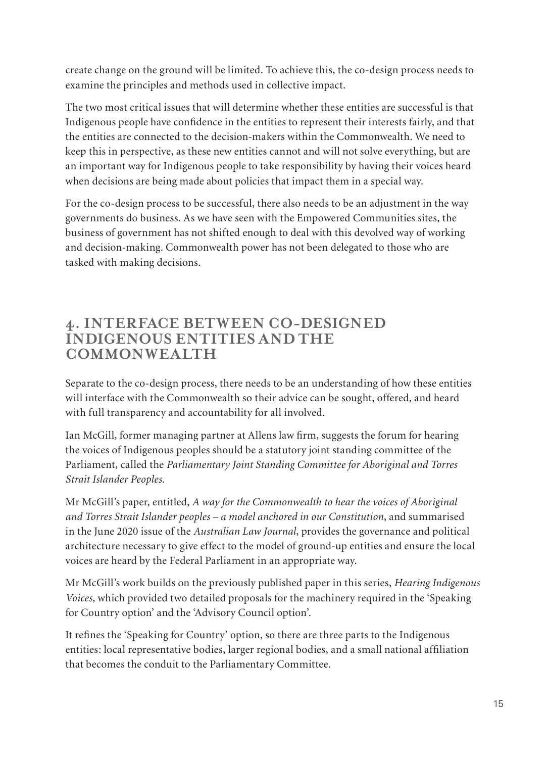create change on the ground will be limited. To achieve this, the co-design process needs to examine the principles and methods used in collective impact.

The two most critical issues that will determine whether these entities are successful is that Indigenous people have confidence in the entities to represent their interests fairly, and that the entities are connected to the decision-makers within the Commonwealth. We need to keep this in perspective, as these new entities cannot and will not solve everything, but are an important way for Indigenous people to take responsibility by having their voices heard when decisions are being made about policies that impact them in a special way.

For the co-design process to be successful, there also needs to be an adjustment in the way governments do business. As we have seen with the Empowered Communities sites, the business of government has not shifted enough to deal with this devolved way of working and decision-making. Commonwealth power has not been delegated to those who are tasked with making decisions.

## 4. INTERFACE BETWEEN CO-DESIGNED INDIGENOUS ENTITIES AND THE COMMONWEALTH

Separate to the co-design process, there needs to be an understanding of how these entities will interface with the Commonwealth so their advice can be sought, offered, and heard with full transparency and accountability for all involved.

Ian McGill, former managing partner at Allens law firm, suggests the forum for hearing the voices of Indigenous peoples should be a statutory joint standing committee of the Parliament, called the *Parliamentary Joint Standing Committee for Aboriginal and Torres Strait Islander Peoples*.

Mr McGill's paper, entitled, *A way for the Commonwealth to hear the voices of Aboriginal and Torres Strait Islander peoples – a model anchored in our Constitution*, and summarised in the June 2020 issue of the *Australian Law Journal*, provides the governance and political architecture necessary to give effect to the model of ground-up entities and ensure the local voices are heard by the Federal Parliament in an appropriate way.

Mr McGill's work builds on the previously published paper in this series, *Hearing Indigenous Voices*, which provided two detailed proposals for the machinery required in the 'Speaking for Country option' and the 'Advisory Council option'.

It refines the 'Speaking for Country' option, so there are three parts to the Indigenous entities: local representative bodies, larger regional bodies, and a small national affiliation that becomes the conduit to the Parliamentary Committee.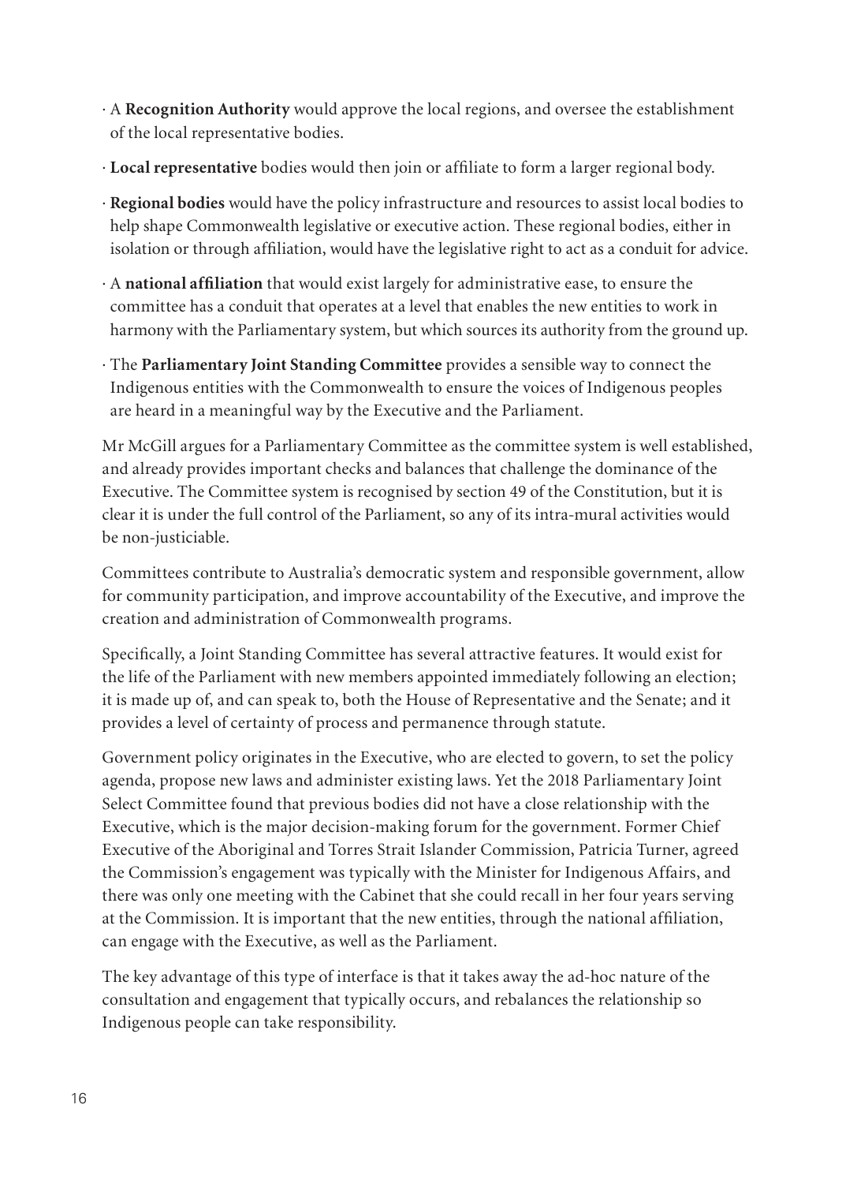- A **Recognition Authority** would approve the local regions, and oversee the establishment of the local representative bodies.
- **Local representative** bodies would then join or affiliate to form a larger regional body.
- **Regional bodies** would have the policy infrastructure and resources to assist local bodies to help shape Commonwealth legislative or executive action. These regional bodies, either in isolation or through affiliation, would have the legislative right to act as a conduit for advice.
- A **national affiliation** that would exist largely for administrative ease, to ensure the committee has a conduit that operates at a level that enables the new entities to work in harmony with the Parliamentary system, but which sources its authority from the ground up.
- The **Parliamentary Joint Standing Committee** provides a sensible way to connect the Indigenous entities with the Commonwealth to ensure the voices of Indigenous peoples are heard in a meaningful way by the Executive and the Parliament.

Mr McGill argues for a Parliamentary Committee as the committee system is well established, and already provides important checks and balances that challenge the dominance of the Executive. The Committee system is recognised by section 49 of the Constitution, but it is clear it is under the full control of the Parliament, so any of its intra-mural activities would be non-justiciable.

Committees contribute to Australia's democratic system and responsible government, allow for community participation, and improve accountability of the Executive, and improve the creation and administration of Commonwealth programs.

Specifically, a Joint Standing Committee has several attractive features. It would exist for the life of the Parliament with new members appointed immediately following an election; it is made up of, and can speak to, both the House of Representative and the Senate; and it provides a level of certainty of process and permanence through statute.

Government policy originates in the Executive, who are elected to govern, to set the policy agenda, propose new laws and administer existing laws. Yet the 2018 Parliamentary Joint Select Committee found that previous bodies did not have a close relationship with the Executive, which is the major decision-making forum for the government. Former Chief Executive of the Aboriginal and Torres Strait Islander Commission, Patricia Turner, agreed the Commission's engagement was typically with the Minister for Indigenous Affairs, and there was only one meeting with the Cabinet that she could recall in her four years serving at the Commission. It is important that the new entities, through the national affiliation, can engage with the Executive, as well as the Parliament.

The key advantage of this type of interface is that it takes away the ad-hoc nature of the consultation and engagement that typically occurs, and rebalances the relationship so Indigenous people can take responsibility.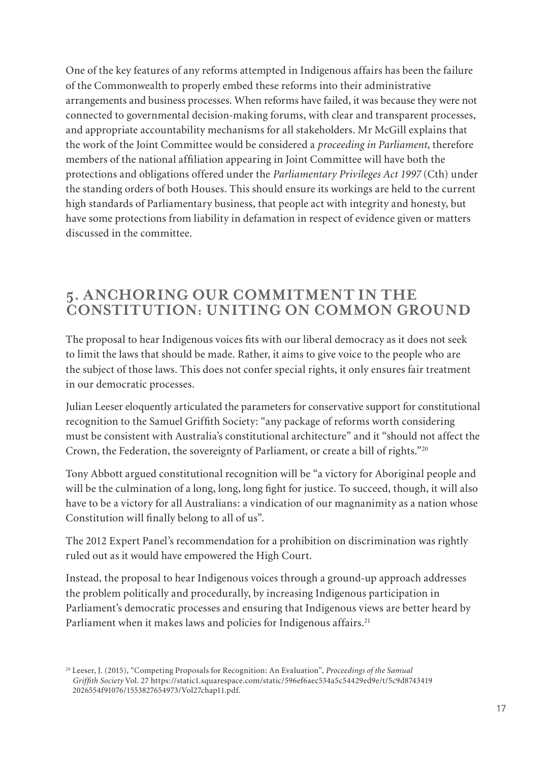One of the key features of any reforms attempted in Indigenous affairs has been the failure of the Commonwealth to properly embed these reforms into their administrative arrangements and business processes. When reforms have failed, it was because they were not connected to governmental decision-making forums, with clear and transparent processes, and appropriate accountability mechanisms for all stakeholders. Mr McGill explains that the work of the Joint Committee would be considered a *proceeding in Parliament*, therefore members of the national affiliation appearing in Joint Committee will have both the protections and obligations offered under the *Parliamentary Privileges Act 1997* (Cth) under the standing orders of both Houses. This should ensure its workings are held to the current high standards of Parliamentary business, that people act with integrity and honesty, but have some protections from liability in defamation in respect of evidence given or matters discussed in the committee.

## 5. ANCHORING OUR COMMITMENT IN THE CONSTITUTION: UNITING ON COMMON GROUND

The proposal to hear Indigenous voices fits with our liberal democracy as it does not seek to limit the laws that should be made. Rather, it aims to give voice to the people who are the subject of those laws. This does not confer special rights, it only ensures fair treatment in our democratic processes.

Julian Leeser eloquently articulated the parameters for conservative support for constitutional recognition to the Samuel Griffith Society: "any package of reforms worth considering must be consistent with Australia's constitutional architecture" and it "should not affect the Crown, the Federation, the sovereignty of Parliament, or create a bill of rights."[20]

Tony Abbott argued constitutional recognition will be "a victory for Aboriginal people and will be the culmination of a long, long, long fight for justice. To succeed, though, it will also have to be a victory for all Australians: a vindication of our magnanimity as a nation whose Constitution will finally belong to all of us".

The 2012 Expert Panel's recommendation for a prohibition on discrimination was rightly ruled out as it would have empowered the High Court.

Instead, the proposal to hear Indigenous voices through a ground-up approach addresses the problem politically and procedurally, by increasing Indigenous participation in Parliament's democratic processes and ensuring that Indigenous views are better heard by Parliament when it makes laws and policies for Indigenous affairs.[21]

[20] Leeser, J. (2015), "Competing Proposals for Recognition: An Evaluation", *Proceedings of the Samual Griffith Society* Vol. 27 https://static1.squarespace.com/static/596ef6aec534a5c54429ed9e/t/5c9d8743419 2026554f91076/1553827654973/Vol27chap11.pdf.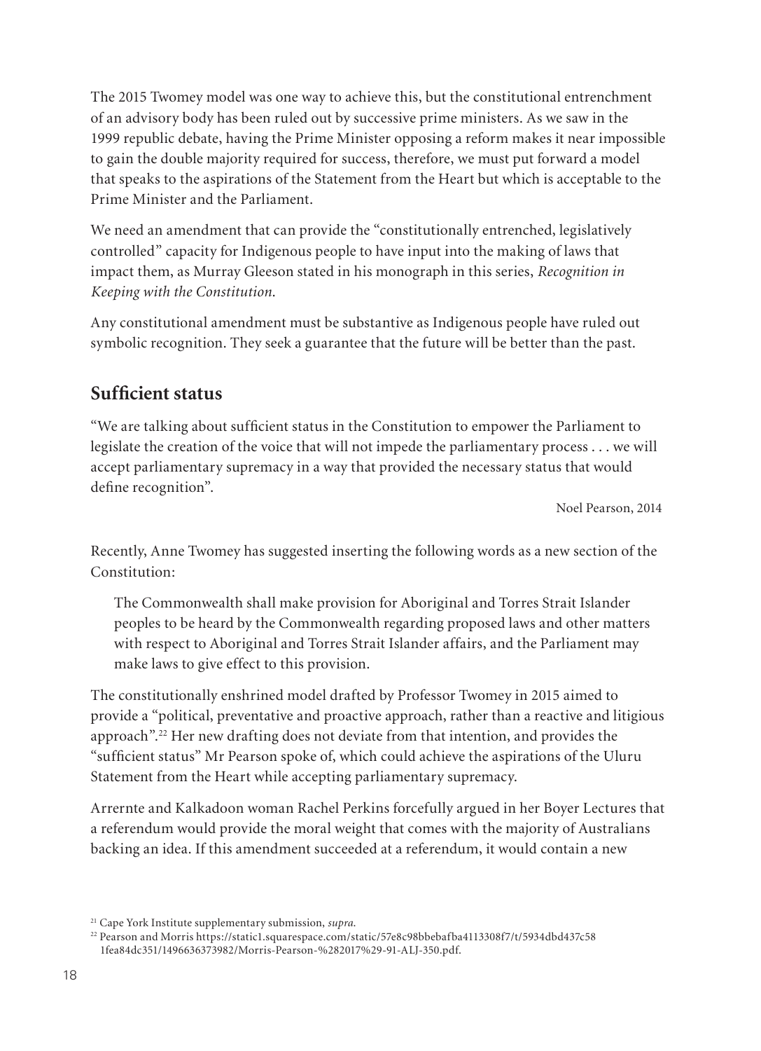The 2015 Twomey model was one way to achieve this, but the constitutional entrenchment of an advisory body has been ruled out by successive prime ministers. As we saw in the 1999 republic debate, having the Prime Minister opposing a reform makes it near impossible to gain the double majority required for success, therefore, we must put forward a model that speaks to the aspirations of the Statement from the Heart but which is acceptable to the Prime Minister and the Parliament.

We need an amendment that can provide the "constitutionally entrenched, legislatively controlled" capacity for Indigenous people to have input into the making of laws that impact them, as Murray Gleeson stated in his monograph in this series, *Recognition in Keeping with the Constitution*.

Any constitutional amendment must be substantive as Indigenous people have ruled out symbolic recognition. They seek a guarantee that the future will be better than the past.

## Sufficient status

"We are talking about sufficient status in the Constitution to empower the Parliament to legislate the creation of the voice that will not impede the parliamentary process . . . we will accept parliamentary supremacy in a way that provided the necessary status that would define recognition".

Noel Pearson, 2014

Recently, Anne Twomey has suggested inserting the following words as a new section of the Constitution:

> The Commonwealth shall make provision for Aboriginal and Torres Strait Islander peoples to be heard by the Commonwealth regarding proposed laws and other matters with respect to Aboriginal and Torres Strait Islander affairs, and the Parliament may make laws to give effect to this provision.

The constitutionally enshrined model drafted by Professor Twomey in 2015 aimed to provide a "political, preventative and proactive approach, rather than a reactive and litigious approach".[22] Her new drafting does not deviate from that intention, and provides the "sufficient status" Mr Pearson spoke of, which could achieve the aspirations of the Uluru Statement from the Heart while accepting parliamentary supremacy.

Arrernte and Kalkadoon woman Rachel Perkins forcefully argued in her Boyer Lectures that a referendum would provide the moral weight that comes with the majority of Australians backing an idea. If this amendment succeeded at a referendum, it would contain a new

[21] Cape York Institute supplementary submission, *supra*.

[22] Pearson and Morris https://static1.squarespace.com/static/57e8c98bbebafba4113308f7/t/5934dbd437c58 1fea84dc351/1496636373982/Morris-Pearson-%282017%29-91-ALJ-350.pdf.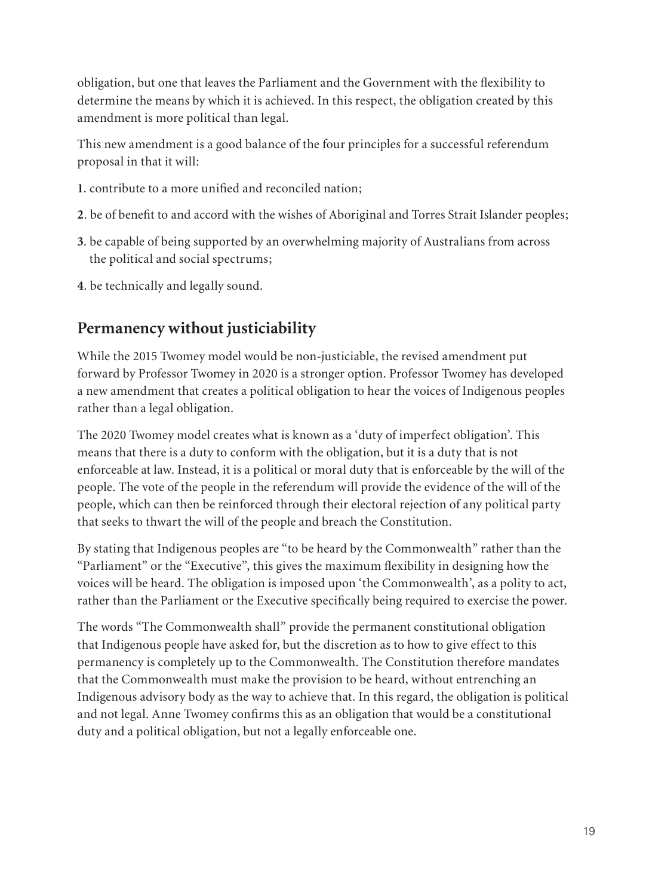obligation, but one that leaves the Parliament and the Government with the flexibility to determine the means by which it is achieved. In this respect, the obligation created by this amendment is more political than legal.

This new amendment is a good balance of the four principles for a successful referendum proposal in that it will:

**1**. contribute to a more unified and reconciled nation;

**2**. be of benefit to and accord with the wishes of Aboriginal and Torres Strait Islander peoples;

**3**. be capable of being supported by an overwhelming majority of Australians from across the political and social spectrums;

**4**. be technically and legally sound.

## Permanency without justiciability

While the 2015 Twomey model would be non-justiciable, the revised amendment put forward by Professor Twomey in 2020 is a stronger option. Professor Twomey has developed a new amendment that creates a political obligation to hear the voices of Indigenous peoples rather than a legal obligation.

The 2020 Twomey model creates what is known as a 'duty of imperfect obligation'. This means that there is a duty to conform with the obligation, but it is a duty that is not enforceable at law. Instead, it is a political or moral duty that is enforceable by the will of the people. The vote of the people in the referendum will provide the evidence of the will of the people, which can then be reinforced through their electoral rejection of any political party that seeks to thwart the will of the people and breach the Constitution.

By stating that Indigenous peoples are "to be heard by the Commonwealth" rather than the "Parliament" or the "Executive", this gives the maximum flexibility in designing how the voices will be heard. The obligation is imposed upon 'the Commonwealth', as a polity to act, rather than the Parliament or the Executive specifically being required to exercise the power.

The words "The Commonwealth shall" provide the permanent constitutional obligation that Indigenous people have asked for, but the discretion as to how to give effect to this permanency is completely up to the Commonwealth. The Constitution therefore mandates that the Commonwealth must make the provision to be heard, without entrenching an Indigenous advisory body as the way to achieve that. In this regard, the obligation is political and not legal. Anne Twomey confirms this as an obligation that would be a constitutional duty and a political obligation, but not a legally enforceable one.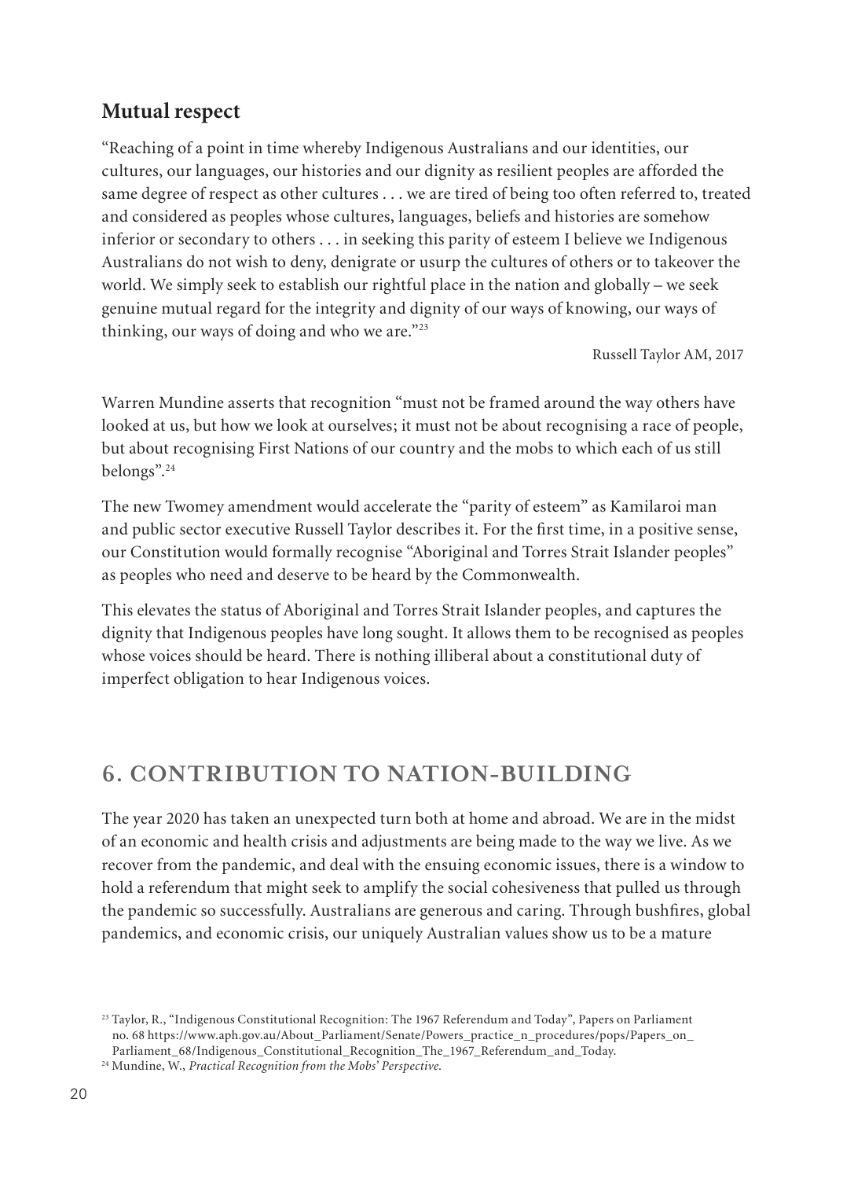## Mutual respect

"Reaching of a point in time whereby Indigenous Australians and our identities, our cultures, our languages, our histories and our dignity as resilient peoples are afforded the same degree of respect as other cultures . . . we are tired of being too often referred to, treated and considered as peoples whose cultures, languages, beliefs and histories are somehow inferior or secondary to others . . . in seeking this parity of esteem I believe we Indigenous Australians do not wish to deny, denigrate or usurp the cultures of others or to takeover the world. We simply seek to establish our rightful place in the nation and globally – we seek genuine mutual regard for the integrity and dignity of our ways of knowing, our ways of thinking, our ways of doing and who we are."[23]

Russell Taylor AM, 2017

Warren Mundine asserts that recognition "must not be framed around the way others have looked at us, but how we look at ourselves; it must not be about recognising a race of people, but about recognising First Nations of our country and the mobs to which each of us still belongs".[24]

The new Twomey amendment would accelerate the "parity of esteem" as Kamilaroi man and public sector executive Russell Taylor describes it. For the first time, in a positive sense, our Constitution would formally recognise "Aboriginal and Torres Strait Islander peoples" as peoples who need and deserve to be heard by the Commonwealth.

This elevates the status of Aboriginal and Torres Strait Islander peoples, and captures the dignity that Indigenous peoples have long sought. It allows them to be recognised as peoples whose voices should be heard. There is nothing illiberal about a constitutional duty of imperfect obligation to hear Indigenous voices.

# 6. CONTRIBUTION TO NATION-BUILDING

The year 2020 has taken an unexpected turn both at home and abroad. We are in the midst of an economic and health crisis and adjustments are being made to the way we live. As we recover from the pandemic, and deal with the ensuing economic issues, there is a window to hold a referendum that might seek to amplify the social cohesiveness that pulled us through the pandemic so successfully. Australians are generous and caring. Through bushfires, global pandemics, and economic crisis, our uniquely Australian values show us to be a mature

[23] Taylor, R., "Indigenous Constitutional Recognition: The 1967 Referendum and Today", Papers on Parliament no. 68 https://www.aph.gov.au/About_Parliament/Senate/Powers_practice_n_procedures/pops/Papers_on_Parliament_68/Indigenous_Constitutional_Recognition_The_1967_Referendum_and_Today.

[24] Mundine, W., *Practical Recognition from the Mobs' Perspective.*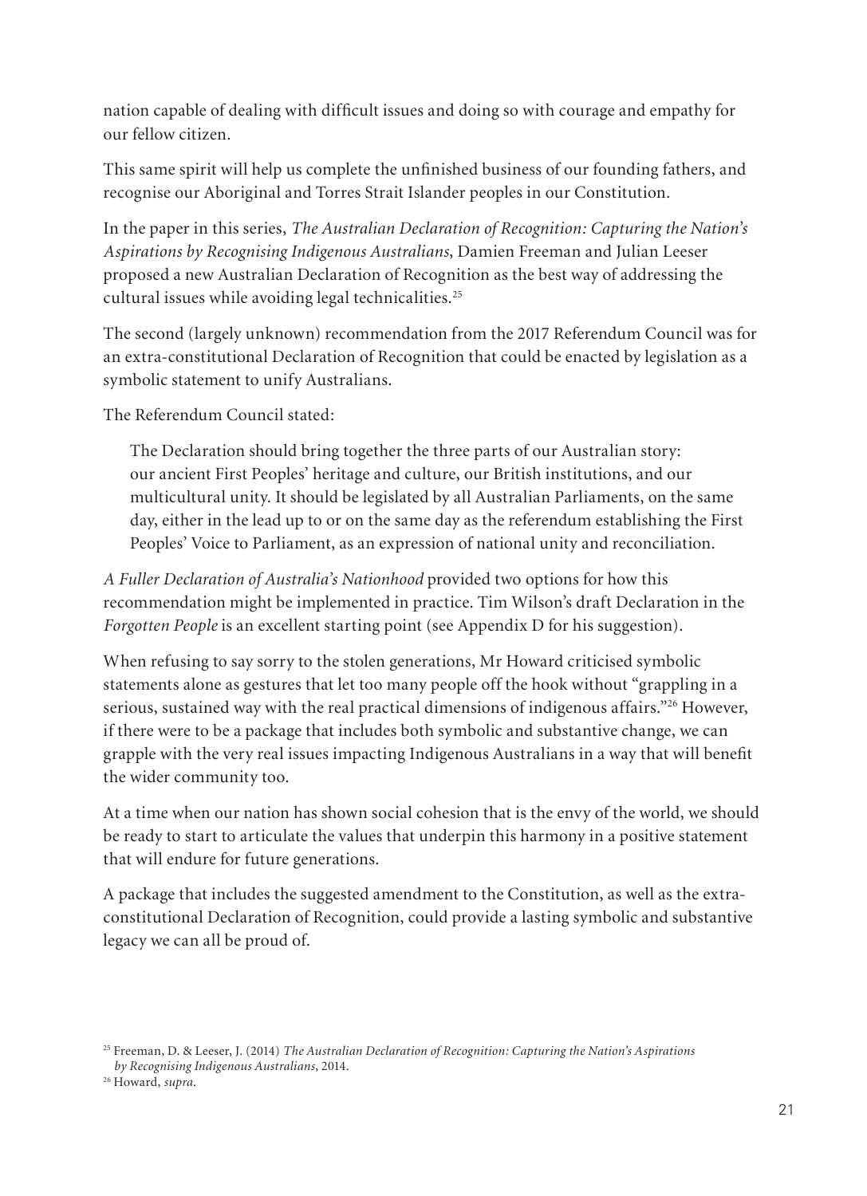nation capable of dealing with difficult issues and doing so with courage and empathy for our fellow citizen.

This same spirit will help us complete the unfinished business of our founding fathers, and recognise our Aboriginal and Torres Strait Islander peoples in our Constitution.

In the paper in this series, *The Australian Declaration of Recognition: Capturing the Nation's Aspirations by Recognising Indigenous Australians*, Damien Freeman and Julian Leeser proposed a new Australian Declaration of Recognition as the best way of addressing the cultural issues while avoiding legal technicalities.[25]

The second (largely unknown) recommendation from the 2017 Referendum Council was for an extra-constitutional Declaration of Recognition that could be enacted by legislation as a symbolic statement to unify Australians.

The Referendum Council stated:

> The Declaration should bring together the three parts of our Australian story: our ancient First Peoples' heritage and culture, our British institutions, and our multicultural unity. It should be legislated by all Australian Parliaments, on the same day, either in the lead up to or on the same day as the referendum establishing the First Peoples' Voice to Parliament, as an expression of national unity and reconciliation.

*A Fuller Declaration of Australia's Nationhood* provided two options for how this recommendation might be implemented in practice. Tim Wilson's draft Declaration in the *Forgotten People* is an excellent starting point (see Appendix D for his suggestion).

When refusing to say sorry to the stolen generations, Mr Howard criticised symbolic statements alone as gestures that let too many people off the hook without "grappling in a serious, sustained way with the real practical dimensions of indigenous affairs."[26] However, if there were to be a package that includes both symbolic and substantive change, we can grapple with the very real issues impacting Indigenous Australians in a way that will benefit the wider community too.

At a time when our nation has shown social cohesion that is the envy of the world, we should be ready to start to articulate the values that underpin this harmony in a positive statement that will endure for future generations.

A package that includes the suggested amendment to the Constitution, as well as the extra-constitutional Declaration of Recognition, could provide a lasting symbolic and substantive legacy we can all be proud of.

---

[25] Freeman, D. & Leeser, J. (2014) *The Australian Declaration of Recognition: Capturing the Nation's Aspirations by Recognising Indigenous Australians*, 2014.

[26] Howard, *supra*.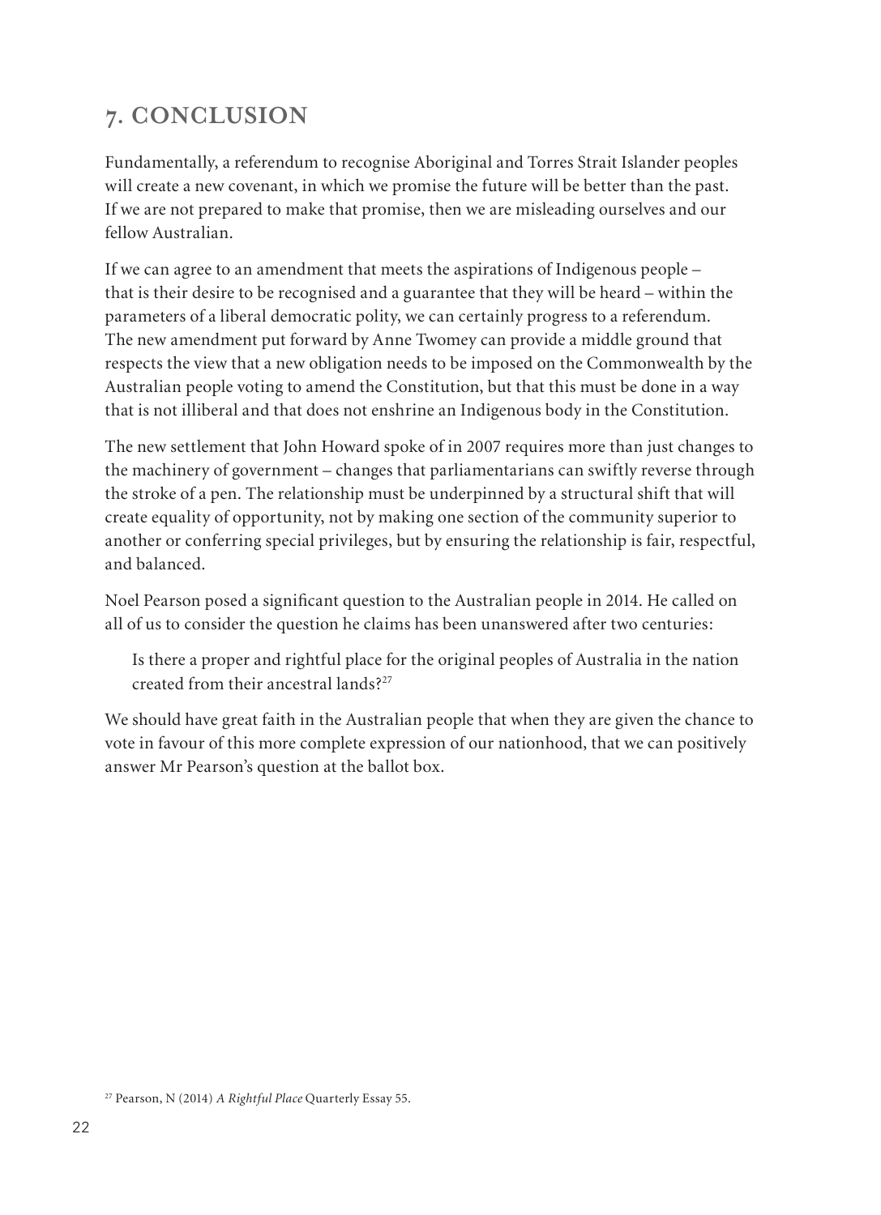## 7. CONCLUSION

Fundamentally, a referendum to recognise Aboriginal and Torres Strait Islander peoples will create a new covenant, in which we promise the future will be better than the past. If we are not prepared to make that promise, then we are misleading ourselves and our fellow Australian.

If we can agree to an amendment that meets the aspirations of Indigenous people – that is their desire to be recognised and a guarantee that they will be heard – within the parameters of a liberal democratic polity, we can certainly progress to a referendum. The new amendment put forward by Anne Twomey can provide a middle ground that respects the view that a new obligation needs to be imposed on the Commonwealth by the Australian people voting to amend the Constitution, but that this must be done in a way that is not illiberal and that does not enshrine an Indigenous body in the Constitution.

The new settlement that John Howard spoke of in 2007 requires more than just changes to the machinery of government – changes that parliamentarians can swiftly reverse through the stroke of a pen. The relationship must be underpinned by a structural shift that will create equality of opportunity, not by making one section of the community superior to another or conferring special privileges, but by ensuring the relationship is fair, respectful, and balanced.

Noel Pearson posed a significant question to the Australian people in 2014. He called on all of us to consider the question he claims has been unanswered after two centuries:

> Is there a proper and rightful place for the original peoples of Australia in the nation created from their ancestral lands?[27]

We should have great faith in the Australian people that when they are given the chance to vote in favour of this more complete expression of our nationhood, that we can positively answer Mr Pearson's question at the ballot box.

[27] Pearson, N (2014) *A Rightful Place* Quarterly Essay 55.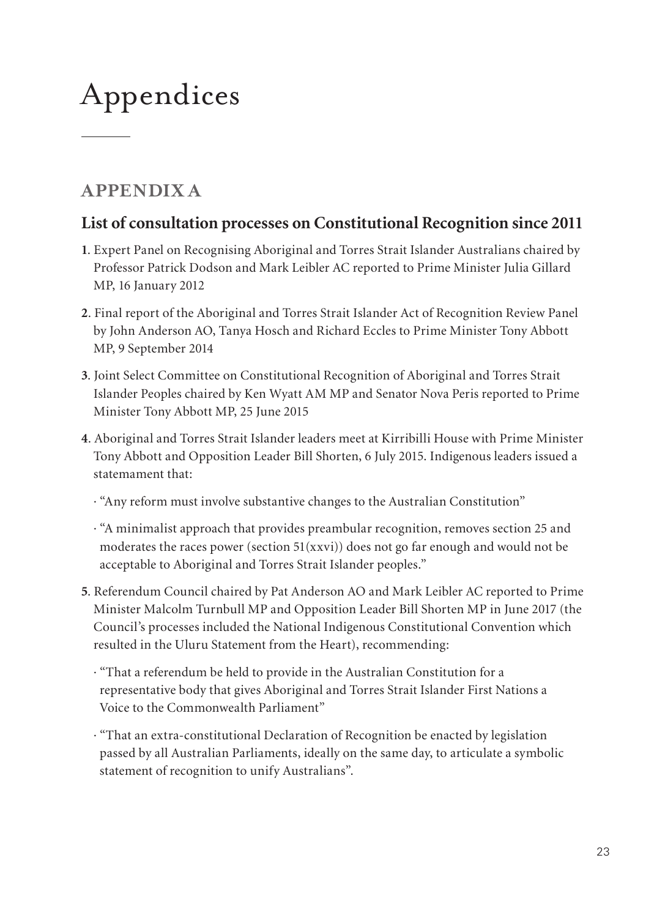# Appendices

## APPENDIX A

### List of consultation processes on Constitutional Recognition since 2011

**1**. Expert Panel on Recognising Aboriginal and Torres Strait Islander Australians chaired by Professor Patrick Dodson and Mark Leibler AC reported to Prime Minister Julia Gillard MP, 16 January 2012

**2**. Final report of the Aboriginal and Torres Strait Islander Act of Recognition Review Panel by John Anderson AO, Tanya Hosch and Richard Eccles to Prime Minister Tony Abbott MP, 9 September 2014

**3**. Joint Select Committee on Constitutional Recognition of Aboriginal and Torres Strait Islander Peoples chaired by Ken Wyatt AM MP and Senator Nova Peris reported to Prime Minister Tony Abbott MP, 25 June 2015

**4**. Aboriginal and Torres Strait Islander leaders meet at Kirribilli House with Prime Minister Tony Abbott and Opposition Leader Bill Shorten, 6 July 2015. Indigenous leaders issued a statemament that:

- "Any reform must involve substantive changes to the Australian Constitution"
- "A minimalist approach that provides preambular recognition, removes section 25 and moderates the races power (section 51(xxvi)) does not go far enough and would not be acceptable to Aboriginal and Torres Strait Islander peoples."

**5**. Referendum Council chaired by Pat Anderson AO and Mark Leibler AC reported to Prime Minister Malcolm Turnbull MP and Opposition Leader Bill Shorten MP in June 2017 (the Council's processes included the National Indigenous Constitutional Convention which resulted in the Uluru Statement from the Heart), recommending:

- "That a referendum be held to provide in the Australian Constitution for a representative body that gives Aboriginal and Torres Strait Islander First Nations a Voice to the Commonwealth Parliament"
- "That an extra-constitutional Declaration of Recognition be enacted by legislation passed by all Australian Parliaments, ideally on the same day, to articulate a symbolic statement of recognition to unify Australians".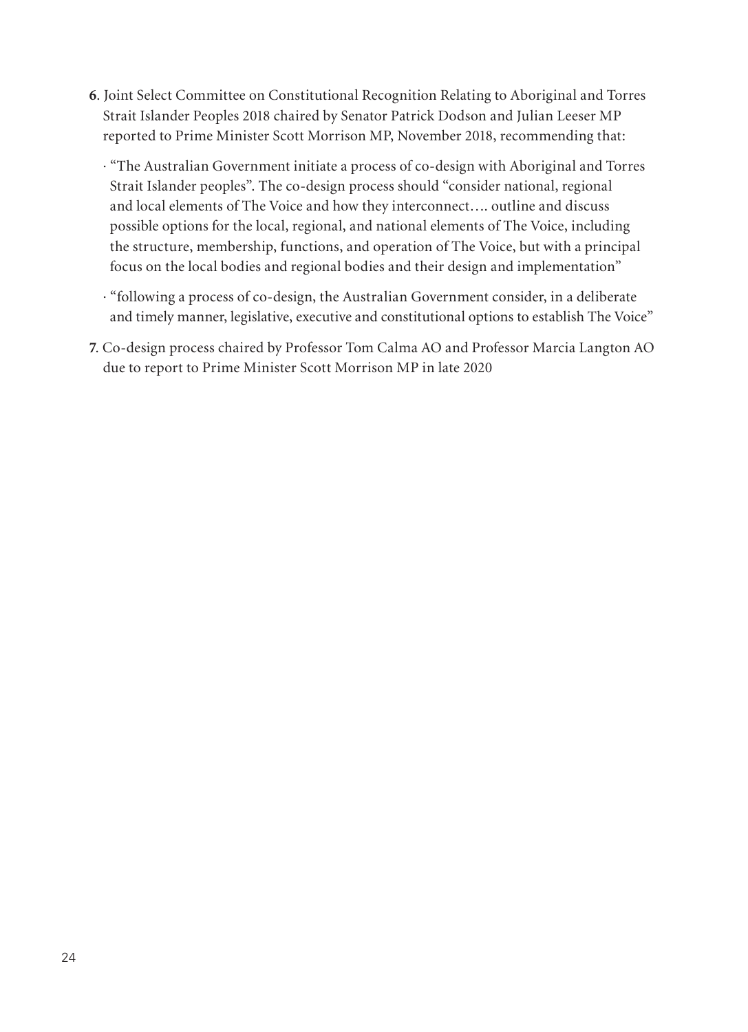**6**. Joint Select Committee on Constitutional Recognition Relating to Aboriginal and Torres Strait Islander Peoples 2018 chaired by Senator Patrick Dodson and Julian Leeser MP reported to Prime Minister Scott Morrison MP, November 2018, recommending that:

- "The Australian Government initiate a process of co-design with Aboriginal and Torres Strait Islander peoples". The co-design process should "consider national, regional and local elements of The Voice and how they interconnect…. outline and discuss possible options for the local, regional, and national elements of The Voice, including the structure, membership, functions, and operation of The Voice, but with a principal focus on the local bodies and regional bodies and their design and implementation"
- "following a process of co-design, the Australian Government consider, in a deliberate and timely manner, legislative, executive and constitutional options to establish The Voice"

**7**. Co-design process chaired by Professor Tom Calma AO and Professor Marcia Langton AO due to report to Prime Minister Scott Morrison MP in late 2020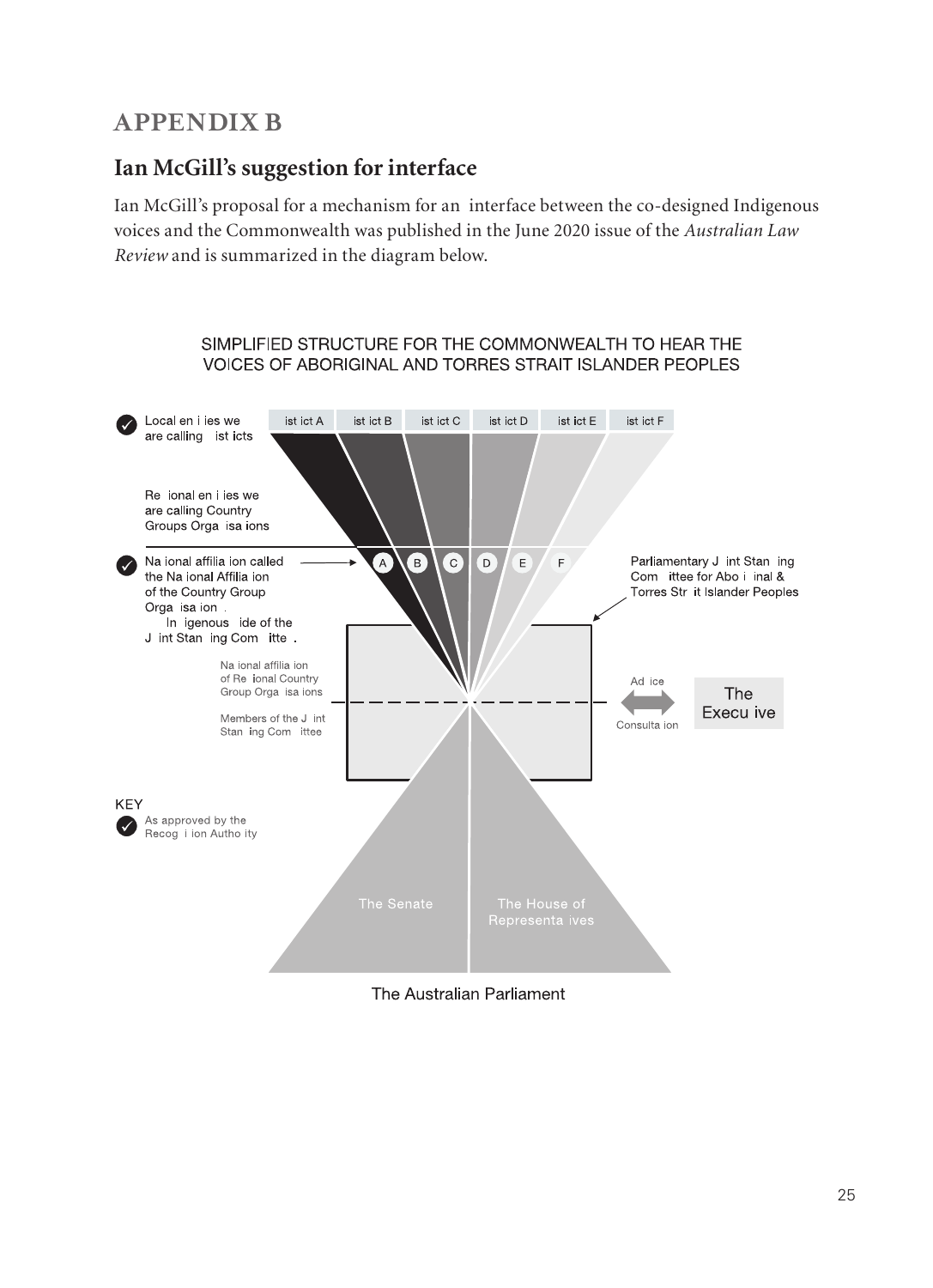## APPENDIX B

## Ian McGill's suggestion for interface

Ian McGill's proposal for a mechanism for an interface between the co-designed Indigenous voices and the Commonwealth was published in the June 2020 issue of the *Australian Law Review* and is summarized in the diagram below.

SIMPLIFIED STRUCTURE FOR THE COMMONWEALTH TO HEAR THE VOICES OF ABORIGINAL AND TORRES STRAIT ISLANDER PEOPLES

✓ Local en i ies we are calling ist icts

ist ict A | ist ict B | ist ict C | ist ict D | ist ict E | ist ict F

Re ional en i ies we are calling Country Groups Orga isa ions

✓ Na ional affilia ion called the Na ional Affilia ion of the Country Group Orga isa ion . In igenous ide of the J int Stan ing Com itte .

A B C D E F

Parliamentary J int Stan ing Com ittee for Abo i inal & Torres Str it Islander Peoples

Na ional affilia ion of Re ional Country Group Orga isa ions

Members of the J int Stan ing Com ittee

Ad ice / Consulta ion

The Execu ive

KEY

✓ As approved by the Recog i ion Autho ity

The Senate | The House of Representa ives

The Australian Parliament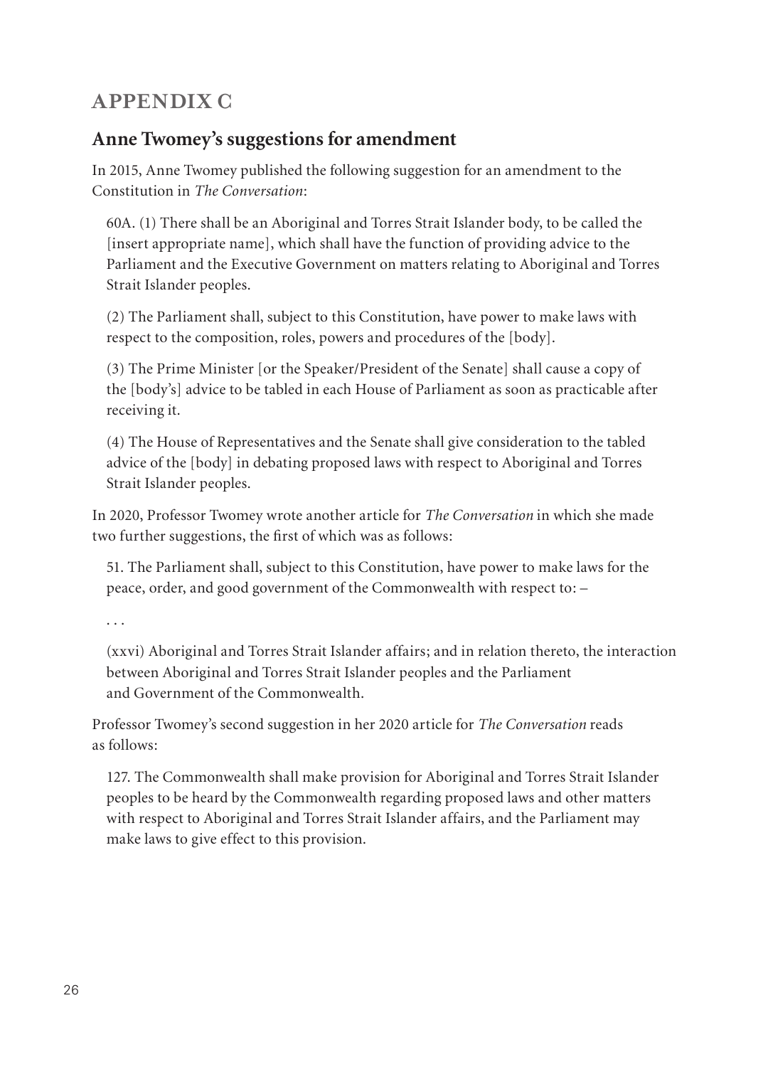# APPENDIX C

## Anne Twomey's suggestions for amendment

In 2015, Anne Twomey published the following suggestion for an amendment to the Constitution in *The Conversation*:

> 60A. (1) There shall be an Aboriginal and Torres Strait Islander body, to be called the [insert appropriate name], which shall have the function of providing advice to the Parliament and the Executive Government on matters relating to Aboriginal and Torres Strait Islander peoples.
>
> (2) The Parliament shall, subject to this Constitution, have power to make laws with respect to the composition, roles, powers and procedures of the [body].
>
> (3) The Prime Minister [or the Speaker/President of the Senate] shall cause a copy of the [body's] advice to be tabled in each House of Parliament as soon as practicable after receiving it.
>
> (4) The House of Representatives and the Senate shall give consideration to the tabled advice of the [body] in debating proposed laws with respect to Aboriginal and Torres Strait Islander peoples.

In 2020, Professor Twomey wrote another article for *The Conversation* in which she made two further suggestions, the first of which was as follows:

> 51. The Parliament shall, subject to this Constitution, have power to make laws for the peace, order, and good government of the Commonwealth with respect to: –
>
> . . .
>
> (xxvi) Aboriginal and Torres Strait Islander affairs; and in relation thereto, the interaction between Aboriginal and Torres Strait Islander peoples and the Parliament and Government of the Commonwealth.

Professor Twomey's second suggestion in her 2020 article for *The Conversation* reads as follows:

> 127. The Commonwealth shall make provision for Aboriginal and Torres Strait Islander peoples to be heard by the Commonwealth regarding proposed laws and other matters with respect to Aboriginal and Torres Strait Islander affairs, and the Parliament may make laws to give effect to this provision.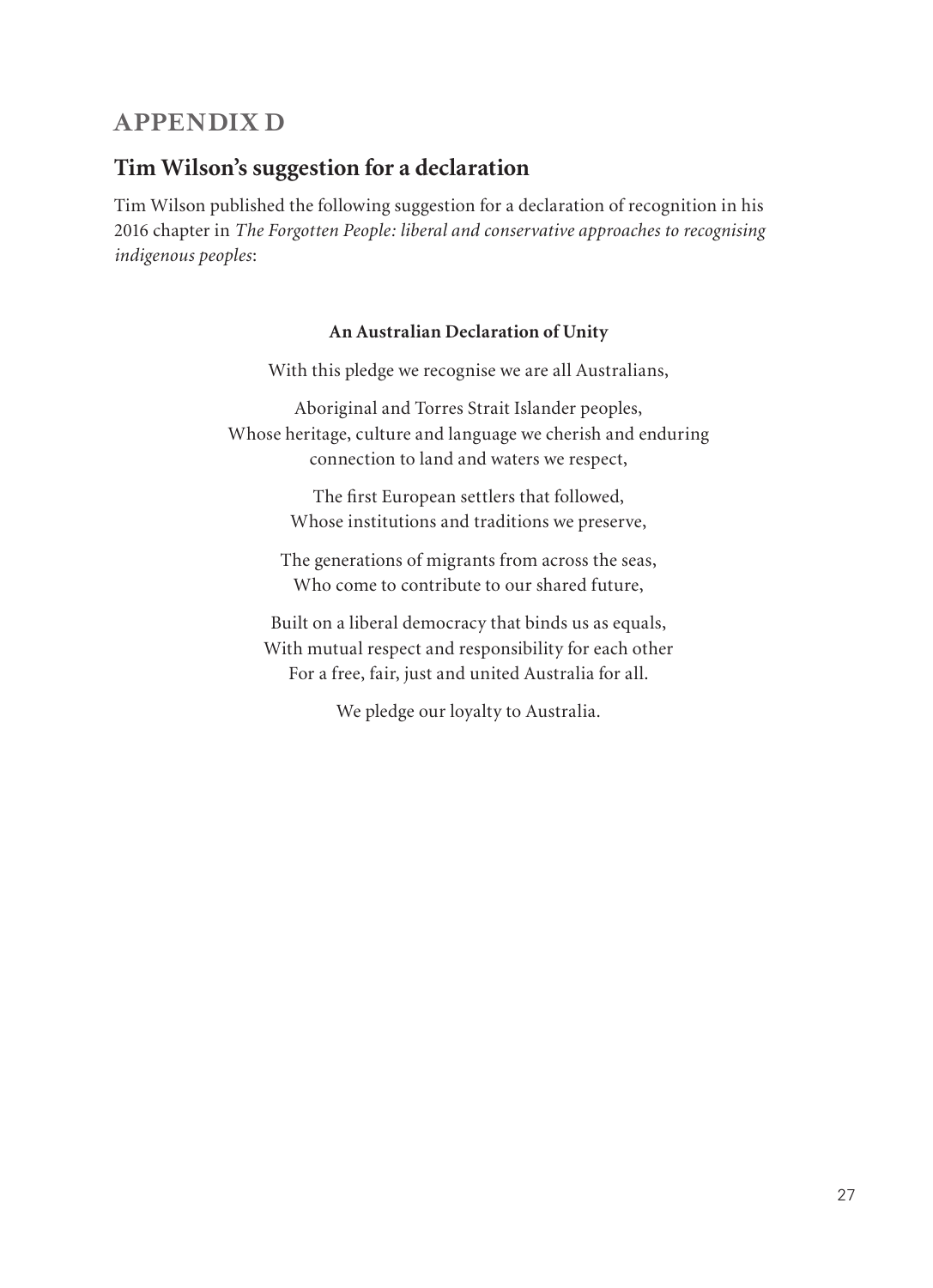# APPENDIX D

## Tim Wilson's suggestion for a declaration

Tim Wilson published the following suggestion for a declaration of recognition in his 2016 chapter in *The Forgotten People: liberal and conservative approaches to recognising indigenous peoples*:

**An Australian Declaration of Unity**

With this pledge we recognise we are all Australians,

Aboriginal and Torres Strait Islander peoples,
Whose heritage, culture and language we cherish and enduring connection to land and waters we respect,

The first European settlers that followed,
Whose institutions and traditions we preserve,

The generations of migrants from across the seas,
Who come to contribute to our shared future,

Built on a liberal democracy that binds us as equals,
With mutual respect and responsibility for each other
For a free, fair, just and united Australia for all.

We pledge our loyalty to Australia.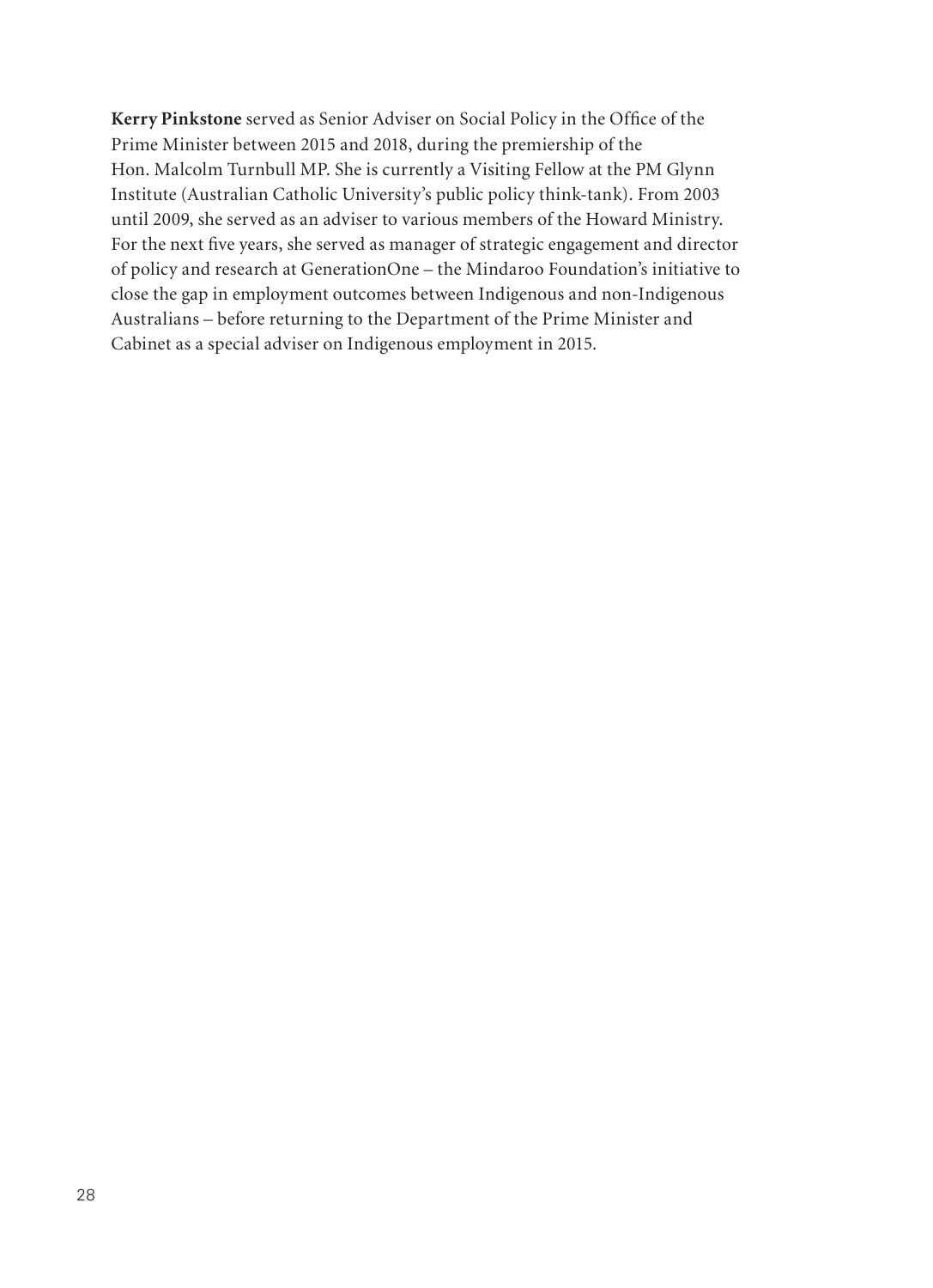**Kerry Pinkstone** served as Senior Adviser on Social Policy in the Office of the Prime Minister between 2015 and 2018, during the premiership of the Hon. Malcolm Turnbull MP. She is currently a Visiting Fellow at the PM Glynn Institute (Australian Catholic University's public policy think-tank). From 2003 until 2009, she served as an adviser to various members of the Howard Ministry. For the next five years, she served as manager of strategic engagement and director of policy and research at GenerationOne – the Mindaroo Foundation's initiative to close the gap in employment outcomes between Indigenous and non-Indigenous Australians – before returning to the Department of the Prime Minister and Cabinet as a special adviser on Indigenous employment in 2015.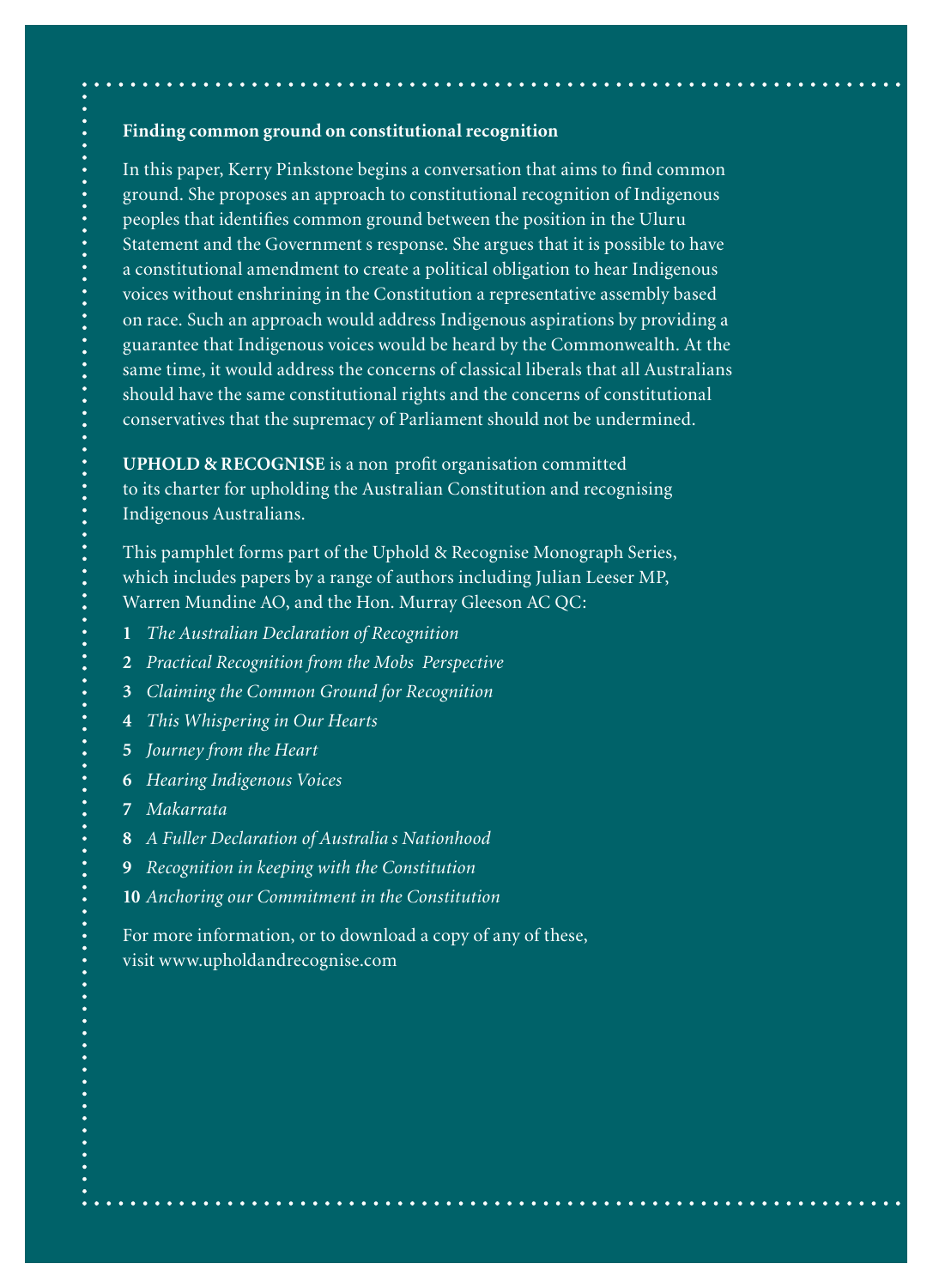**Finding common ground on constitutional recognition**

In this paper, Kerry Pinkstone begins a conversation that aims to find common ground. She proposes an approach to constitutional recognition of Indigenous peoples that identifies common ground between the position in the Uluru Statement and the Government s response. She argues that it is possible to have a constitutional amendment to create a political obligation to hear Indigenous voices without enshrining in the Constitution a representative assembly based on race. Such an approach would address Indigenous aspirations by providing a guarantee that Indigenous voices would be heard by the Commonwealth. At the same time, it would address the concerns of classical liberals that all Australians should have the same constitutional rights and the concerns of constitutional conservatives that the supremacy of Parliament should not be undermined.

**UPHOLD & RECOGNISE** is a non profit organisation committed to its charter for upholding the Australian Constitution and recognising Indigenous Australians.

This pamphlet forms part of the Uphold & Recognise Monograph Series, which includes papers by a range of authors including Julian Leeser MP, Warren Mundine AO, and the Hon. Murray Gleeson AC QC:

1. *The Australian Declaration of Recognition*
2. *Practical Recognition from the Mobs Perspective*
3. *Claiming the Common Ground for Recognition*
4. *This Whispering in Our Hearts*
5. *Journey from the Heart*
6. *Hearing Indigenous Voices*
7. *Makarrata*
8. *A Fuller Declaration of Australia s Nationhood*
9. *Recognition in keeping with the Constitution*
10. *Anchoring our Commitment in the Constitution*

For more information, or to download a copy of any of these, visit www.upholdandrecognise.com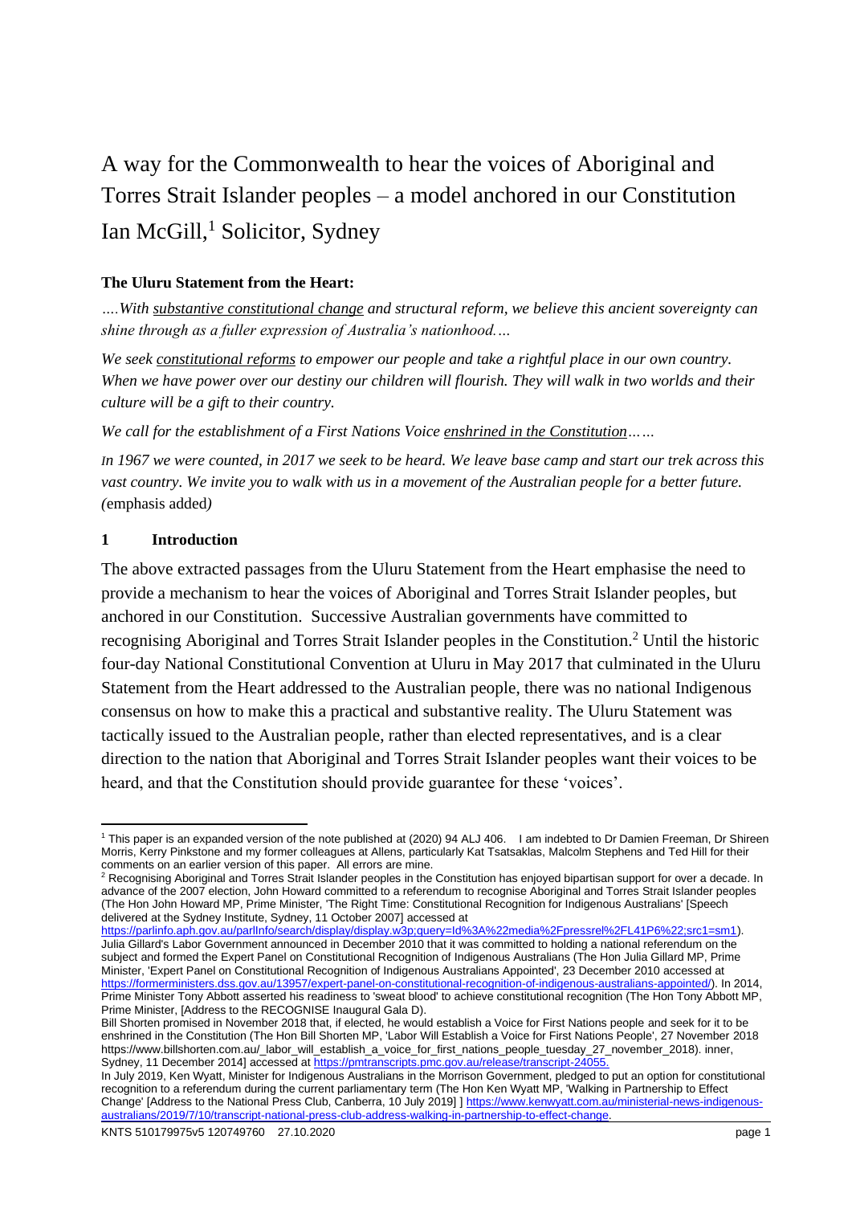# A way for the Commonwealth to hear the voices of Aboriginal and Torres Strait Islander peoples – a model anchored in our Constitution

Ian McGill,[1] Solicitor, Sydney

**The Uluru Statement from the Heart:**

*….With substantive constitutional change and structural reform, we believe this ancient sovereignty can shine through as a fuller expression of Australia's nationhood…*

*We seek constitutional reforms to empower our people and take a rightful place in our own country. When we have power over our destiny our children will flourish. They will walk in two worlds and their culture will be a gift to their country.*

*We call for the establishment of a First Nations Voice enshrined in the Constitution……*

*In 1967 we were counted, in 2017 we seek to be heard. We leave base camp and start our trek across this vast country. We invite you to walk with us in a movement of the Australian people for a better future. (*emphasis added*)*

## 1 Introduction

The above extracted passages from the Uluru Statement from the Heart emphasise the need to provide a mechanism to hear the voices of Aboriginal and Torres Strait Islander peoples, but anchored in our Constitution. Successive Australian governments have committed to recognising Aboriginal and Torres Strait Islander peoples in the Constitution.[2] Until the historic four-day National Constitutional Convention at Uluru in May 2017 that culminated in the Uluru Statement from the Heart addressed to the Australian people, there was no national Indigenous consensus on how to make this a practical and substantive reality. The Uluru Statement was tactically issued to the Australian people, rather than elected representatives, and is a clear direction to the nation that Aboriginal and Torres Strait Islander peoples want their voices to be heard, and that the Constitution should provide guarantee for these 'voices'.

---

[1] This paper is an expanded version of the note published at (2020) 94 ALJ 406. I am indebted to Dr Damien Freeman, Dr Shireen Morris, Kerry Pinkstone and my former colleagues at Allens, particularly Kat Tsatsaklas, Malcolm Stephens and Ted Hill for their comments on an earlier version of this paper. All errors are mine.

[2] Recognising Aboriginal and Torres Strait Islander peoples in the Constitution has enjoyed bipartisan support for over a decade. In advance of the 2007 election, John Howard committed to a referendum to recognise Aboriginal and Torres Strait Islander peoples (The Hon John Howard MP, Prime Minister, 'The Right Time: Constitutional Recognition for Indigenous Australians' [Speech delivered at the Sydney Institute, Sydney, 11 October 2007] accessed at https://parlinfo.aph.gov.au/parlInfo/search/display/display.w3p;query=Id%3A%22media%2Fpressrel%2FL41P6%22;src1=sm1). Julia Gillard's Labor Government announced in December 2010 that it was committed to holding a national referendum on the subject and formed the Expert Panel on Constitutional Recognition of Indigenous Australians (The Hon Julia Gillard MP, Prime Minister, 'Expert Panel on Constitutional Recognition of Indigenous Australians Appointed', 23 December 2010 accessed at https://formerministers.dss.gov.au/13957/expert-panel-on-constitutional-recognition-of-indigenous-australians-appointed/). In 2014, Prime Minister Tony Abbott asserted his readiness to 'sweat blood' to achieve constitutional recognition (The Hon Tony Abbott MP, Prime Minister, [Address to the RECOGNISE Inaugural Gala D).
Bill Shorten promised in November 2018 that, if elected, he would establish a Voice for First Nations people and seek for it to be enshrined in the Constitution (The Hon Bill Shorten MP, 'Labor Will Establish a Voice for First Nations People', 27 November 2018 https://www.billshorten.com.au/_labor_will_establish_a_voice_for_first_nations_people_tuesday_27_november_2018). inner, Sydney, 11 December 2014] accessed at https://pmtranscripts.pmc.gov.au/release/transcript-24055.
In July 2019, Ken Wyatt, Minister for Indigenous Australians in the Morrison Government, pledged to put an option for constitutional recognition to a referendum during the current parliamentary term (The Hon Ken Wyatt MP, 'Walking in Partnership to Effect Change' [Address to the National Press Club, Canberra, 10 July 2019] ] https://www.kenwyatt.com.au/ministerial-news-indigenous-australians/2019/7/10/transcript-national-press-club-address-walking-in-partnership-to-effect-change.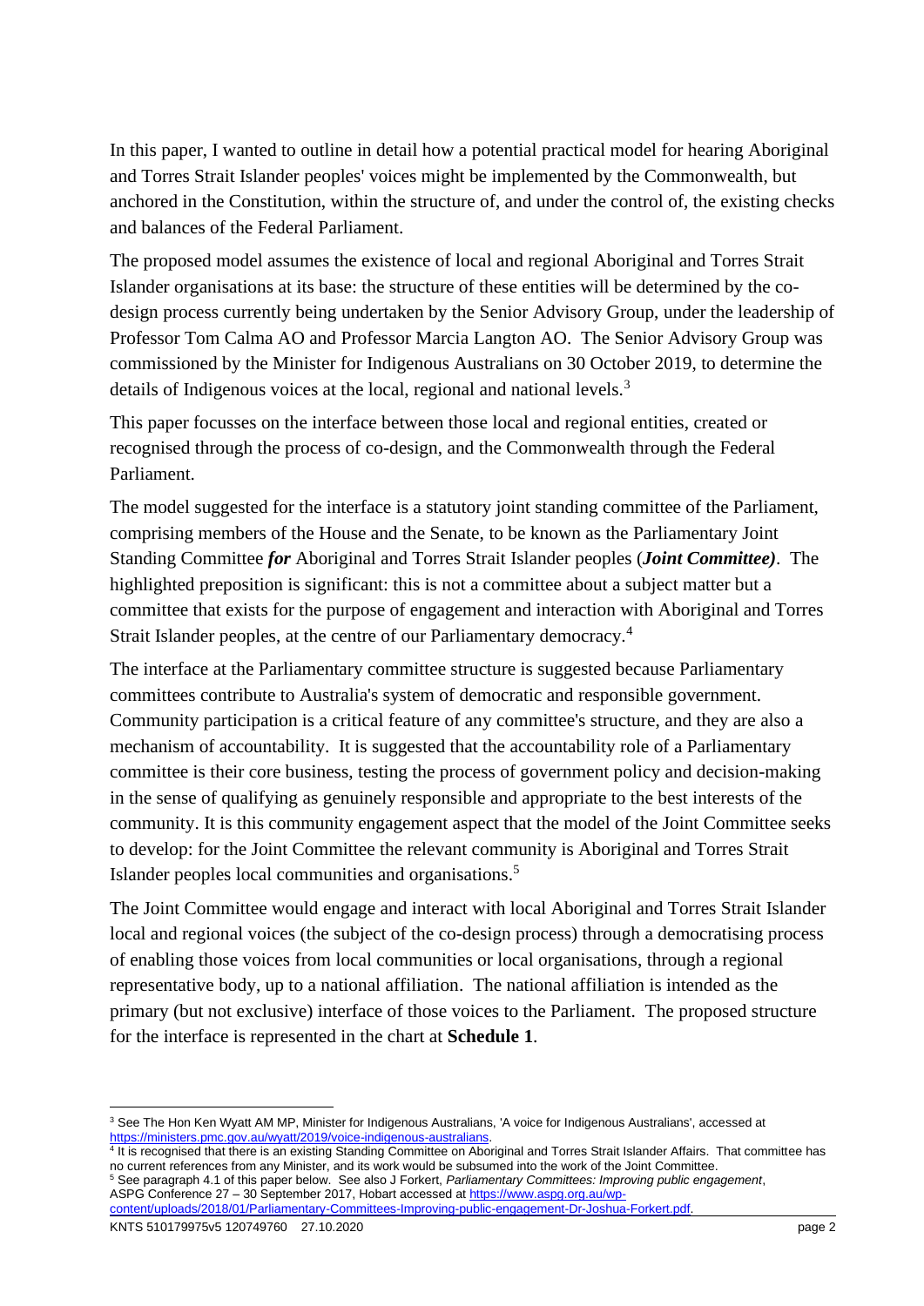In this paper, I wanted to outline in detail how a potential practical model for hearing Aboriginal and Torres Strait Islander peoples' voices might be implemented by the Commonwealth, but anchored in the Constitution, within the structure of, and under the control of, the existing checks and balances of the Federal Parliament.

The proposed model assumes the existence of local and regional Aboriginal and Torres Strait Islander organisations at its base: the structure of these entities will be determined by the co-design process currently being undertaken by the Senior Advisory Group, under the leadership of Professor Tom Calma AO and Professor Marcia Langton AO. The Senior Advisory Group was commissioned by the Minister for Indigenous Australians on 30 October 2019, to determine the details of Indigenous voices at the local, regional and national levels.[3]

This paper focusses on the interface between those local and regional entities, created or recognised through the process of co-design, and the Commonwealth through the Federal Parliament.

The model suggested for the interface is a statutory joint standing committee of the Parliament, comprising members of the House and the Senate, to be known as the Parliamentary Joint Standing Committee ***for*** Aboriginal and Torres Strait Islander peoples (***Joint Committee)***. The highlighted preposition is significant: this is not a committee about a subject matter but a committee that exists for the purpose of engagement and interaction with Aboriginal and Torres Strait Islander peoples, at the centre of our Parliamentary democracy.[4]

The interface at the Parliamentary committee structure is suggested because Parliamentary committees contribute to Australia's system of democratic and responsible government. Community participation is a critical feature of any committee's structure, and they are also a mechanism of accountability. It is suggested that the accountability role of a Parliamentary committee is their core business, testing the process of government policy and decision-making in the sense of qualifying as genuinely responsible and appropriate to the best interests of the community. It is this community engagement aspect that the model of the Joint Committee seeks to develop: for the Joint Committee the relevant community is Aboriginal and Torres Strait Islander peoples local communities and organisations.[5]

The Joint Committee would engage and interact with local Aboriginal and Torres Strait Islander local and regional voices (the subject of the co-design process) through a democratising process of enabling those voices from local communities or local organisations, through a regional representative body, up to a national affiliation. The national affiliation is intended as the primary (but not exclusive) interface of those voices to the Parliament. The proposed structure for the interface is represented in the chart at **Schedule 1**.

---

[3] See The Hon Ken Wyatt AM MP, Minister for Indigenous Australians, 'A voice for Indigenous Australians', accessed at https://ministers.pmc.gov.au/wyatt/2019/voice-indigenous-australians.

[4] It is recognised that there is an existing Standing Committee on Aboriginal and Torres Strait Islander Affairs. That committee has no current references from any Minister, and its work would be subsumed into the work of the Joint Committee.

[5] See paragraph 4.1 of this paper below. See also J Forkert, *Parliamentary Committees: Improving public engagement*, ASPG Conference 27 – 30 September 2017, Hobart accessed at https://www.aspg.org.au/wp-content/uploads/2018/01/Parliamentary-Committees-Improving-public-engagement-Dr-Joshua-Forkert.pdf.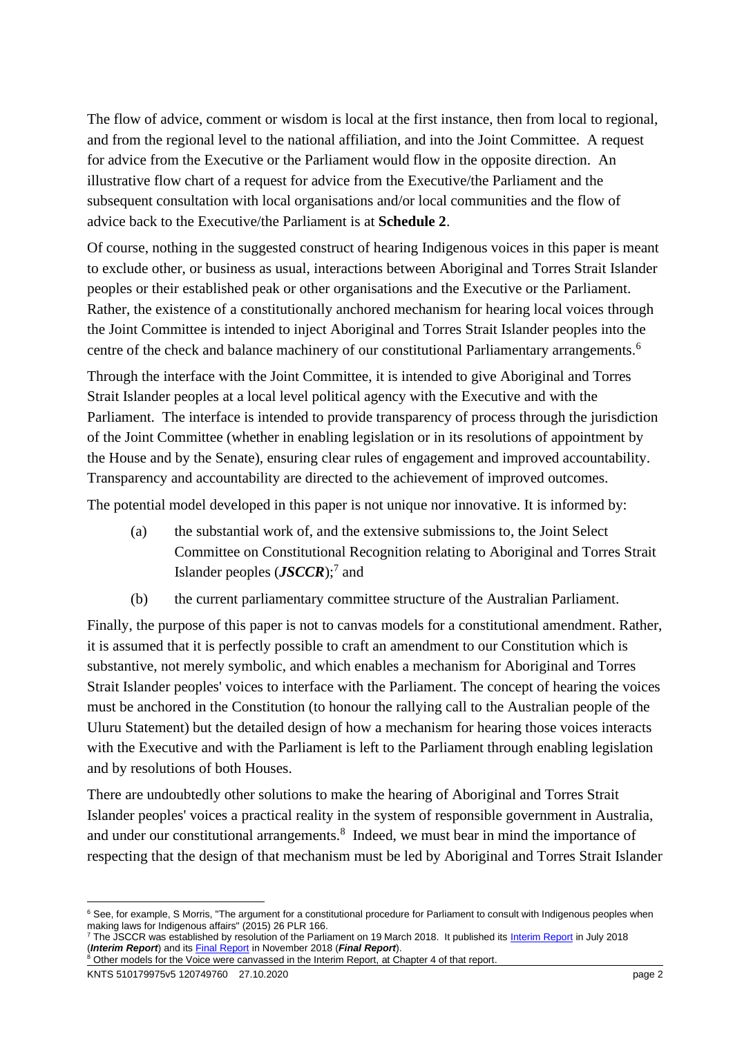The flow of advice, comment or wisdom is local at the first instance, then from local to regional, and from the regional level to the national affiliation, and into the Joint Committee. A request for advice from the Executive or the Parliament would flow in the opposite direction. An illustrative flow chart of a request for advice from the Executive/the Parliament and the subsequent consultation with local organisations and/or local communities and the flow of advice back to the Executive/the Parliament is at **Schedule 2**.

Of course, nothing in the suggested construct of hearing Indigenous voices in this paper is meant to exclude other, or business as usual, interactions between Aboriginal and Torres Strait Islander peoples or their established peak or other organisations and the Executive or the Parliament. Rather, the existence of a constitutionally anchored mechanism for hearing local voices through the Joint Committee is intended to inject Aboriginal and Torres Strait Islander peoples into the centre of the check and balance machinery of our constitutional Parliamentary arrangements.[6]

Through the interface with the Joint Committee, it is intended to give Aboriginal and Torres Strait Islander peoples at a local level political agency with the Executive and with the Parliament. The interface is intended to provide transparency of process through the jurisdiction of the Joint Committee (whether in enabling legislation or in its resolutions of appointment by the House and by the Senate), ensuring clear rules of engagement and improved accountability. Transparency and accountability are directed to the achievement of improved outcomes.

The potential model developed in this paper is not unique nor innovative. It is informed by:

(a) the substantial work of, and the extensive submissions to, the Joint Select Committee on Constitutional Recognition relating to Aboriginal and Torres Strait Islander peoples (***JSCCR***);[7] and

(b) the current parliamentary committee structure of the Australian Parliament.

Finally, the purpose of this paper is not to canvas models for a constitutional amendment. Rather, it is assumed that it is perfectly possible to craft an amendment to our Constitution which is substantive, not merely symbolic, and which enables a mechanism for Aboriginal and Torres Strait Islander peoples' voices to interface with the Parliament. The concept of hearing the voices must be anchored in the Constitution (to honour the rallying call to the Australian people of the Uluru Statement) but the detailed design of how a mechanism for hearing those voices interacts with the Executive and with the Parliament is left to the Parliament through enabling legislation and by resolutions of both Houses.

There are undoubtedly other solutions to make the hearing of Aboriginal and Torres Strait Islander peoples' voices a practical reality in the system of responsible government in Australia, and under our constitutional arrangements.[8] Indeed, we must bear in mind the importance of respecting that the design of that mechanism must be led by Aboriginal and Torres Strait Islander

---

[6] See, for example, S Morris, "The argument for a constitutional procedure for Parliament to consult with Indigenous peoples when making laws for Indigenous affairs" (2015) 26 PLR 166.

[7] The JSCCR was established by resolution of the Parliament on 19 March 2018. It published its Interim Report in July 2018 (***Interim Report***) and its Final Report in November 2018 (***Final Report***).

[8] Other models for the Voice were canvassed in the Interim Report, at Chapter 4 of that report.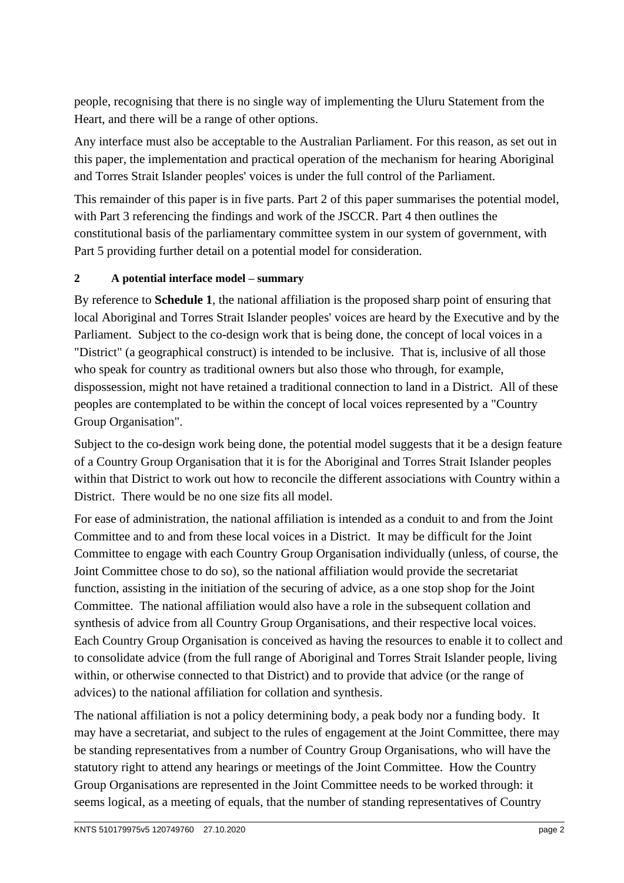people, recognising that there is no single way of implementing the Uluru Statement from the Heart, and there will be a range of other options.

Any interface must also be acceptable to the Australian Parliament. For this reason, as set out in this paper, the implementation and practical operation of the mechanism for hearing Aboriginal and Torres Strait Islander peoples' voices is under the full control of the Parliament.

This remainder of this paper is in five parts. Part 2 of this paper summarises the potential model, with Part 3 referencing the findings and work of the JSCCR. Part 4 then outlines the constitutional basis of the parliamentary committee system in our system of government, with Part 5 providing further detail on a potential model for consideration.

## 2 A potential interface model – summary

By reference to **Schedule 1**, the national affiliation is the proposed sharp point of ensuring that local Aboriginal and Torres Strait Islander peoples' voices are heard by the Executive and by the Parliament. Subject to the co-design work that is being done, the concept of local voices in a "District" (a geographical construct) is intended to be inclusive. That is, inclusive of all those who speak for country as traditional owners but also those who through, for example, dispossession, might not have retained a traditional connection to land in a District. All of these peoples are contemplated to be within the concept of local voices represented by a "Country Group Organisation".

Subject to the co-design work being done, the potential model suggests that it be a design feature of a Country Group Organisation that it is for the Aboriginal and Torres Strait Islander peoples within that District to work out how to reconcile the different associations with Country within a District. There would be no one size fits all model.

For ease of administration, the national affiliation is intended as a conduit to and from the Joint Committee and to and from these local voices in a District. It may be difficult for the Joint Committee to engage with each Country Group Organisation individually (unless, of course, the Joint Committee chose to do so), so the national affiliation would provide the secretariat function, assisting in the initiation of the securing of advice, as a one stop shop for the Joint Committee. The national affiliation would also have a role in the subsequent collation and synthesis of advice from all Country Group Organisations, and their respective local voices. Each Country Group Organisation is conceived as having the resources to enable it to collect and to consolidate advice (from the full range of Aboriginal and Torres Strait Islander people, living within, or otherwise connected to that District) and to provide that advice (or the range of advices) to the national affiliation for collation and synthesis.

The national affiliation is not a policy determining body, a peak body nor a funding body. It may have a secretariat, and subject to the rules of engagement at the Joint Committee, there may be standing representatives from a number of Country Group Organisations, who will have the statutory right to attend any hearings or meetings of the Joint Committee. How the Country Group Organisations are represented in the Joint Committee needs to be worked through: it seems logical, as a meeting of equals, that the number of standing representatives of Country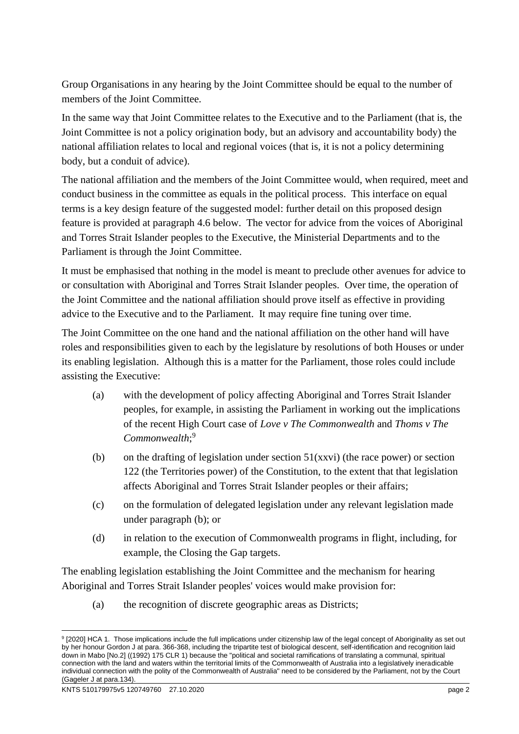Group Organisations in any hearing by the Joint Committee should be equal to the number of members of the Joint Committee.

In the same way that Joint Committee relates to the Executive and to the Parliament (that is, the Joint Committee is not a policy origination body, but an advisory and accountability body) the national affiliation relates to local and regional voices (that is, it is not a policy determining body, but a conduit of advice).

The national affiliation and the members of the Joint Committee would, when required, meet and conduct business in the committee as equals in the political process. This interface on equal terms is a key design feature of the suggested model: further detail on this proposed design feature is provided at paragraph 4.6 below. The vector for advice from the voices of Aboriginal and Torres Strait Islander peoples to the Executive, the Ministerial Departments and to the Parliament is through the Joint Committee.

It must be emphasised that nothing in the model is meant to preclude other avenues for advice to or consultation with Aboriginal and Torres Strait Islander peoples. Over time, the operation of the Joint Committee and the national affiliation should prove itself as effective in providing advice to the Executive and to the Parliament. It may require fine tuning over time.

The Joint Committee on the one hand and the national affiliation on the other hand will have roles and responsibilities given to each by the legislature by resolutions of both Houses or under its enabling legislation. Although this is a matter for the Parliament, those roles could include assisting the Executive:

(a) with the development of policy affecting Aboriginal and Torres Strait Islander peoples, for example, in assisting the Parliament in working out the implications of the recent High Court case of *Love v The Commonwealth* and *Thoms v The Commonwealth*;[9]

(b) on the drafting of legislation under section 51(xxvi) (the race power) or section 122 (the Territories power) of the Constitution, to the extent that that legislation affects Aboriginal and Torres Strait Islander peoples or their affairs;

(c) on the formulation of delegated legislation under any relevant legislation made under paragraph (b); or

(d) in relation to the execution of Commonwealth programs in flight, including, for example, the Closing the Gap targets.

The enabling legislation establishing the Joint Committee and the mechanism for hearing Aboriginal and Torres Strait Islander peoples' voices would make provision for:

(a) the recognition of discrete geographic areas as Districts;

---

[9] [2020] HCA 1. Those implications include the full implications under citizenship law of the legal concept of Aboriginality as set out by her honour Gordon J at para. 366-368, including the tripartite test of biological descent, self-identification and recognition laid down in Mabo [No.2] ((1992) 175 CLR 1) because the "political and societal ramifications of translating a communal, spiritual connection with the land and waters within the territorial limits of the Commonwealth of Australia into a legislatively ineradicable individual connection with the polity of the Commonwealth of Australia" need to be considered by the Parliament, not by the Court (Gageler J at para.134).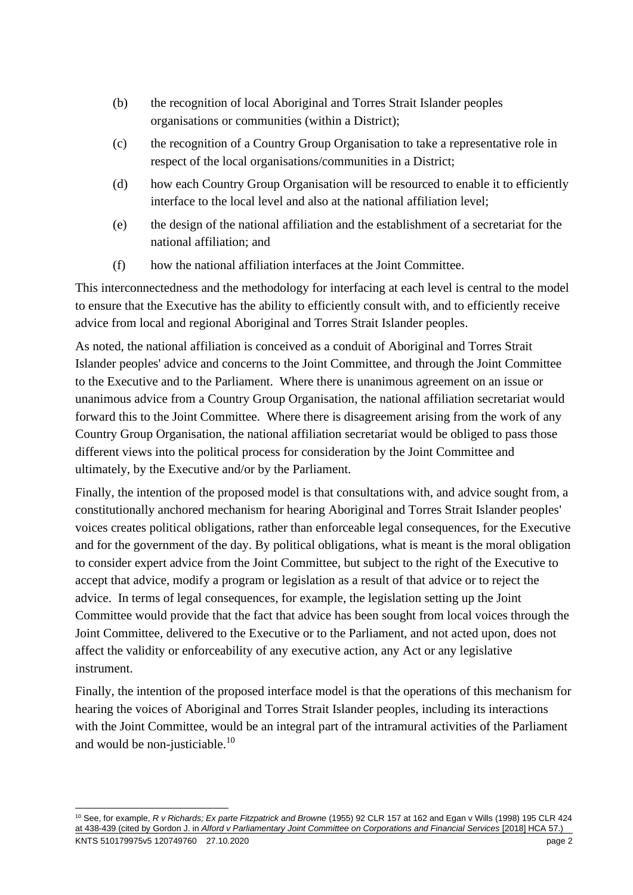(b) the recognition of local Aboriginal and Torres Strait Islander peoples organisations or communities (within a District);

(c) the recognition of a Country Group Organisation to take a representative role in respect of the local organisations/communities in a District;

(d) how each Country Group Organisation will be resourced to enable it to efficiently interface to the local level and also at the national affiliation level;

(e) the design of the national affiliation and the establishment of a secretariat for the national affiliation; and

(f) how the national affiliation interfaces at the Joint Committee.

This interconnectedness and the methodology for interfacing at each level is central to the model to ensure that the Executive has the ability to efficiently consult with, and to efficiently receive advice from local and regional Aboriginal and Torres Strait Islander peoples.

As noted, the national affiliation is conceived as a conduit of Aboriginal and Torres Strait Islander peoples' advice and concerns to the Joint Committee, and through the Joint Committee to the Executive and to the Parliament. Where there is unanimous agreement on an issue or unanimous advice from a Country Group Organisation, the national affiliation secretariat would forward this to the Joint Committee. Where there is disagreement arising from the work of any Country Group Organisation, the national affiliation secretariat would be obliged to pass those different views into the political process for consideration by the Joint Committee and ultimately, by the Executive and/or by the Parliament.

Finally, the intention of the proposed model is that consultations with, and advice sought from, a constitutionally anchored mechanism for hearing Aboriginal and Torres Strait Islander peoples' voices creates political obligations, rather than enforceable legal consequences, for the Executive and for the government of the day. By political obligations, what is meant is the moral obligation to consider expert advice from the Joint Committee, but subject to the right of the Executive to accept that advice, modify a program or legislation as a result of that advice or to reject the advice. In terms of legal consequences, for example, the legislation setting up the Joint Committee would provide that the fact that advice has been sought from local voices through the Joint Committee, delivered to the Executive or to the Parliament, and not acted upon, does not affect the validity or enforceability of any executive action, any Act or any legislative instrument.

Finally, the intention of the proposed interface model is that the operations of this mechanism for hearing the voices of Aboriginal and Torres Strait Islander peoples, including its interactions with the Joint Committee, would be an integral part of the intramural activities of the Parliament and would be non-justiciable.[10]

---

[10] See, for example, *R v Richards; Ex parte Fitzpatrick and Browne* (1955) 92 CLR 157 at 162 and Egan v Wills (1998) 195 CLR 424 at 438-439 (cited by Gordon J. in *Alford v Parliamentary Joint Committee on Corporations and Financial Services* [2018] HCA 57.)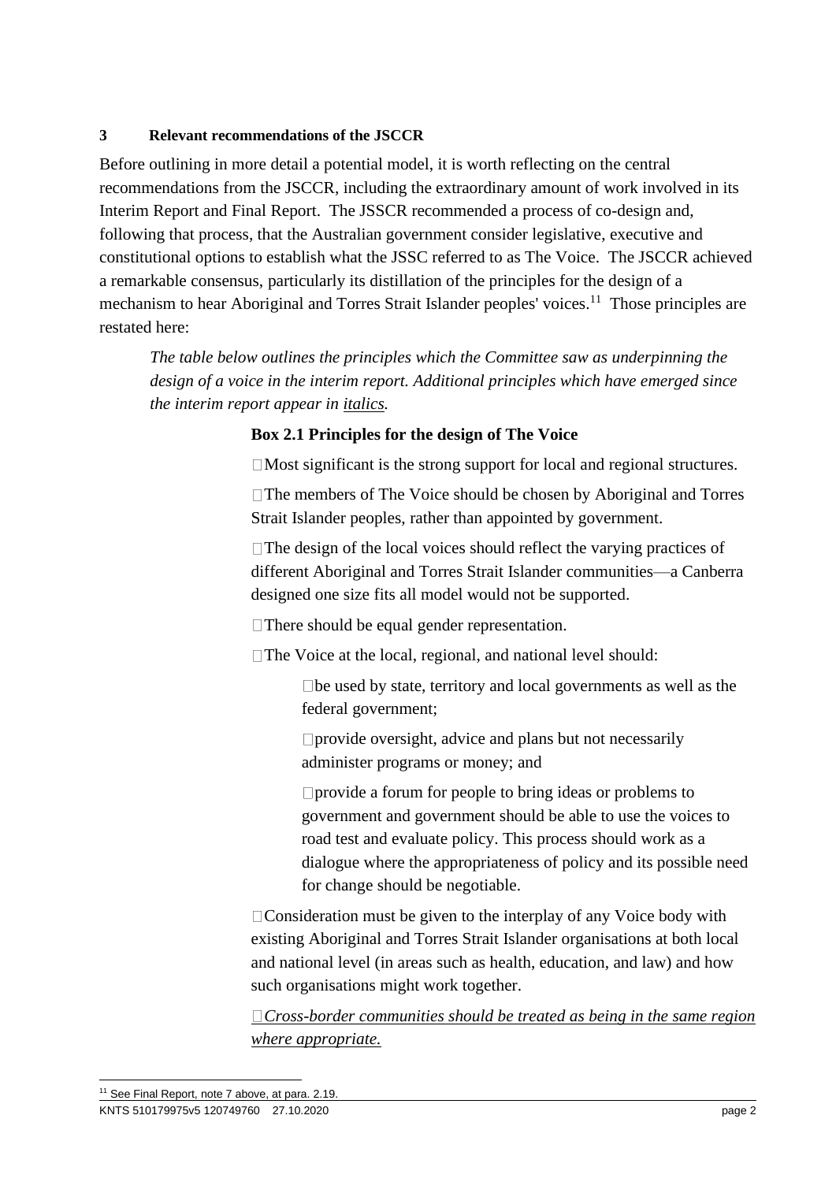## 3 Relevant recommendations of the JSCCR

Before outlining in more detail a potential model, it is worth reflecting on the central recommendations from the JSCCR, including the extraordinary amount of work involved in its Interim Report and Final Report. The JSSCR recommended a process of co-design and, following that process, that the Australian government consider legislative, executive and constitutional options to establish what the JSSC referred to as The Voice. The JSCCR achieved a remarkable consensus, particularly its distillation of the principles for the design of a mechanism to hear Aboriginal and Torres Strait Islander peoples' voices.[11] Those principles are restated here:

> *The table below outlines the principles which the Committee saw as underpinning the design of a voice in the interim report. Additional principles which have emerged since the interim report appear in* *<u>italics</u>.*
>
> **Box 2.1 Principles for the design of The Voice**
>
> - Most significant is the strong support for local and regional structures.
> - The members of The Voice should be chosen by Aboriginal and Torres Strait Islander peoples, rather than appointed by government.
> - The design of the local voices should reflect the varying practices of different Aboriginal and Torres Strait Islander communities—a Canberra designed one size fits all model would not be supported.
> - There should be equal gender representation.
> - The Voice at the local, regional, and national level should:
>   - be used by state, territory and local governments as well as the federal government;
>   - provide oversight, advice and plans but not necessarily administer programs or money; and
>   - provide a forum for people to bring ideas or problems to government and government should be able to use the voices to road test and evaluate policy. This process should work as a dialogue where the appropriateness of policy and its possible need for change should be negotiable.
> - Consideration must be given to the interplay of any Voice body with existing Aboriginal and Torres Strait Islander organisations at both local and national level (in areas such as health, education, and law) and how such organisations might work together.
> - *<u>Cross-border communities should be treated as being in the same region where appropriate.</u>*

[11] See Final Report, note 7 above, at para. 2.19.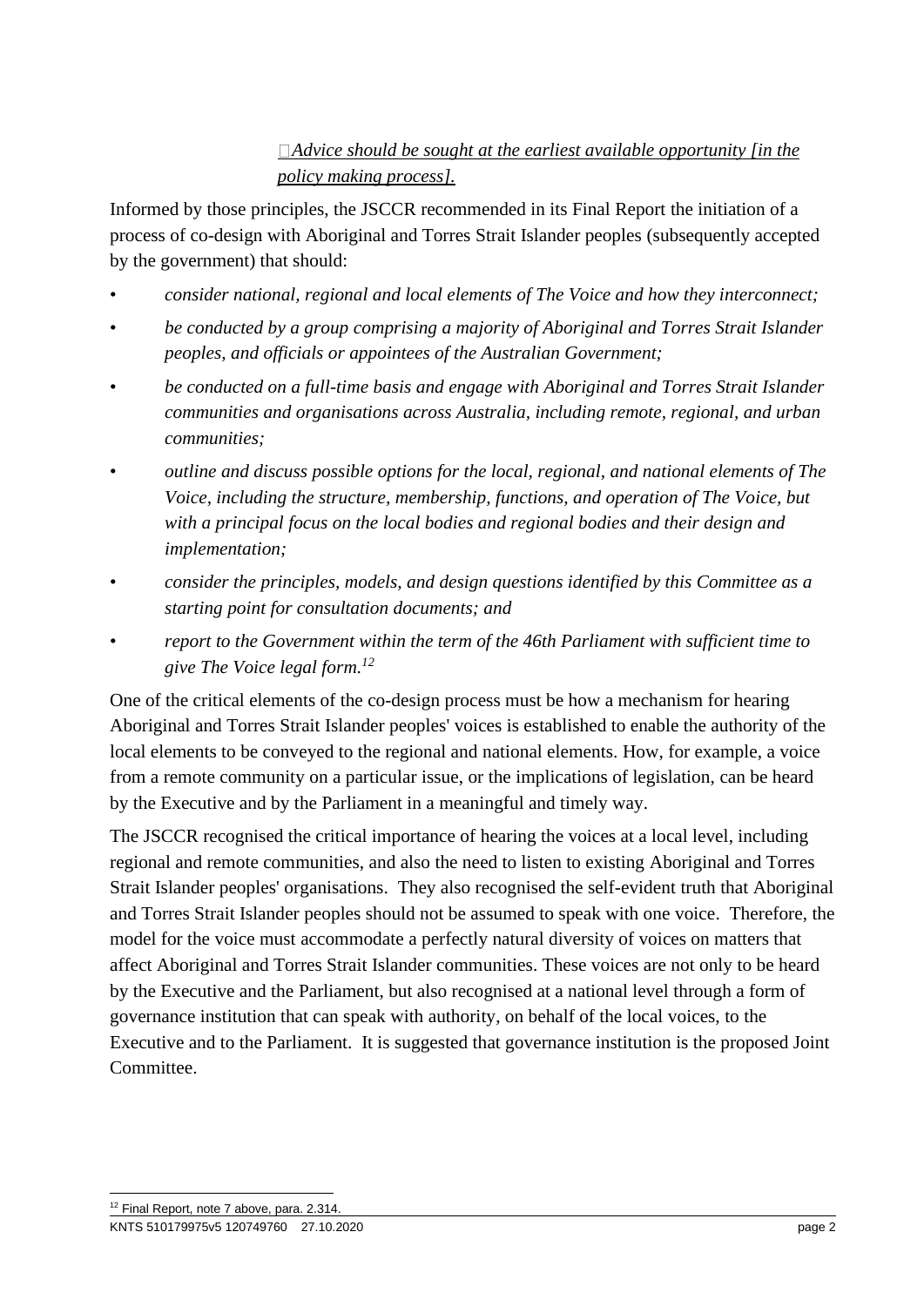- *Advice should be sought at the earliest available opportunity [in the policy making process].*

Informed by those principles, the JSCCR recommended in its Final Report the initiation of a process of co-design with Aboriginal and Torres Strait Islander peoples (subsequently accepted by the government) that should:

- *consider national, regional and local elements of The Voice and how they interconnect;*
- *be conducted by a group comprising a majority of Aboriginal and Torres Strait Islander peoples, and officials or appointees of the Australian Government;*
- *be conducted on a full-time basis and engage with Aboriginal and Torres Strait Islander communities and organisations across Australia, including remote, regional, and urban communities;*
- *outline and discuss possible options for the local, regional, and national elements of The Voice, including the structure, membership, functions, and operation of The Voice, but with a principal focus on the local bodies and regional bodies and their design and implementation;*
- *consider the principles, models, and design questions identified by this Committee as a starting point for consultation documents; and*
- *report to the Government within the term of the 46th Parliament with sufficient time to give The Voice legal form.*[12]

One of the critical elements of the co-design process must be how a mechanism for hearing Aboriginal and Torres Strait Islander peoples' voices is established to enable the authority of the local elements to be conveyed to the regional and national elements. How, for example, a voice from a remote community on a particular issue, or the implications of legislation, can be heard by the Executive and by the Parliament in a meaningful and timely way.

The JSCCR recognised the critical importance of hearing the voices at a local level, including regional and remote communities, and also the need to listen to existing Aboriginal and Torres Strait Islander peoples' organisations. They also recognised the self-evident truth that Aboriginal and Torres Strait Islander peoples should not be assumed to speak with one voice. Therefore, the model for the voice must accommodate a perfectly natural diversity of voices on matters that affect Aboriginal and Torres Strait Islander communities. These voices are not only to be heard by the Executive and the Parliament, but also recognised at a national level through a form of governance institution that can speak with authority, on behalf of the local voices, to the Executive and to the Parliament. It is suggested that governance institution is the proposed Joint Committee.

[12] Final Report, note 7 above, para. 2.314.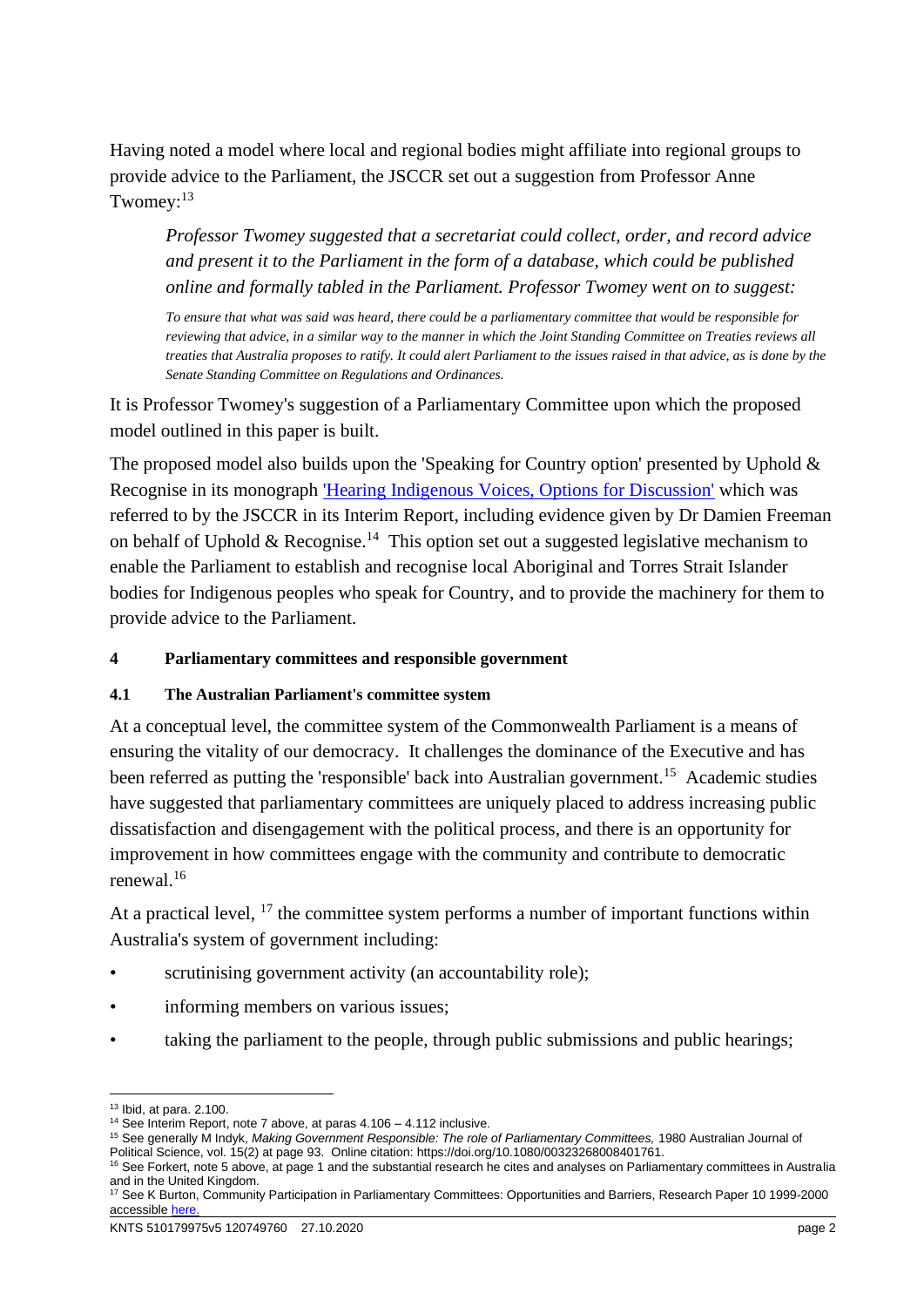Having noted a model where local and regional bodies might affiliate into regional groups to provide advice to the Parliament, the JSCCR set out a suggestion from Professor Anne Twomey:[13]

> *Professor Twomey suggested that a secretariat could collect, order, and record advice and present it to the Parliament in the form of a database, which could be published online and formally tabled in the Parliament. Professor Twomey went on to suggest:*
>
> > *To ensure that what was said was heard, there could be a parliamentary committee that would be responsible for reviewing that advice, in a similar way to the manner in which the Joint Standing Committee on Treaties reviews all treaties that Australia proposes to ratify. It could alert Parliament to the issues raised in that advice, as is done by the Senate Standing Committee on Regulations and Ordinances.*

It is Professor Twomey's suggestion of a Parliamentary Committee upon which the proposed model outlined in this paper is built.

The proposed model also builds upon the 'Speaking for Country option' presented by Uphold & Recognise in its monograph ['Hearing Indigenous Voices, Options for Discussion'](#) which was referred to by the JSCCR in its Interim Report, including evidence given by Dr Damien Freeman on behalf of Uphold & Recognise.[14] This option set out a suggested legislative mechanism to enable the Parliament to establish and recognise local Aboriginal and Torres Strait Islander bodies for Indigenous peoples who speak for Country, and to provide the machinery for them to provide advice to the Parliament.

## 4 Parliamentary committees and responsible government

### 4.1 The Australian Parliament's committee system

At a conceptual level, the committee system of the Commonwealth Parliament is a means of ensuring the vitality of our democracy. It challenges the dominance of the Executive and has been referred as putting the 'responsible' back into Australian government.[15] Academic studies have suggested that parliamentary committees are uniquely placed to address increasing public dissatisfaction and disengagement with the political process, and there is an opportunity for improvement in how committees engage with the community and contribute to democratic renewal.[16]

At a practical level, [17] the committee system performs a number of important functions within Australia's system of government including:

- scrutinising government activity (an accountability role);
- informing members on various issues;
- taking the parliament to the people, through public submissions and public hearings;

---

[13] Ibid, at para. 2.100.

[14] See Interim Report, note 7 above, at paras 4.106 – 4.112 inclusive.

[15] See generally M Indyk, *Making Government Responsible: The role of Parliamentary Committees,* 1980 Australian Journal of Political Science, vol. 15(2) at page 93. Online citation: https://doi.org/10.1080/00323268008401761.

[16] See Forkert, note 5 above, at page 1 and the substantial research he cites and analyses on Parliamentary committees in Australia and in the United Kingdom.

[17] See K Burton, Community Participation in Parliamentary Committees: Opportunities and Barriers, Research Paper 10 1999-2000 accessible [here.](#)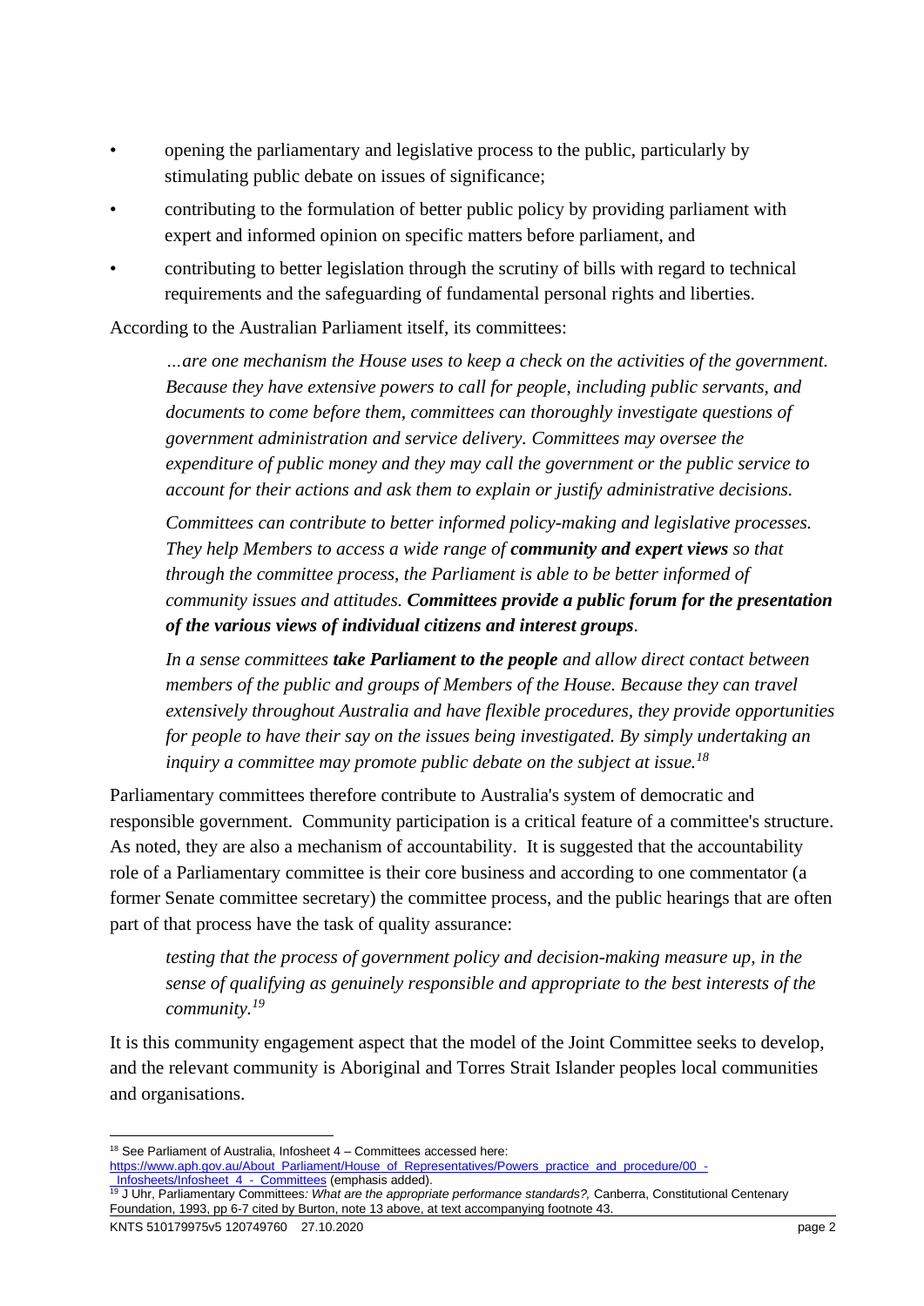- opening the parliamentary and legislative process to the public, particularly by stimulating public debate on issues of significance;
- contributing to the formulation of better public policy by providing parliament with expert and informed opinion on specific matters before parliament, and
- contributing to better legislation through the scrutiny of bills with regard to technical requirements and the safeguarding of fundamental personal rights and liberties.

According to the Australian Parliament itself, its committees:

> *…are one mechanism the House uses to keep a check on the activities of the government. Because they have extensive powers to call for people, including public servants, and documents to come before them, committees can thoroughly investigate questions of government administration and service delivery. Committees may oversee the expenditure of public money and they may call the government or the public service to account for their actions and ask them to explain or justify administrative decisions.*
>
> *Committees can contribute to better informed policy-making and legislative processes. They help Members to access a wide range of* ***community and expert views*** *so that through the committee process, the Parliament is able to be better informed of community issues and attitudes.* ***Committees provide a public forum for the presentation of the various views of individual citizens and interest groups****.*
>
> *In a sense committees* ***take Parliament to the people*** *and allow direct contact between members of the public and groups of Members of the House. Because they can travel extensively throughout Australia and have flexible procedures, they provide opportunities for people to have their say on the issues being investigated. By simply undertaking an inquiry a committee may promote public debate on the subject at issue.*[18]

Parliamentary committees therefore contribute to Australia's system of democratic and responsible government. Community participation is a critical feature of a committee's structure. As noted, they are also a mechanism of accountability. It is suggested that the accountability role of a Parliamentary committee is their core business and according to one commentator (a former Senate committee secretary) the committee process, and the public hearings that are often part of that process have the task of quality assurance:

> *testing that the process of government policy and decision-making measure up, in the sense of qualifying as genuinely responsible and appropriate to the best interests of the community.*[19]

It is this community engagement aspect that the model of the Joint Committee seeks to develop, and the relevant community is Aboriginal and Torres Strait Islander peoples local communities and organisations.

---

[18] See Parliament of Australia, Infosheet 4 – Committees accessed here: https://www.aph.gov.au/About_Parliament/House_of_Representatives/Powers_practice_and_procedure/00_-_Infosheets/Infosheet_4_-_Committees (emphasis added).

[19] J Uhr, Parliamentary Committees*: What are the appropriate performance standards?,* Canberra, Constitutional Centenary Foundation, 1993, pp 6-7 cited by Burton, note 13 above, at text accompanying footnote 43.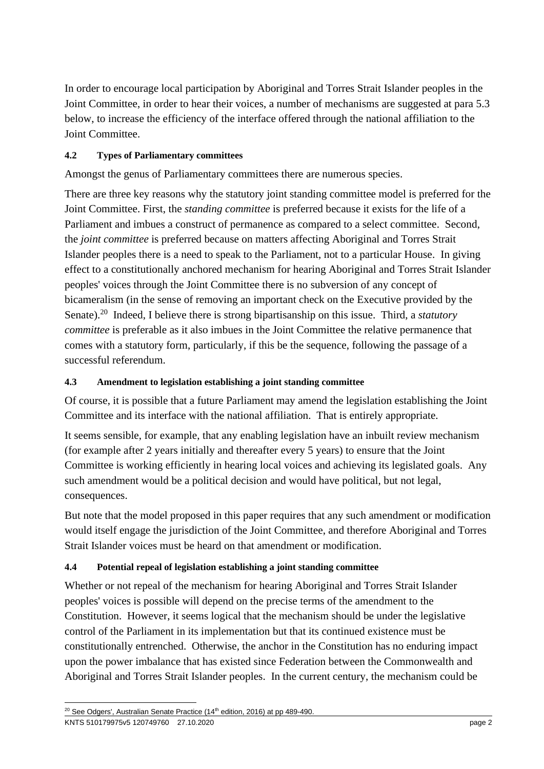In order to encourage local participation by Aboriginal and Torres Strait Islander peoples in the Joint Committee, in order to hear their voices, a number of mechanisms are suggested at para 5.3 below, to increase the efficiency of the interface offered through the national affiliation to the Joint Committee.

#### 4.2 Types of Parliamentary committees

Amongst the genus of Parliamentary committees there are numerous species.

There are three key reasons why the statutory joint standing committee model is preferred for the Joint Committee. First, the *standing committee* is preferred because it exists for the life of a Parliament and imbues a construct of permanence as compared to a select committee. Second, the *joint committee* is preferred because on matters affecting Aboriginal and Torres Strait Islander peoples there is a need to speak to the Parliament, not to a particular House. In giving effect to a constitutionally anchored mechanism for hearing Aboriginal and Torres Strait Islander peoples' voices through the Joint Committee there is no subversion of any concept of bicameralism (in the sense of removing an important check on the Executive provided by the Senate).[20] Indeed, I believe there is strong bipartisanship on this issue. Third, a *statutory committee* is preferable as it also imbues in the Joint Committee the relative permanence that comes with a statutory form, particularly, if this be the sequence, following the passage of a successful referendum.

#### 4.3 Amendment to legislation establishing a joint standing committee

Of course, it is possible that a future Parliament may amend the legislation establishing the Joint Committee and its interface with the national affiliation. That is entirely appropriate.

It seems sensible, for example, that any enabling legislation have an inbuilt review mechanism (for example after 2 years initially and thereafter every 5 years) to ensure that the Joint Committee is working efficiently in hearing local voices and achieving its legislated goals. Any such amendment would be a political decision and would have political, but not legal, consequences.

But note that the model proposed in this paper requires that any such amendment or modification would itself engage the jurisdiction of the Joint Committee, and therefore Aboriginal and Torres Strait Islander voices must be heard on that amendment or modification.

#### 4.4 Potential repeal of legislation establishing a joint standing committee

Whether or not repeal of the mechanism for hearing Aboriginal and Torres Strait Islander peoples' voices is possible will depend on the precise terms of the amendment to the Constitution. However, it seems logical that the mechanism should be under the legislative control of the Parliament in its implementation but that its continued existence must be constitutionally entrenched. Otherwise, the anchor in the Constitution has no enduring impact upon the power imbalance that has existed since Federation between the Commonwealth and Aboriginal and Torres Strait Islander peoples. In the current century, the mechanism could be

[20] See Odgers', Australian Senate Practice (14th edition, 2016) at pp 489-490.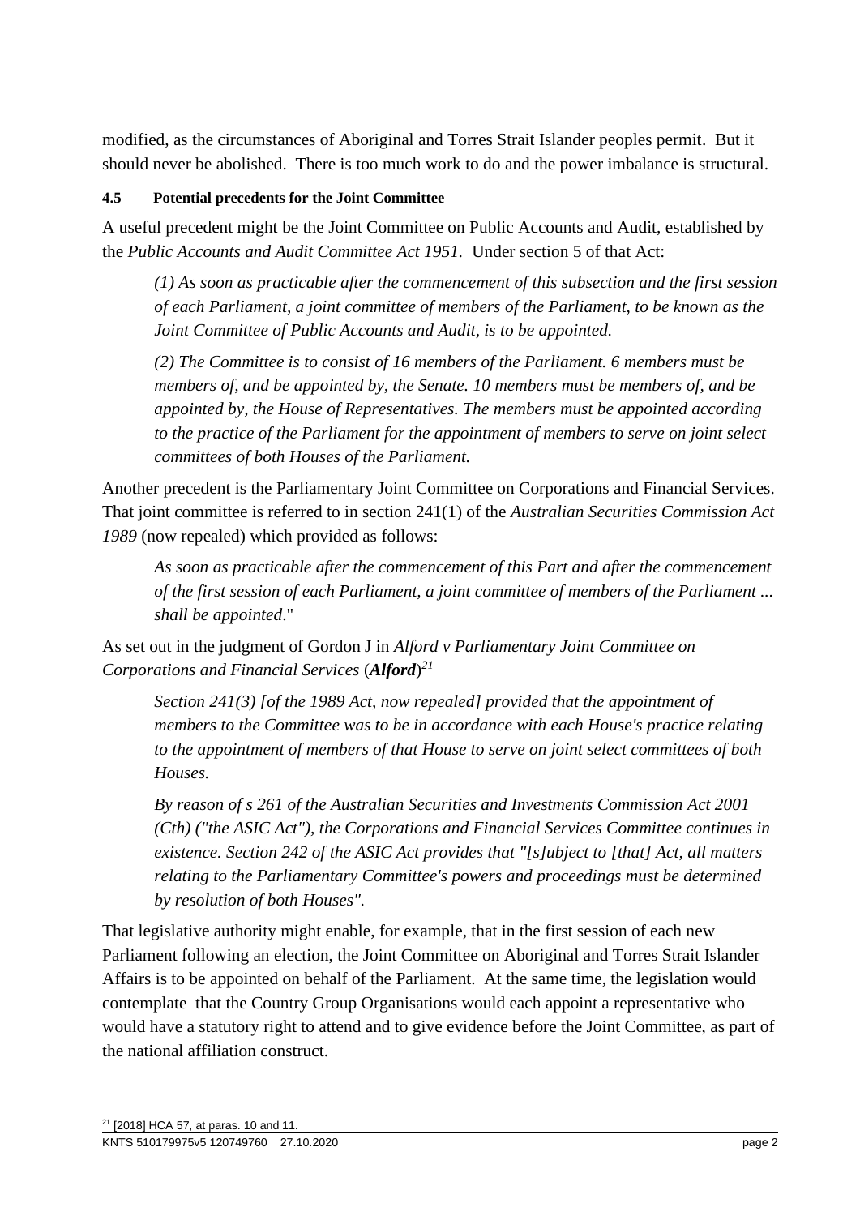modified, as the circumstances of Aboriginal and Torres Strait Islander peoples permit. But it should never be abolished. There is too much work to do and the power imbalance is structural.

#### 4.5 Potential precedents for the Joint Committee

A useful precedent might be the Joint Committee on Public Accounts and Audit, established by the *Public Accounts and Audit Committee Act 1951.* Under section 5 of that Act:

> *(1) As soon as practicable after the commencement of this subsection and the first session of each Parliament, a joint committee of members of the Parliament, to be known as the Joint Committee of Public Accounts and Audit, is to be appointed.*
>
> *(2) The Committee is to consist of 16 members of the Parliament. 6 members must be members of, and be appointed by, the Senate. 10 members must be members of, and be appointed by, the House of Representatives. The members must be appointed according to the practice of the Parliament for the appointment of members to serve on joint select committees of both Houses of the Parliament.*

Another precedent is the Parliamentary Joint Committee on Corporations and Financial Services. That joint committee is referred to in section 241(1) of the *Australian Securities Commission Act 1989* (now repealed) which provided as follows:

> *As soon as practicable after the commencement of this Part and after the commencement of the first session of each Parliament, a joint committee of members of the Parliament ... shall be appointed*."

As set out in the judgment of Gordon J in *Alford v Parliamentary Joint Committee on Corporations and Financial Services* (***Alford***)[21]

> *Section 241(3) [of the 1989 Act, now repealed] provided that the appointment of members to the Committee was to be in accordance with each House's practice relating to the appointment of members of that House to serve on joint select committees of both Houses.*
>
> *By reason of s 261 of the Australian Securities and Investments Commission Act 2001 (Cth) ("the ASIC Act"), the Corporations and Financial Services Committee continues in existence. Section 242 of the ASIC Act provides that "[s]ubject to [that] Act, all matters relating to the Parliamentary Committee's powers and proceedings must be determined by resolution of both Houses".*

That legislative authority might enable, for example, that in the first session of each new Parliament following an election, the Joint Committee on Aboriginal and Torres Strait Islander Affairs is to be appointed on behalf of the Parliament. At the same time, the legislation would contemplate that the Country Group Organisations would each appoint a representative who would have a statutory right to attend and to give evidence before the Joint Committee, as part of the national affiliation construct.

---

[21] [2018] HCA 57, at paras. 10 and 11.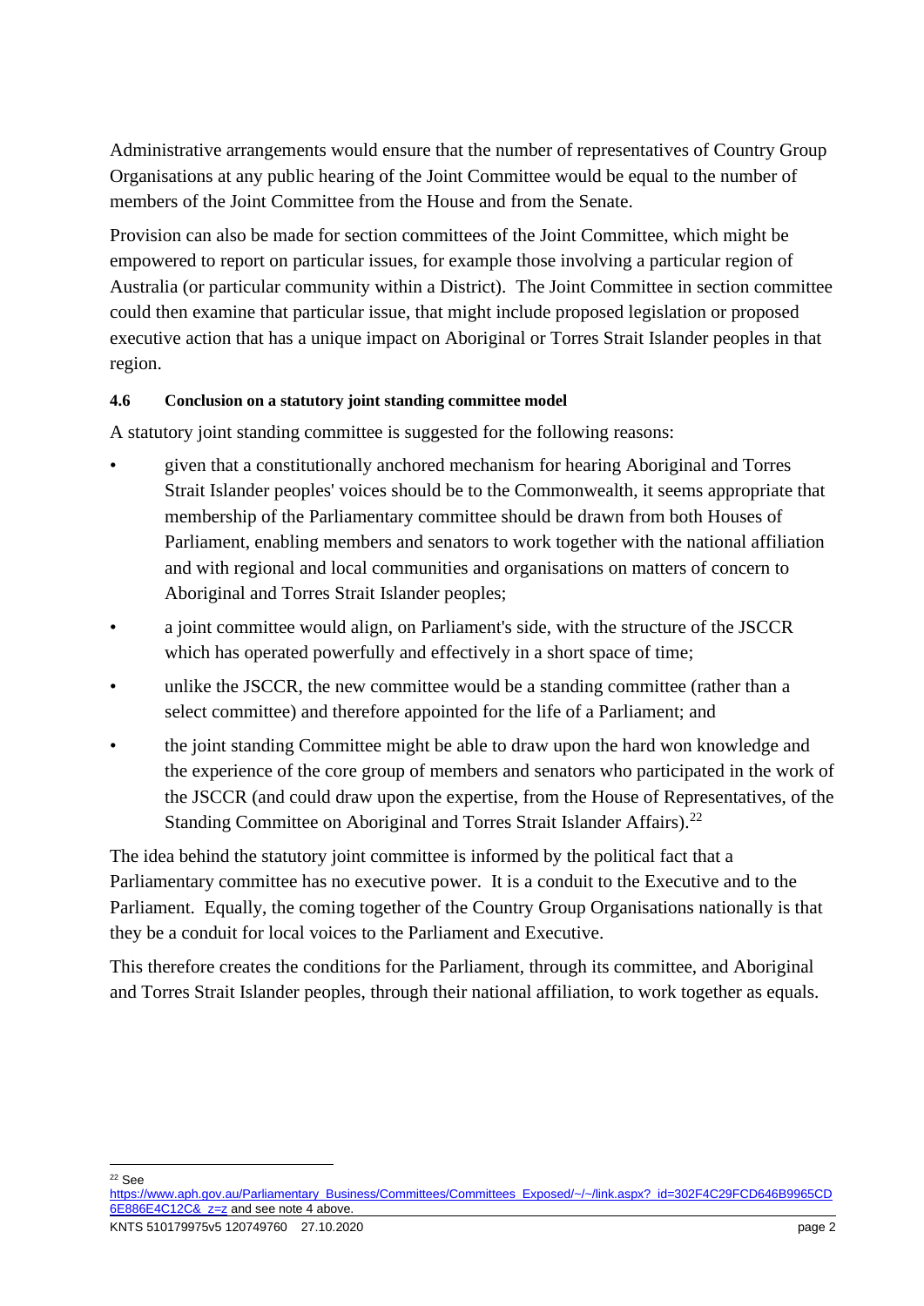Administrative arrangements would ensure that the number of representatives of Country Group Organisations at any public hearing of the Joint Committee would be equal to the number of members of the Joint Committee from the House and from the Senate.

Provision can also be made for section committees of the Joint Committee, which might be empowered to report on particular issues, for example those involving a particular region of Australia (or particular community within a District). The Joint Committee in section committee could then examine that particular issue, that might include proposed legislation or proposed executive action that has a unique impact on Aboriginal or Torres Strait Islander peoples in that region.

#### 4.6 Conclusion on a statutory joint standing committee model

A statutory joint standing committee is suggested for the following reasons:

- given that a constitutionally anchored mechanism for hearing Aboriginal and Torres Strait Islander peoples' voices should be to the Commonwealth, it seems appropriate that membership of the Parliamentary committee should be drawn from both Houses of Parliament, enabling members and senators to work together with the national affiliation and with regional and local communities and organisations on matters of concern to Aboriginal and Torres Strait Islander peoples;
- a joint committee would align, on Parliament's side, with the structure of the JSCCR which has operated powerfully and effectively in a short space of time;
- unlike the JSCCR, the new committee would be a standing committee (rather than a select committee) and therefore appointed for the life of a Parliament; and
- the joint standing Committee might be able to draw upon the hard won knowledge and the experience of the core group of members and senators who participated in the work of the JSCCR (and could draw upon the expertise, from the House of Representatives, of the Standing Committee on Aboriginal and Torres Strait Islander Affairs).[22]

The idea behind the statutory joint committee is informed by the political fact that a Parliamentary committee has no executive power. It is a conduit to the Executive and to the Parliament. Equally, the coming together of the Country Group Organisations nationally is that they be a conduit for local voices to the Parliament and Executive.

This therefore creates the conditions for the Parliament, through its committee, and Aboriginal and Torres Strait Islander peoples, through their national affiliation, to work together as equals.

---

[22] See https://www.aph.gov.au/Parliamentary_Business/Committees/Committees_Exposed/~/~/link.aspx?_id=302F4C29FCD646B9965CD6E886E4C12C&_z=z and see note 4 above.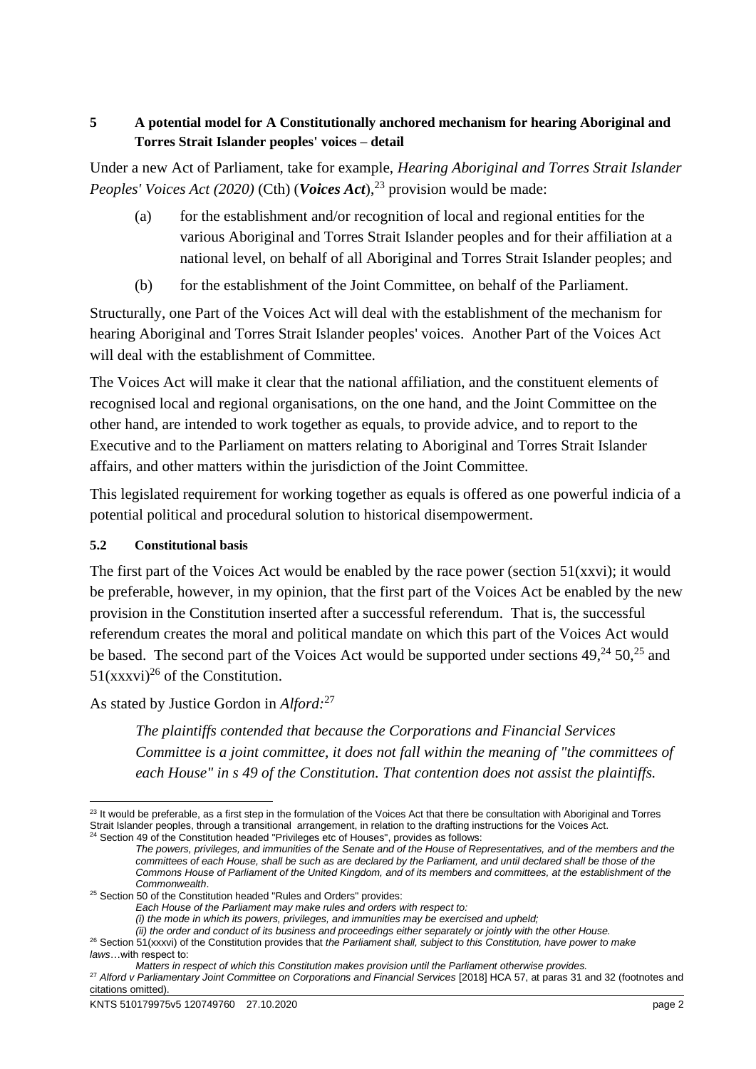## 5 A potential model for A Constitutionally anchored mechanism for hearing Aboriginal and Torres Strait Islander peoples' voices – detail

Under a new Act of Parliament, take for example, *Hearing Aboriginal and Torres Strait Islander Peoples' Voices Act (2020)* (Cth) (***Voices Act***),[23] provision would be made:

(a) for the establishment and/or recognition of local and regional entities for the various Aboriginal and Torres Strait Islander peoples and for their affiliation at a national level, on behalf of all Aboriginal and Torres Strait Islander peoples; and

(b) for the establishment of the Joint Committee, on behalf of the Parliament.

Structurally, one Part of the Voices Act will deal with the establishment of the mechanism for hearing Aboriginal and Torres Strait Islander peoples' voices. Another Part of the Voices Act will deal with the establishment of Committee.

The Voices Act will make it clear that the national affiliation, and the constituent elements of recognised local and regional organisations, on the one hand, and the Joint Committee on the other hand, are intended to work together as equals, to provide advice, and to report to the Executive and to the Parliament on matters relating to Aboriginal and Torres Strait Islander affairs, and other matters within the jurisdiction of the Joint Committee.

This legislated requirement for working together as equals is offered as one powerful indicia of a potential political and procedural solution to historical disempowerment.

### 5.2 Constitutional basis

The first part of the Voices Act would be enabled by the race power (section 51(xxvi); it would be preferable, however, in my opinion, that the first part of the Voices Act be enabled by the new provision in the Constitution inserted after a successful referendum. That is, the successful referendum creates the moral and political mandate on which this part of the Voices Act would be based. The second part of the Voices Act would be supported under sections 49,[24] 50,[25] and 51(xxxvi)[26] of the Constitution.

As stated by Justice Gordon in *Alford*:[27]

> *The plaintiffs contended that because the Corporations and Financial Services Committee is a joint committee, it does not fall within the meaning of "the committees of each House" in s 49 of the Constitution. That contention does not assist the plaintiffs.*

---

[23] It would be preferable, as a first step in the formulation of the Voices Act that there be consultation with Aboriginal and Torres Strait Islander peoples, through a transitional arrangement, in relation to the drafting instructions for the Voices Act.

[24] Section 49 of the Constitution headed "Privileges etc of Houses", provides as follows:
*The powers, privileges, and immunities of the Senate and of the House of Representatives, and of the members and the committees of each House, shall be such as are declared by the Parliament, and until declared shall be those of the Commons House of Parliament of the United Kingdom, and of its members and committees, at the establishment of the Commonwealth*.

[25] Section 50 of the Constitution headed "Rules and Orders" provides:
*Each House of the Parliament may make rules and orders with respect to:*
*(i) the mode in which its powers, privileges, and immunities may be exercised and upheld;*
*(ii) the order and conduct of its business and proceedings either separately or jointly with the other House.*

[26] Section 51(xxxvi) of the Constitution provides that *the Parliament shall, subject to this Constitution, have power to make laws*…with respect to:
*Matters in respect of which this Constitution makes provision until the Parliament otherwise provides.*

[27] *Alford v Parliamentary Joint Committee on Corporations and Financial Services* [2018] HCA 57, at paras 31 and 32 (footnotes and citations omitted).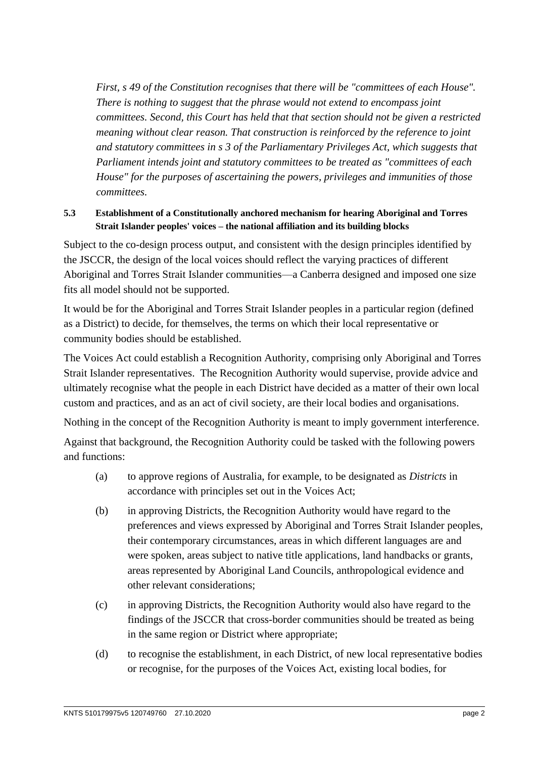*First, s 49 of the Constitution recognises that there will be "committees of each House". There is nothing to suggest that the phrase would not extend to encompass joint committees. Second, this Court has held that that section should not be given a restricted meaning without clear reason. That construction is reinforced by the reference to joint and statutory committees in s 3 of the Parliamentary Privileges Act, which suggests that Parliament intends joint and statutory committees to be treated as "committees of each House" for the purposes of ascertaining the powers, privileges and immunities of those committees.*

### 5.3 Establishment of a Constitutionally anchored mechanism for hearing Aboriginal and Torres Strait Islander peoples' voices – the national affiliation and its building blocks

Subject to the co-design process output, and consistent with the design principles identified by the JSCCR, the design of the local voices should reflect the varying practices of different Aboriginal and Torres Strait Islander communities—a Canberra designed and imposed one size fits all model should not be supported.

It would be for the Aboriginal and Torres Strait Islander peoples in a particular region (defined as a District) to decide, for themselves, the terms on which their local representative or community bodies should be established.

The Voices Act could establish a Recognition Authority, comprising only Aboriginal and Torres Strait Islander representatives. The Recognition Authority would supervise, provide advice and ultimately recognise what the people in each District have decided as a matter of their own local custom and practices, and as an act of civil society, are their local bodies and organisations.

Nothing in the concept of the Recognition Authority is meant to imply government interference.

Against that background, the Recognition Authority could be tasked with the following powers and functions:

(a) to approve regions of Australia, for example, to be designated as *Districts* in accordance with principles set out in the Voices Act;

(b) in approving Districts, the Recognition Authority would have regard to the preferences and views expressed by Aboriginal and Torres Strait Islander peoples, their contemporary circumstances, areas in which different languages are and were spoken, areas subject to native title applications, land handbacks or grants, areas represented by Aboriginal Land Councils, anthropological evidence and other relevant considerations;

(c) in approving Districts, the Recognition Authority would also have regard to the findings of the JSCCR that cross-border communities should be treated as being in the same region or District where appropriate;

(d) to recognise the establishment, in each District, of new local representative bodies or recognise, for the purposes of the Voices Act, existing local bodies, for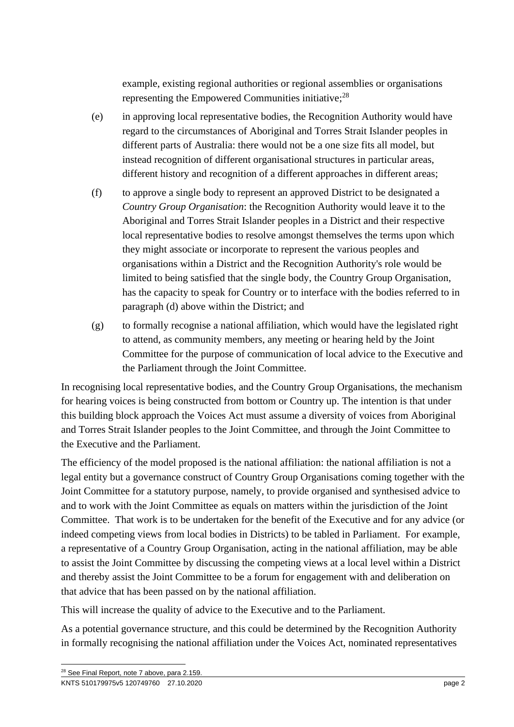example, existing regional authorities or regional assemblies or organisations representing the Empowered Communities initiative;[28]

(e) in approving local representative bodies, the Recognition Authority would have regard to the circumstances of Aboriginal and Torres Strait Islander peoples in different parts of Australia: there would not be a one size fits all model, but instead recognition of different organisational structures in particular areas, different history and recognition of a different approaches in different areas;

(f) to approve a single body to represent an approved District to be designated a *Country Group Organisation*: the Recognition Authority would leave it to the Aboriginal and Torres Strait Islander peoples in a District and their respective local representative bodies to resolve amongst themselves the terms upon which they might associate or incorporate to represent the various peoples and organisations within a District and the Recognition Authority's role would be limited to being satisfied that the single body, the Country Group Organisation, has the capacity to speak for Country or to interface with the bodies referred to in paragraph (d) above within the District; and

(g) to formally recognise a national affiliation, which would have the legislated right to attend, as community members, any meeting or hearing held by the Joint Committee for the purpose of communication of local advice to the Executive and the Parliament through the Joint Committee.

In recognising local representative bodies, and the Country Group Organisations, the mechanism for hearing voices is being constructed from bottom or Country up. The intention is that under this building block approach the Voices Act must assume a diversity of voices from Aboriginal and Torres Strait Islander peoples to the Joint Committee, and through the Joint Committee to the Executive and the Parliament.

The efficiency of the model proposed is the national affiliation: the national affiliation is not a legal entity but a governance construct of Country Group Organisations coming together with the Joint Committee for a statutory purpose, namely, to provide organised and synthesised advice to and to work with the Joint Committee as equals on matters within the jurisdiction of the Joint Committee. That work is to be undertaken for the benefit of the Executive and for any advice (or indeed competing views from local bodies in Districts) to be tabled in Parliament. For example, a representative of a Country Group Organisation, acting in the national affiliation, may be able to assist the Joint Committee by discussing the competing views at a local level within a District and thereby assist the Joint Committee to be a forum for engagement with and deliberation on that advice that has been passed on by the national affiliation.

This will increase the quality of advice to the Executive and to the Parliament.

As a potential governance structure, and this could be determined by the Recognition Authority in formally recognising the national affiliation under the Voices Act, nominated representatives

[28] See Final Report, note 7 above, para 2.159.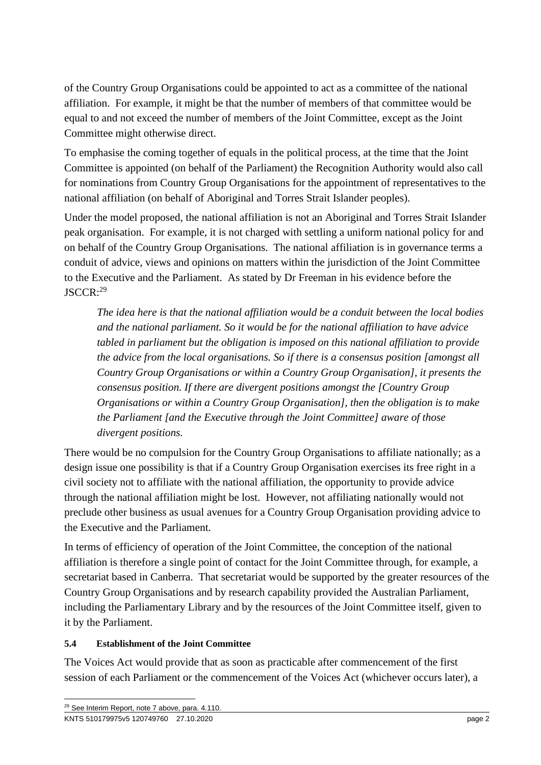of the Country Group Organisations could be appointed to act as a committee of the national affiliation. For example, it might be that the number of members of that committee would be equal to and not exceed the number of members of the Joint Committee, except as the Joint Committee might otherwise direct.

To emphasise the coming together of equals in the political process, at the time that the Joint Committee is appointed (on behalf of the Parliament) the Recognition Authority would also call for nominations from Country Group Organisations for the appointment of representatives to the national affiliation (on behalf of Aboriginal and Torres Strait Islander peoples).

Under the model proposed, the national affiliation is not an Aboriginal and Torres Strait Islander peak organisation. For example, it is not charged with settling a uniform national policy for and on behalf of the Country Group Organisations. The national affiliation is in governance terms a conduit of advice, views and opinions on matters within the jurisdiction of the Joint Committee to the Executive and the Parliament. As stated by Dr Freeman in his evidence before the JSCCR:[29]

> *The idea here is that the national affiliation would be a conduit between the local bodies and the national parliament. So it would be for the national affiliation to have advice tabled in parliament but the obligation is imposed on this national affiliation to provide the advice from the local organisations. So if there is a consensus position [amongst all Country Group Organisations or within a Country Group Organisation], it presents the consensus position. If there are divergent positions amongst the [Country Group Organisations or within a Country Group Organisation], then the obligation is to make the Parliament [and the Executive through the Joint Committee] aware of those divergent positions.*

There would be no compulsion for the Country Group Organisations to affiliate nationally; as a design issue one possibility is that if a Country Group Organisation exercises its free right in a civil society not to affiliate with the national affiliation, the opportunity to provide advice through the national affiliation might be lost. However, not affiliating nationally would not preclude other business as usual avenues for a Country Group Organisation providing advice to the Executive and the Parliament.

In terms of efficiency of operation of the Joint Committee, the conception of the national affiliation is therefore a single point of contact for the Joint Committee through, for example, a secretariat based in Canberra. That secretariat would be supported by the greater resources of the Country Group Organisations and by research capability provided the Australian Parliament, including the Parliamentary Library and by the resources of the Joint Committee itself, given to it by the Parliament.

### 5.4 Establishment of the Joint Committee

The Voices Act would provide that as soon as practicable after commencement of the first session of each Parliament or the commencement of the Voices Act (whichever occurs later), a

---

[29] See Interim Report, note 7 above, para. 4.110.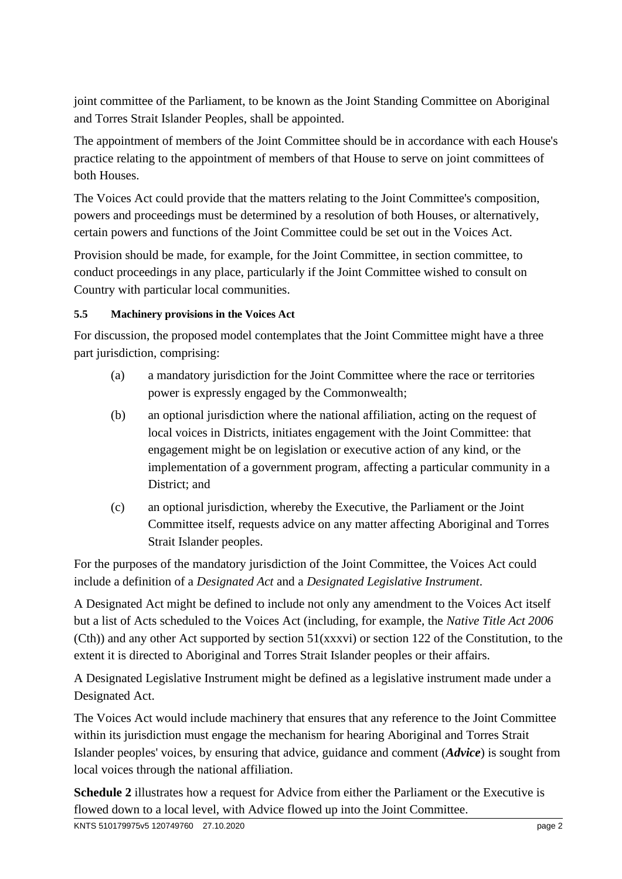joint committee of the Parliament, to be known as the Joint Standing Committee on Aboriginal and Torres Strait Islander Peoples, shall be appointed.

The appointment of members of the Joint Committee should be in accordance with each House's practice relating to the appointment of members of that House to serve on joint committees of both Houses.

The Voices Act could provide that the matters relating to the Joint Committee's composition, powers and proceedings must be determined by a resolution of both Houses, or alternatively, certain powers and functions of the Joint Committee could be set out in the Voices Act.

Provision should be made, for example, for the Joint Committee, in section committee, to conduct proceedings in any place, particularly if the Joint Committee wished to consult on Country with particular local communities.

#### 5.5 Machinery provisions in the Voices Act

For discussion, the proposed model contemplates that the Joint Committee might have a three part jurisdiction, comprising:

(a) a mandatory jurisdiction for the Joint Committee where the race or territories power is expressly engaged by the Commonwealth;

(b) an optional jurisdiction where the national affiliation, acting on the request of local voices in Districts, initiates engagement with the Joint Committee: that engagement might be on legislation or executive action of any kind, or the implementation of a government program, affecting a particular community in a District; and

(c) an optional jurisdiction, whereby the Executive, the Parliament or the Joint Committee itself, requests advice on any matter affecting Aboriginal and Torres Strait Islander peoples.

For the purposes of the mandatory jurisdiction of the Joint Committee, the Voices Act could include a definition of a *Designated Act* and a *Designated Legislative Instrument*.

A Designated Act might be defined to include not only any amendment to the Voices Act itself but a list of Acts scheduled to the Voices Act (including, for example, the *Native Title Act 2006* (Cth)) and any other Act supported by section 51(xxxvi) or section 122 of the Constitution, to the extent it is directed to Aboriginal and Torres Strait Islander peoples or their affairs.

A Designated Legislative Instrument might be defined as a legislative instrument made under a Designated Act.

The Voices Act would include machinery that ensures that any reference to the Joint Committee within its jurisdiction must engage the mechanism for hearing Aboriginal and Torres Strait Islander peoples' voices, by ensuring that advice, guidance and comment (***Advice***) is sought from local voices through the national affiliation.

**Schedule 2** illustrates how a request for Advice from either the Parliament or the Executive is flowed down to a local level, with Advice flowed up into the Joint Committee.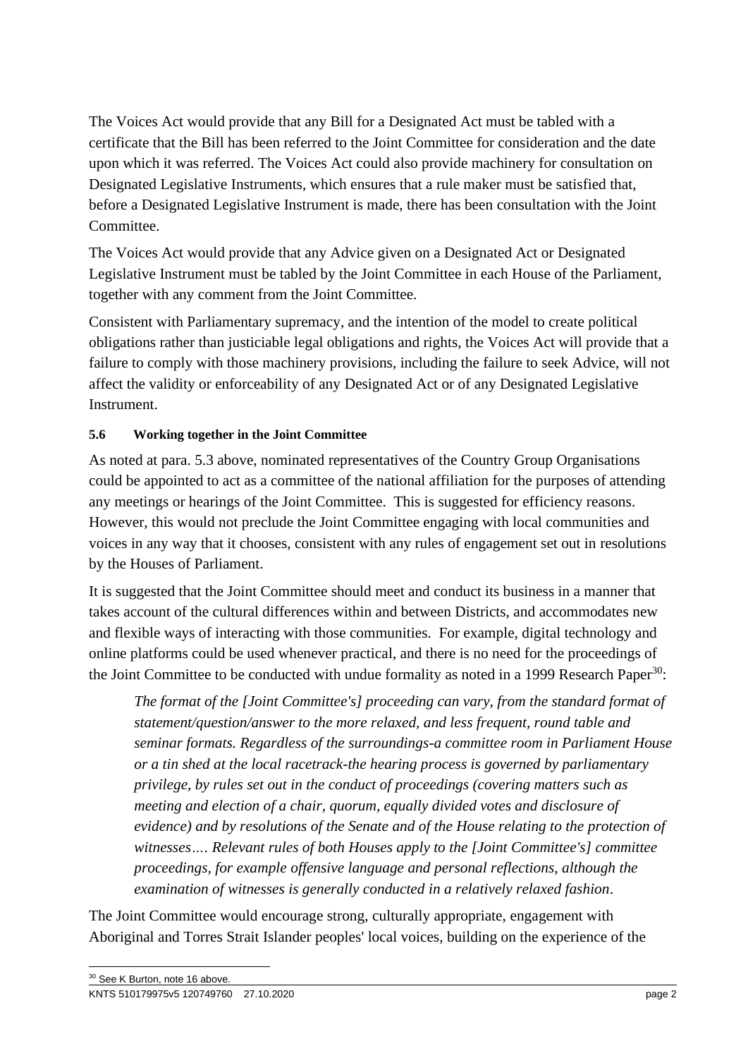The Voices Act would provide that any Bill for a Designated Act must be tabled with a certificate that the Bill has been referred to the Joint Committee for consideration and the date upon which it was referred. The Voices Act could also provide machinery for consultation on Designated Legislative Instruments, which ensures that a rule maker must be satisfied that, before a Designated Legislative Instrument is made, there has been consultation with the Joint Committee.

The Voices Act would provide that any Advice given on a Designated Act or Designated Legislative Instrument must be tabled by the Joint Committee in each House of the Parliament, together with any comment from the Joint Committee.

Consistent with Parliamentary supremacy, and the intention of the model to create political obligations rather than justiciable legal obligations and rights, the Voices Act will provide that a failure to comply with those machinery provisions, including the failure to seek Advice, will not affect the validity or enforceability of any Designated Act or of any Designated Legislative Instrument.

#### 5.6 Working together in the Joint Committee

As noted at para. 5.3 above, nominated representatives of the Country Group Organisations could be appointed to act as a committee of the national affiliation for the purposes of attending any meetings or hearings of the Joint Committee. This is suggested for efficiency reasons. However, this would not preclude the Joint Committee engaging with local communities and voices in any way that it chooses, consistent with any rules of engagement set out in resolutions by the Houses of Parliament.

It is suggested that the Joint Committee should meet and conduct its business in a manner that takes account of the cultural differences within and between Districts, and accommodates new and flexible ways of interacting with those communities. For example, digital technology and online platforms could be used whenever practical, and there is no need for the proceedings of the Joint Committee to be conducted with undue formality as noted in a 1999 Research Paper[30]:

> *The format of the [Joint Committee's] proceeding can vary, from the standard format of statement/question/answer to the more relaxed, and less frequent, round table and seminar formats. Regardless of the surroundings-a committee room in Parliament House or a tin shed at the local racetrack-the hearing process is governed by parliamentary privilege, by rules set out in the conduct of proceedings (covering matters such as meeting and election of a chair, quorum, equally divided votes and disclosure of evidence) and by resolutions of the Senate and of the House relating to the protection of witnesses…. Relevant rules of both Houses apply to the [Joint Committee's] committee proceedings, for example offensive language and personal reflections, although the examination of witnesses is generally conducted in a relatively relaxed fashion.*

The Joint Committee would encourage strong, culturally appropriate, engagement with Aboriginal and Torres Strait Islander peoples' local voices, building on the experience of the

[30] See K Burton, note 16 above.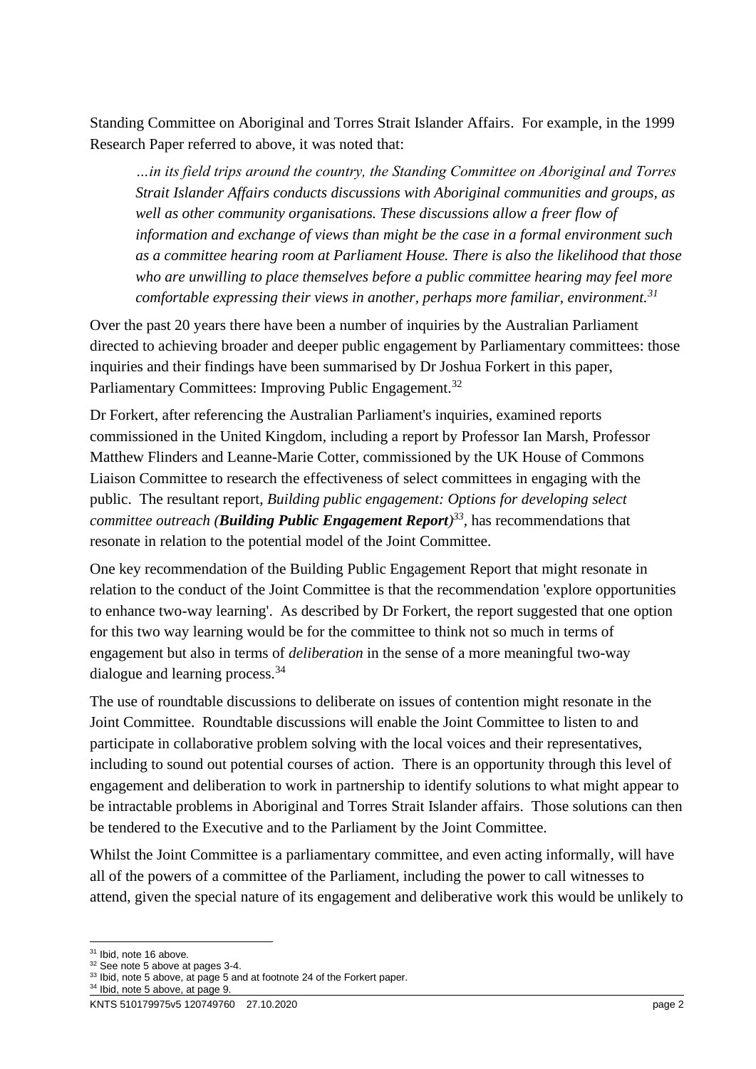Standing Committee on Aboriginal and Torres Strait Islander Affairs. For example, in the 1999 Research Paper referred to above, it was noted that:

> *…in its field trips around the country, the Standing Committee on Aboriginal and Torres Strait Islander Affairs conducts discussions with Aboriginal communities and groups, as well as other community organisations. These discussions allow a freer flow of information and exchange of views than might be the case in a formal environment such as a committee hearing room at Parliament House. There is also the likelihood that those who are unwilling to place themselves before a public committee hearing may feel more comfortable expressing their views in another, perhaps more familiar, environment.*[31]

Over the past 20 years there have been a number of inquiries by the Australian Parliament directed to achieving broader and deeper public engagement by Parliamentary committees: those inquiries and their findings have been summarised by Dr Joshua Forkert in this paper, Parliamentary Committees: Improving Public Engagement.[32]

Dr Forkert, after referencing the Australian Parliament's inquiries, examined reports commissioned in the United Kingdom, including a report by Professor Ian Marsh, Professor Matthew Flinders and Leanne-Marie Cotter, commissioned by the UK House of Commons Liaison Committee to research the effectiveness of select committees in engaging with the public. The resultant report, *Building public engagement: Options for developing select committee outreach (**Building Public Engagement Report**)*[33], has recommendations that resonate in relation to the potential model of the Joint Committee.

One key recommendation of the Building Public Engagement Report that might resonate in relation to the conduct of the Joint Committee is that the recommendation 'explore opportunities to enhance two-way learning'. As described by Dr Forkert, the report suggested that one option for this two way learning would be for the committee to think not so much in terms of engagement but also in terms of *deliberation* in the sense of a more meaningful two-way dialogue and learning process.[34]

The use of roundtable discussions to deliberate on issues of contention might resonate in the Joint Committee. Roundtable discussions will enable the Joint Committee to listen to and participate in collaborative problem solving with the local voices and their representatives, including to sound out potential courses of action. There is an opportunity through this level of engagement and deliberation to work in partnership to identify solutions to what might appear to be intractable problems in Aboriginal and Torres Strait Islander affairs. Those solutions can then be tendered to the Executive and to the Parliament by the Joint Committee.

Whilst the Joint Committee is a parliamentary committee, and even acting informally, will have all of the powers of a committee of the Parliament, including the power to call witnesses to attend, given the special nature of its engagement and deliberative work this would be unlikely to

---

[31] Ibid, note 16 above.
[32] See note 5 above at pages 3-4.
[33] Ibid, note 5 above, at page 5 and at footnote 24 of the Forkert paper.
[34] Ibid, note 5 above, at page 9.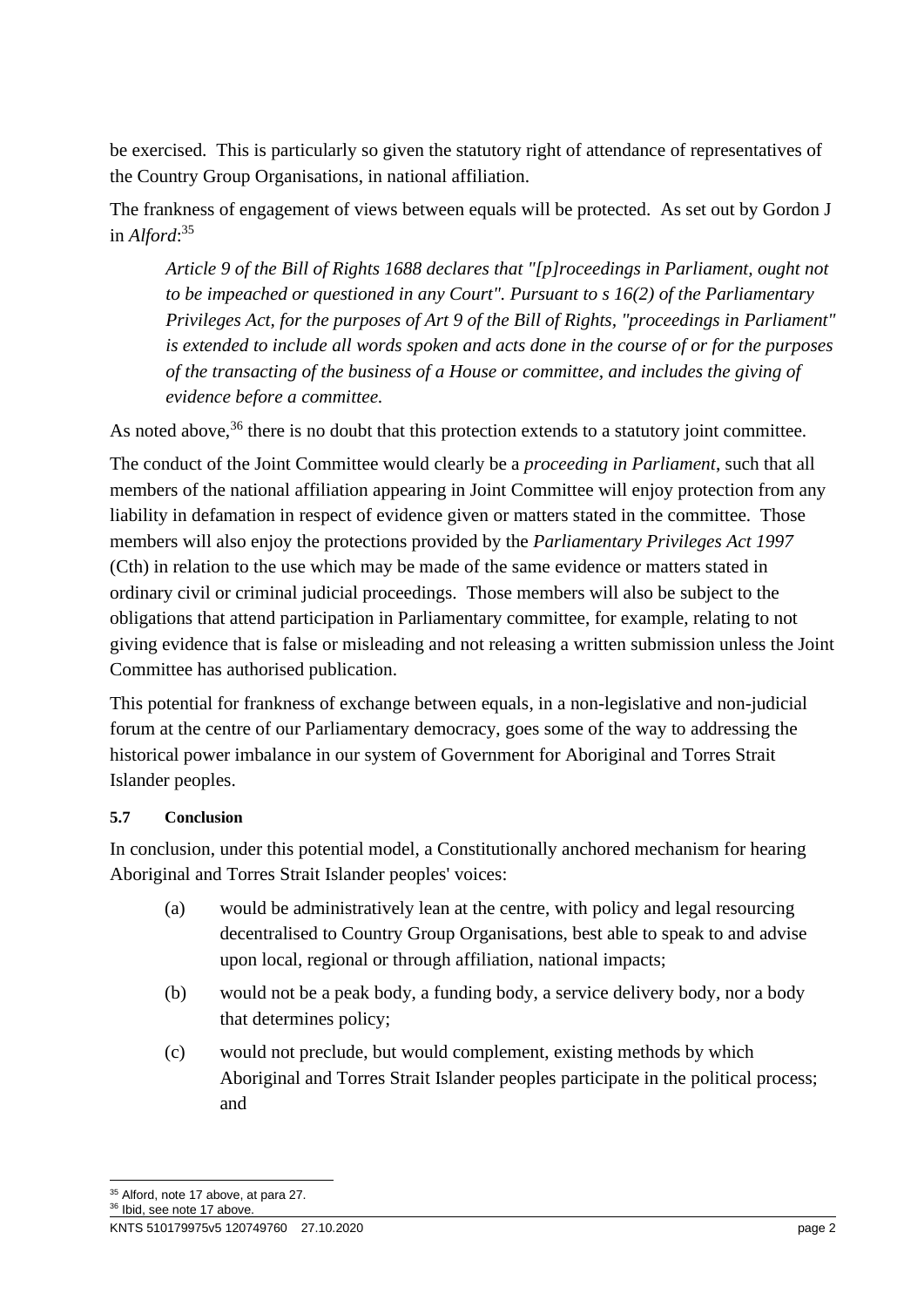be exercised. This is particularly so given the statutory right of attendance of representatives of the Country Group Organisations, in national affiliation.

The frankness of engagement of views between equals will be protected. As set out by Gordon J in *Alford*:[35]

> *Article 9 of the Bill of Rights 1688 declares that "[p]roceedings in Parliament, ought not to be impeached or questioned in any Court". Pursuant to s 16(2) of the Parliamentary Privileges Act, for the purposes of Art 9 of the Bill of Rights, "proceedings in Parliament" is extended to include all words spoken and acts done in the course of or for the purposes of the transacting of the business of a House or committee, and includes the giving of evidence before a committee.*

As noted above,[36] there is no doubt that this protection extends to a statutory joint committee.

The conduct of the Joint Committee would clearly be a *proceeding in Parliament*, such that all members of the national affiliation appearing in Joint Committee will enjoy protection from any liability in defamation in respect of evidence given or matters stated in the committee. Those members will also enjoy the protections provided by the *Parliamentary Privileges Act 1997* (Cth) in relation to the use which may be made of the same evidence or matters stated in ordinary civil or criminal judicial proceedings. Those members will also be subject to the obligations that attend participation in Parliamentary committee, for example, relating to not giving evidence that is false or misleading and not releasing a written submission unless the Joint Committee has authorised publication.

This potential for frankness of exchange between equals, in a non-legislative and non-judicial forum at the centre of our Parliamentary democracy, goes some of the way to addressing the historical power imbalance in our system of Government for Aboriginal and Torres Strait Islander peoples.

#### 5.7 Conclusion

In conclusion, under this potential model, a Constitutionally anchored mechanism for hearing Aboriginal and Torres Strait Islander peoples' voices:

(a) would be administratively lean at the centre, with policy and legal resourcing decentralised to Country Group Organisations, best able to speak to and advise upon local, regional or through affiliation, national impacts;

(b) would not be a peak body, a funding body, a service delivery body, nor a body that determines policy;

(c) would not preclude, but would complement, existing methods by which Aboriginal and Torres Strait Islander peoples participate in the political process; and

---

[35] Alford, note 17 above, at para 27.

[36] Ibid, see note 17 above.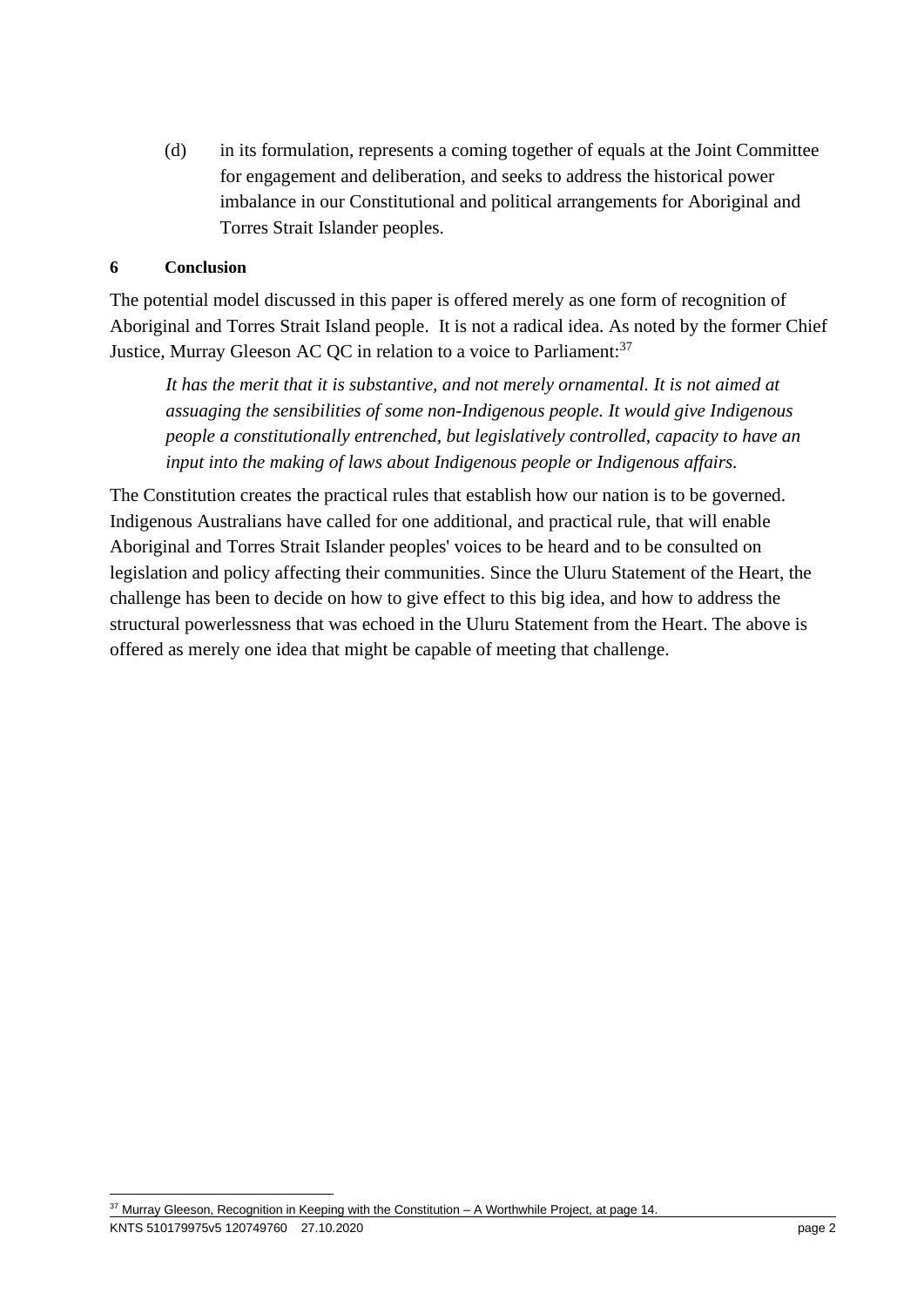(d) in its formulation, represents a coming together of equals at the Joint Committee for engagement and deliberation, and seeks to address the historical power imbalance in our Constitutional and political arrangements for Aboriginal and Torres Strait Islander peoples.

## 6 Conclusion

The potential model discussed in this paper is offered merely as one form of recognition of Aboriginal and Torres Strait Island people. It is not a radical idea. As noted by the former Chief Justice, Murray Gleeson AC QC in relation to a voice to Parliament:[37]

> *It has the merit that it is substantive, and not merely ornamental. It is not aimed at assuaging the sensibilities of some non-Indigenous people. It would give Indigenous people a constitutionally entrenched, but legislatively controlled, capacity to have an input into the making of laws about Indigenous people or Indigenous affairs.*

The Constitution creates the practical rules that establish how our nation is to be governed. Indigenous Australians have called for one additional, and practical rule, that will enable Aboriginal and Torres Strait Islander peoples' voices to be heard and to be consulted on legislation and policy affecting their communities. Since the Uluru Statement of the Heart, the challenge has been to decide on how to give effect to this big idea, and how to address the structural powerlessness that was echoed in the Uluru Statement from the Heart. The above is offered as merely one idea that might be capable of meeting that challenge.

---

[37] Murray Gleeson, Recognition in Keeping with the Constitution – A Worthwhile Project, at page 14.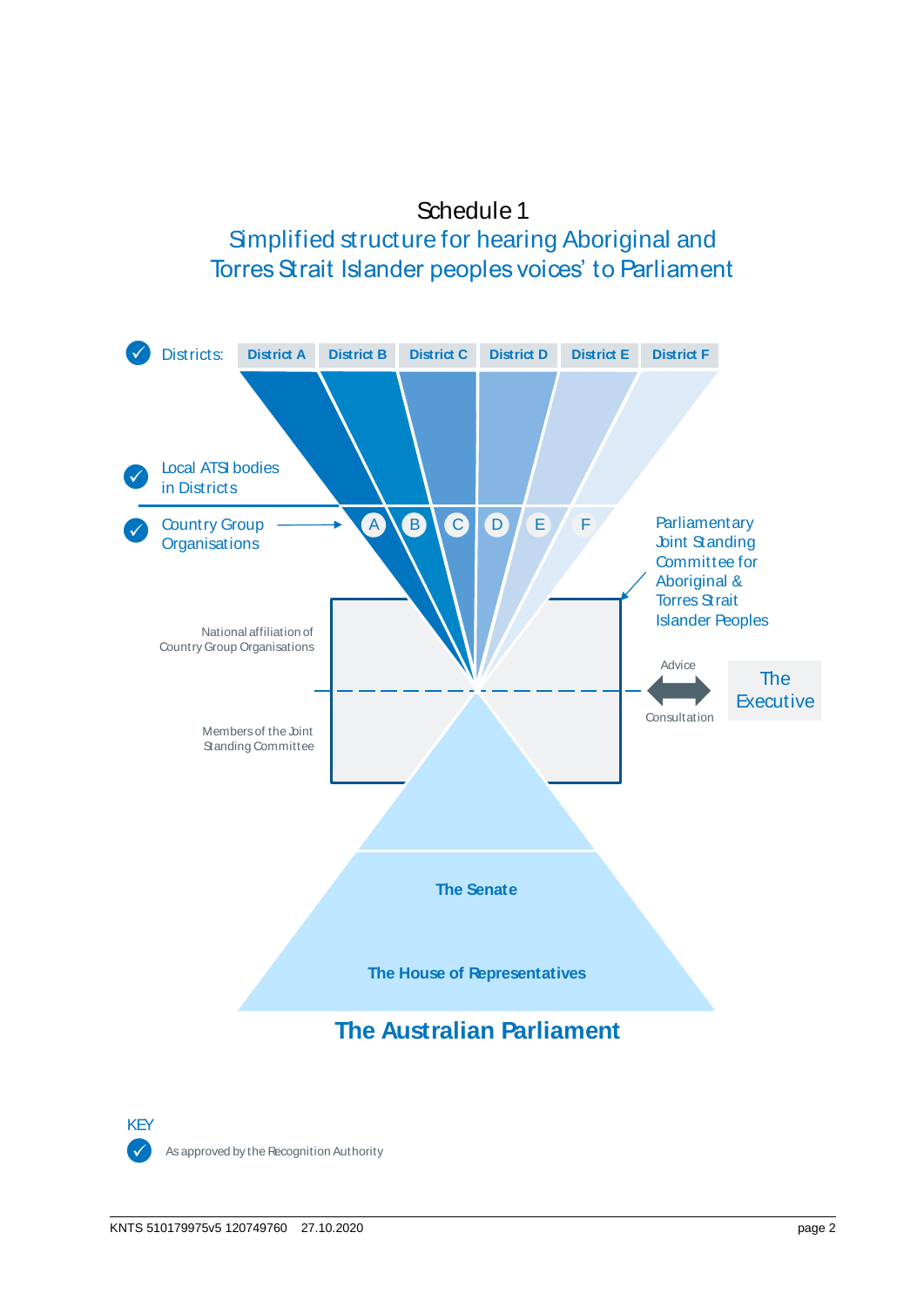# Schedule 1

## Simplified structure for hearing Aboriginal and Torres Strait Islander peoples voices' to Parliament

Districts: District A | District B | District C | District D | District E | District F

Local ATSI bodies in Districts

Country Group Organisations → A B C D E F

Parliamentary Joint Standing Committee for Aboriginal & Torres Strait Islander Peoples

National affiliation of Country Group Organisations

Members of the Joint Standing Committee

Advice

Consultation

The Executive

The Senate

The House of Representatives

**The Australian Parliament**

KEY

✓ As approved by the Recognition Authority

KNTS 510179975v5 120749760 27.10.2020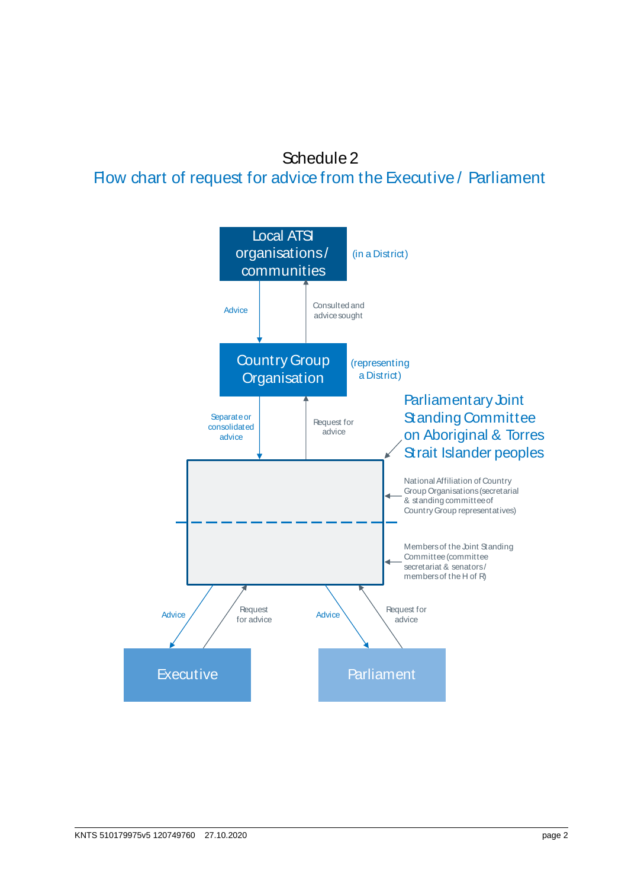# Schedule 2

## Flow chart of request for advice from the Executive / Parliament

**Local ATSI organisations / communities** (in a District)

- Advice ↓ (to Country Group Organisation)
- Consulted and advice sought ↑ (to Local ATSI organisations / communities)

**Country Group Organisation** (representing a District)

- Separate or consolidated advice ↓ (to Parliamentary Joint Standing Committee)
- Request for advice ↑ (to Country Group Organisation)

**Parliamentary Joint Standing Committee on Aboriginal & Torres Strait Islander peoples**

- National Affiliation of Country Group Organisations (secretarial & standing committee of Country Group representatives)
- Members of the Joint Standing Committee (committee secretariat & senators / members of the H of R)

**Executive**

- Advice (from Joint Standing Committee to Executive)
- Request for advice (from Executive to Joint Standing Committee)

**Parliament**

- Advice (from Joint Standing Committee to Parliament)
- Request for advice (from Parliament to Joint Standing Committee)

KNTS 510179975v5 120749760 27.10.2020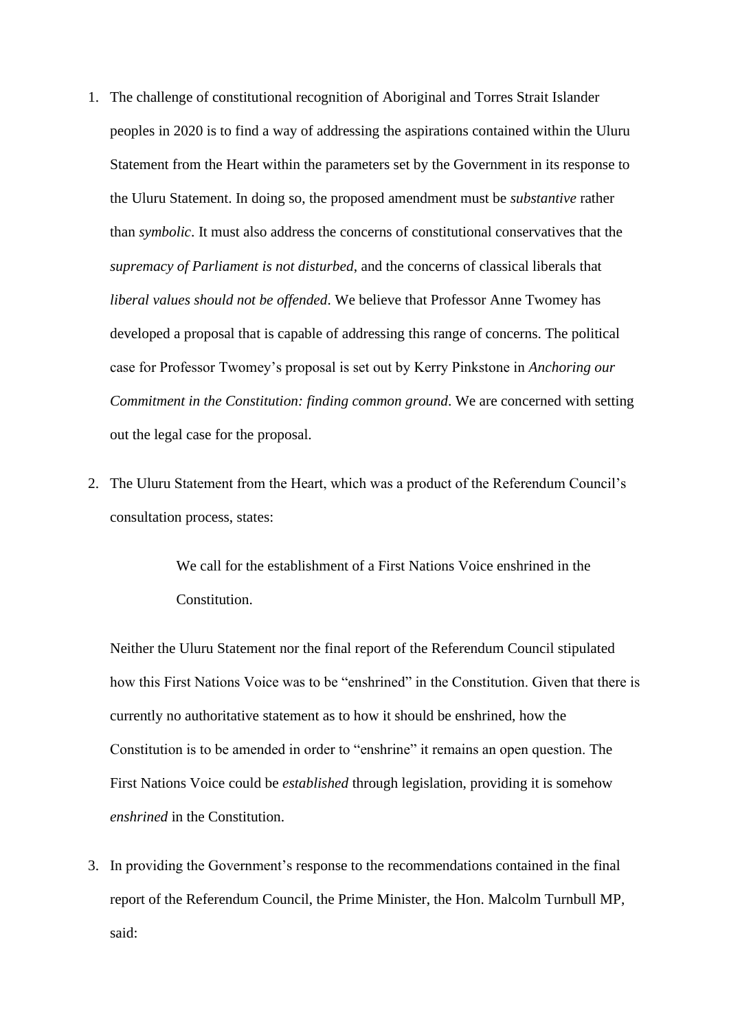1. The challenge of constitutional recognition of Aboriginal and Torres Strait Islander peoples in 2020 is to find a way of addressing the aspirations contained within the Uluru Statement from the Heart within the parameters set by the Government in its response to the Uluru Statement. In doing so, the proposed amendment must be *substantive* rather than *symbolic*. It must also address the concerns of constitutional conservatives that the *supremacy of Parliament is not disturbed*, and the concerns of classical liberals that *liberal values should not be offended*. We believe that Professor Anne Twomey has developed a proposal that is capable of addressing this range of concerns. The political case for Professor Twomey's proposal is set out by Kerry Pinkstone in *Anchoring our Commitment in the Constitution: finding common ground*. We are concerned with setting out the legal case for the proposal.

2. The Uluru Statement from the Heart, which was a product of the Referendum Council's consultation process, states:

   > We call for the establishment of a First Nations Voice enshrined in the Constitution.

   Neither the Uluru Statement nor the final report of the Referendum Council stipulated how this First Nations Voice was to be "enshrined" in the Constitution. Given that there is currently no authoritative statement as to how it should be enshrined, how the Constitution is to be amended in order to "enshrine" it remains an open question. The First Nations Voice could be *established* through legislation, providing it is somehow *enshrined* in the Constitution.

3. In providing the Government's response to the recommendations contained in the final report of the Referendum Council, the Prime Minister, the Hon. Malcolm Turnbull MP, said: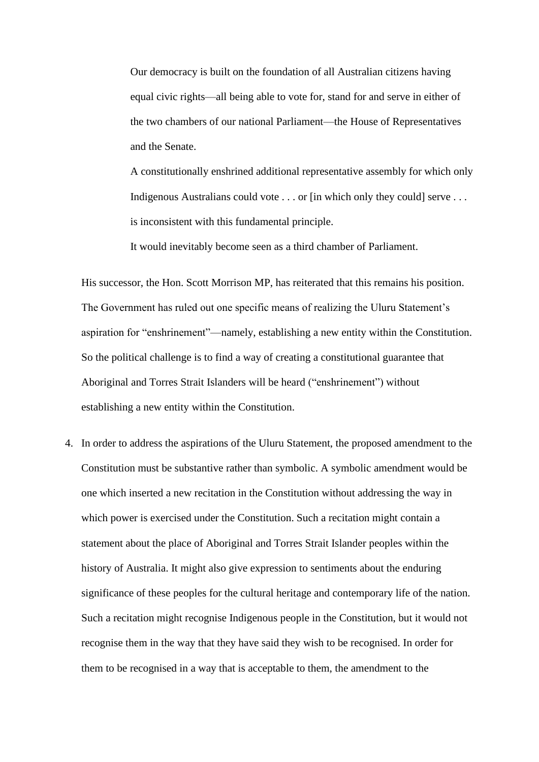> Our democracy is built on the foundation of all Australian citizens having equal civic rights—all being able to vote for, stand for and serve in either of the two chambers of our national Parliament—the House of Representatives and the Senate.
>
> A constitutionally enshrined additional representative assembly for which only Indigenous Australians could vote . . . or [in which only they could] serve . . . is inconsistent with this fundamental principle.
>
> It would inevitably become seen as a third chamber of Parliament.

His successor, the Hon. Scott Morrison MP, has reiterated that this remains his position. The Government has ruled out one specific means of realizing the Uluru Statement's aspiration for "enshrinement"—namely, establishing a new entity within the Constitution. So the political challenge is to find a way of creating a constitutional guarantee that Aboriginal and Torres Strait Islanders will be heard ("enshrinement") without establishing a new entity within the Constitution.

4. In order to address the aspirations of the Uluru Statement, the proposed amendment to the Constitution must be substantive rather than symbolic. A symbolic amendment would be one which inserted a new recitation in the Constitution without addressing the way in which power is exercised under the Constitution. Such a recitation might contain a statement about the place of Aboriginal and Torres Strait Islander peoples within the history of Australia. It might also give expression to sentiments about the enduring significance of these peoples for the cultural heritage and contemporary life of the nation. Such a recitation might recognise Indigenous people in the Constitution, but it would not recognise them in the way that they have said they wish to be recognised. In order for them to be recognised in a way that is acceptable to them, the amendment to the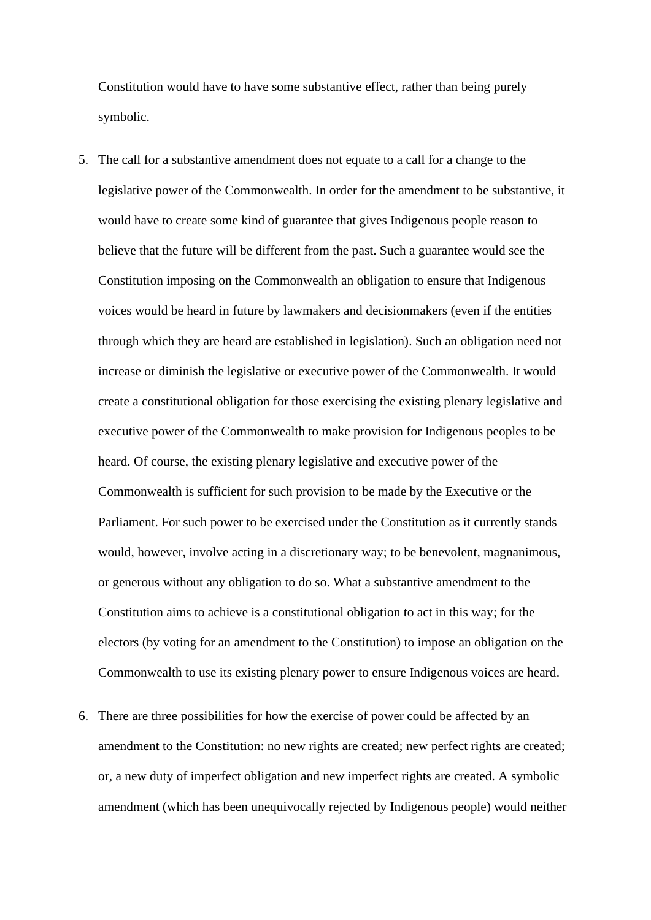Constitution would have to have some substantive effect, rather than being purely symbolic.

5. The call for a substantive amendment does not equate to a call for a change to the legislative power of the Commonwealth. In order for the amendment to be substantive, it would have to create some kind of guarantee that gives Indigenous people reason to believe that the future will be different from the past. Such a guarantee would see the Constitution imposing on the Commonwealth an obligation to ensure that Indigenous voices would be heard in future by lawmakers and decisionmakers (even if the entities through which they are heard are established in legislation). Such an obligation need not increase or diminish the legislative or executive power of the Commonwealth. It would create a constitutional obligation for those exercising the existing plenary legislative and executive power of the Commonwealth to make provision for Indigenous peoples to be heard. Of course, the existing plenary legislative and executive power of the Commonwealth is sufficient for such provision to be made by the Executive or the Parliament. For such power to be exercised under the Constitution as it currently stands would, however, involve acting in a discretionary way; to be benevolent, magnanimous, or generous without any obligation to do so. What a substantive amendment to the Constitution aims to achieve is a constitutional obligation to act in this way; for the electors (by voting for an amendment to the Constitution) to impose an obligation on the Commonwealth to use its existing plenary power to ensure Indigenous voices are heard.

6. There are three possibilities for how the exercise of power could be affected by an amendment to the Constitution: no new rights are created; new perfect rights are created; or, a new duty of imperfect obligation and new imperfect rights are created. A symbolic amendment (which has been unequivocally rejected by Indigenous people) would neither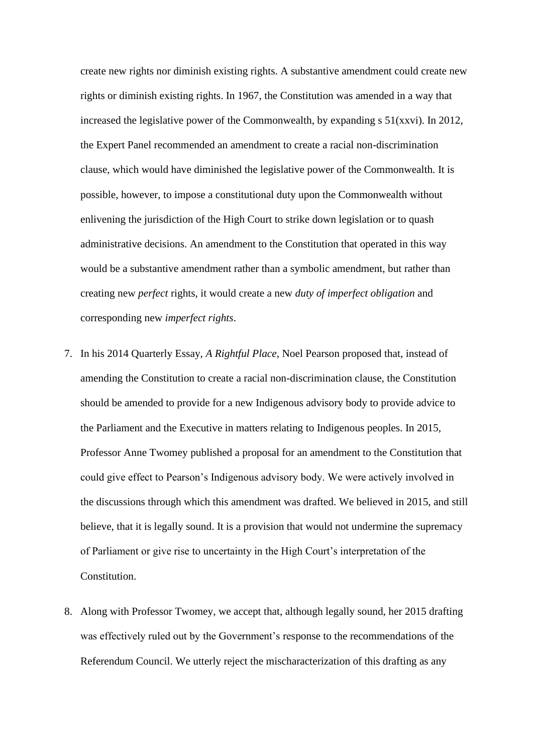create new rights nor diminish existing rights. A substantive amendment could create new rights or diminish existing rights. In 1967, the Constitution was amended in a way that increased the legislative power of the Commonwealth, by expanding s 51(xxvi). In 2012, the Expert Panel recommended an amendment to create a racial non-discrimination clause, which would have diminished the legislative power of the Commonwealth. It is possible, however, to impose a constitutional duty upon the Commonwealth without enlivening the jurisdiction of the High Court to strike down legislation or to quash administrative decisions. An amendment to the Constitution that operated in this way would be a substantive amendment rather than a symbolic amendment, but rather than creating new *perfect* rights, it would create a new *duty of imperfect obligation* and corresponding new *imperfect rights*.

7. In his 2014 Quarterly Essay, *A Rightful Place*, Noel Pearson proposed that, instead of amending the Constitution to create a racial non-discrimination clause, the Constitution should be amended to provide for a new Indigenous advisory body to provide advice to the Parliament and the Executive in matters relating to Indigenous peoples. In 2015, Professor Anne Twomey published a proposal for an amendment to the Constitution that could give effect to Pearson's Indigenous advisory body. We were actively involved in the discussions through which this amendment was drafted. We believed in 2015, and still believe, that it is legally sound. It is a provision that would not undermine the supremacy of Parliament or give rise to uncertainty in the High Court's interpretation of the Constitution.

8. Along with Professor Twomey, we accept that, although legally sound, her 2015 drafting was effectively ruled out by the Government's response to the recommendations of the Referendum Council. We utterly reject the mischaracterization of this drafting as any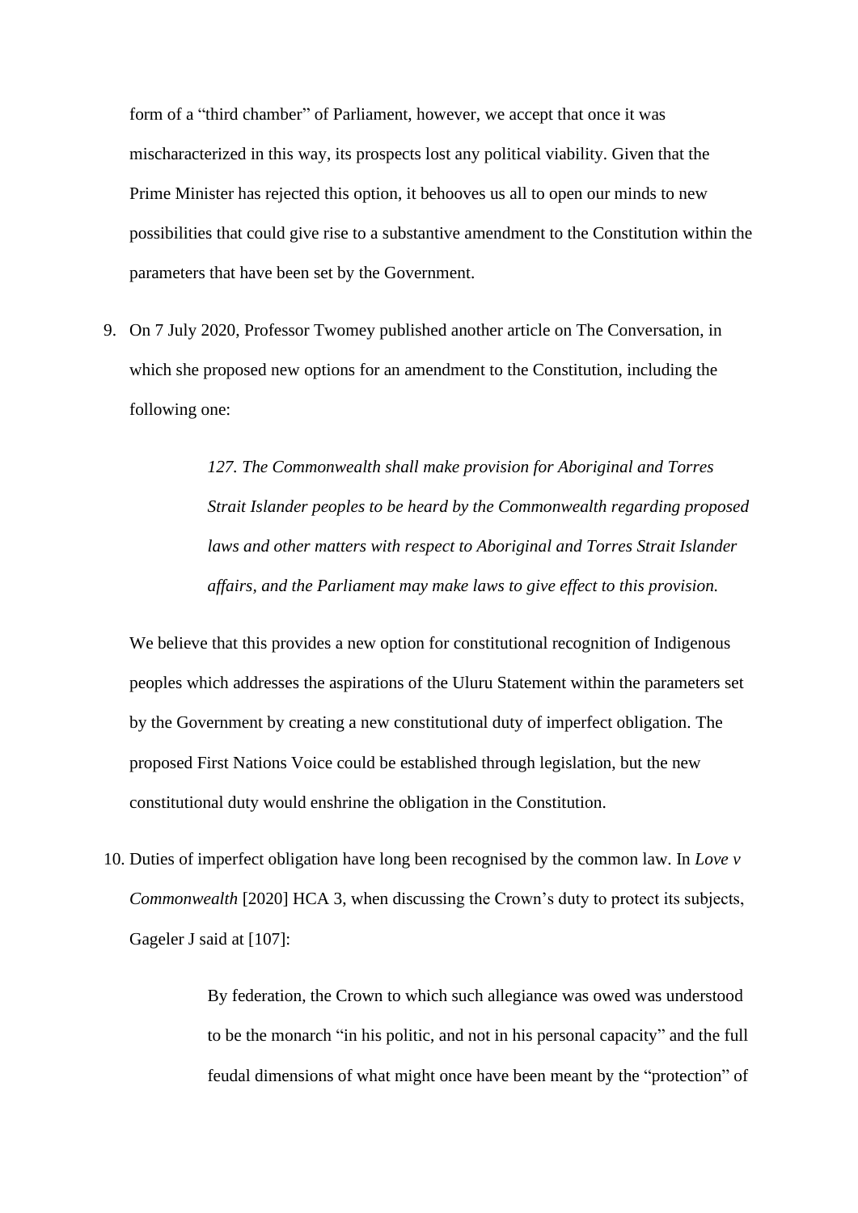form of a "third chamber" of Parliament, however, we accept that once it was mischaracterized in this way, its prospects lost any political viability. Given that the Prime Minister has rejected this option, it behooves us all to open our minds to new possibilities that could give rise to a substantive amendment to the Constitution within the parameters that have been set by the Government.

9. On 7 July 2020, Professor Twomey published another article on The Conversation, in which she proposed new options for an amendment to the Constitution, including the following one:

> *127. The Commonwealth shall make provision for Aboriginal and Torres Strait Islander peoples to be heard by the Commonwealth regarding proposed laws and other matters with respect to Aboriginal and Torres Strait Islander affairs, and the Parliament may make laws to give effect to this provision.*

   We believe that this provides a new option for constitutional recognition of Indigenous peoples which addresses the aspirations of the Uluru Statement within the parameters set by the Government by creating a new constitutional duty of imperfect obligation. The proposed First Nations Voice could be established through legislation, but the new constitutional duty would enshrine the obligation in the Constitution.

10. Duties of imperfect obligation have long been recognised by the common law. In *Love v Commonwealth* [2020] HCA 3, when discussing the Crown's duty to protect its subjects, Gageler J said at [107]:

> By federation, the Crown to which such allegiance was owed was understood to be the monarch "in his politic, and not in his personal capacity" and the full feudal dimensions of what might once have been meant by the "protection" of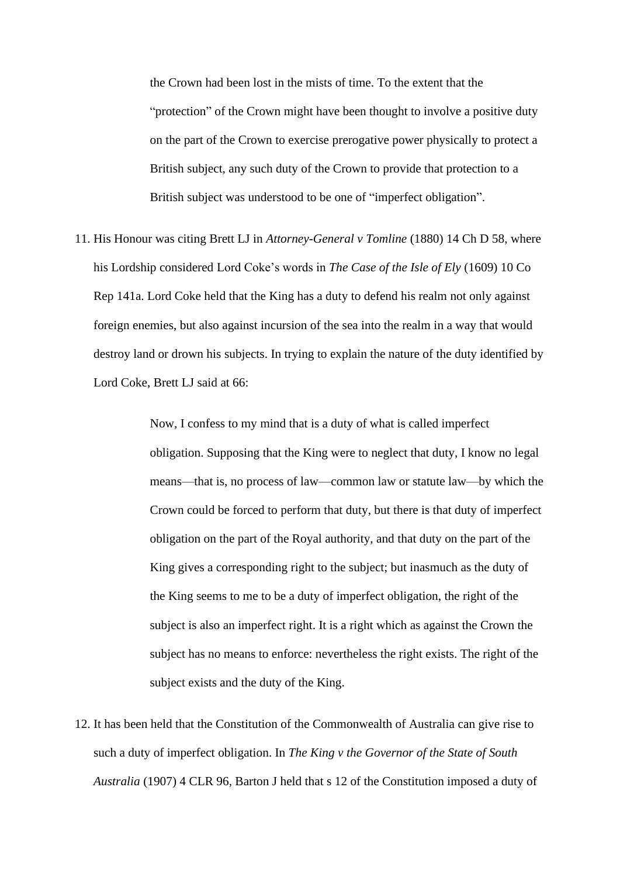> the Crown had been lost in the mists of time. To the extent that the "protection" of the Crown might have been thought to involve a positive duty on the part of the Crown to exercise prerogative power physically to protect a British subject, any such duty of the Crown to provide that protection to a British subject was understood to be one of "imperfect obligation".

11. His Honour was citing Brett LJ in *Attorney-General v Tomline* (1880) 14 Ch D 58, where his Lordship considered Lord Coke's words in *The Case of the Isle of Ely* (1609) 10 Co Rep 141a. Lord Coke held that the King has a duty to defend his realm not only against foreign enemies, but also against incursion of the sea into the realm in a way that would destroy land or drown his subjects. In trying to explain the nature of the duty identified by Lord Coke, Brett LJ said at 66:

> Now, I confess to my mind that is a duty of what is called imperfect obligation. Supposing that the King were to neglect that duty, I know no legal means—that is, no process of law—common law or statute law—by which the Crown could be forced to perform that duty, but there is that duty of imperfect obligation on the part of the Royal authority, and that duty on the part of the King gives a corresponding right to the subject; but inasmuch as the duty of the King seems to me to be a duty of imperfect obligation, the right of the subject is also an imperfect right. It is a right which as against the Crown the subject has no means to enforce: nevertheless the right exists. The right of the subject exists and the duty of the King.

12. It has been held that the Constitution of the Commonwealth of Australia can give rise to such a duty of imperfect obligation. In *The King v the Governor of the State of South Australia* (1907) 4 CLR 96, Barton J held that s 12 of the Constitution imposed a duty of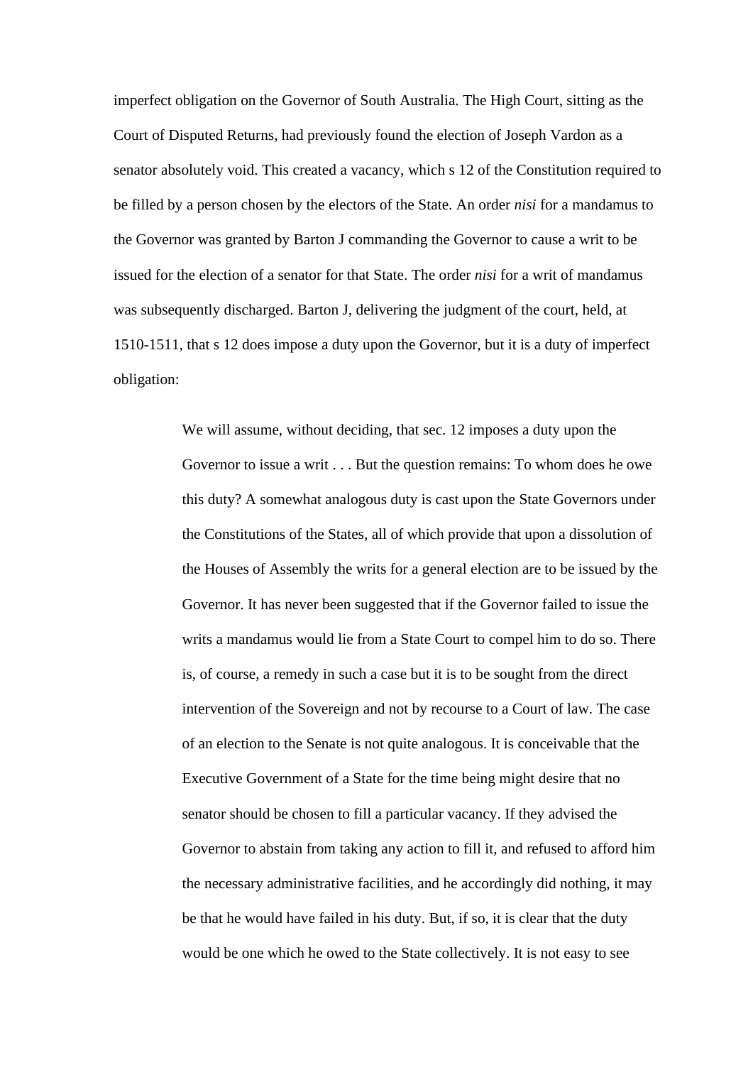imperfect obligation on the Governor of South Australia. The High Court, sitting as the Court of Disputed Returns, had previously found the election of Joseph Vardon as a senator absolutely void. This created a vacancy, which s 12 of the Constitution required to be filled by a person chosen by the electors of the State. An order *nisi* for a mandamus to the Governor was granted by Barton J commanding the Governor to cause a writ to be issued for the election of a senator for that State. The order *nisi* for a writ of mandamus was subsequently discharged. Barton J, delivering the judgment of the court, held, at 1510-1511, that s 12 does impose a duty upon the Governor, but it is a duty of imperfect obligation:

> We will assume, without deciding, that sec. 12 imposes a duty upon the Governor to issue a writ . . . But the question remains: To whom does he owe this duty? A somewhat analogous duty is cast upon the State Governors under the Constitutions of the States, all of which provide that upon a dissolution of the Houses of Assembly the writs for a general election are to be issued by the Governor. It has never been suggested that if the Governor failed to issue the writs a mandamus would lie from a State Court to compel him to do so. There is, of course, a remedy in such a case but it is to be sought from the direct intervention of the Sovereign and not by recourse to a Court of law. The case of an election to the Senate is not quite analogous. It is conceivable that the Executive Government of a State for the time being might desire that no senator should be chosen to fill a particular vacancy. If they advised the Governor to abstain from taking any action to fill it, and refused to afford him the necessary administrative facilities, and he accordingly did nothing, it may be that he would have failed in his duty. But, if so, it is clear that the duty would be one which he owed to the State collectively. It is not easy to see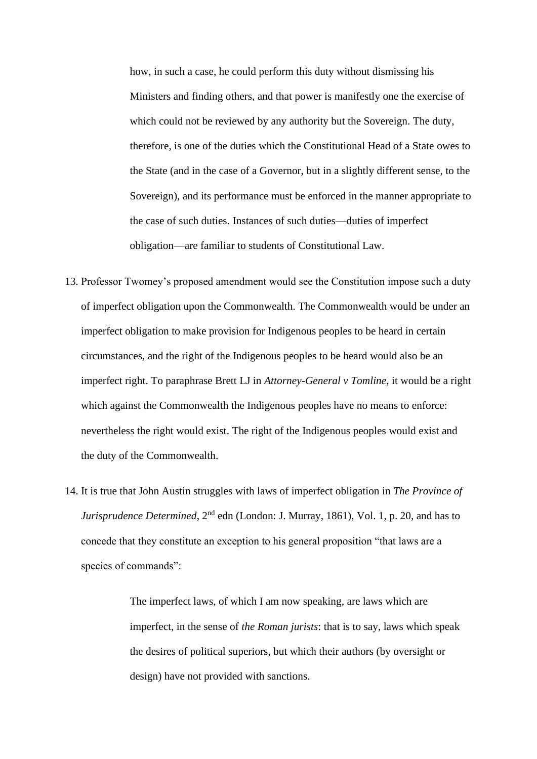> how, in such a case, he could perform this duty without dismissing his Ministers and finding others, and that power is manifestly one the exercise of which could not be reviewed by any authority but the Sovereign. The duty, therefore, is one of the duties which the Constitutional Head of a State owes to the State (and in the case of a Governor, but in a slightly different sense, to the Sovereign), and its performance must be enforced in the manner appropriate to the case of such duties. Instances of such duties—duties of imperfect obligation—are familiar to students of Constitutional Law.

13. Professor Twomey's proposed amendment would see the Constitution impose such a duty of imperfect obligation upon the Commonwealth. The Commonwealth would be under an imperfect obligation to make provision for Indigenous peoples to be heard in certain circumstances, and the right of the Indigenous peoples to be heard would also be an imperfect right. To paraphrase Brett LJ in *Attorney-General v Tomline*, it would be a right which against the Commonwealth the Indigenous peoples have no means to enforce: nevertheless the right would exist. The right of the Indigenous peoples would exist and the duty of the Commonwealth.

14. It is true that John Austin struggles with laws of imperfect obligation in *The Province of Jurisprudence Determined*, 2nd edn (London: J. Murray, 1861), Vol. 1, p. 20, and has to concede that they constitute an exception to his general proposition "that laws are a species of commands":

> The imperfect laws, of which I am now speaking, are laws which are imperfect, in the sense of *the Roman jurists*: that is to say, laws which speak the desires of political superiors, but which their authors (by oversight or design) have not provided with sanctions.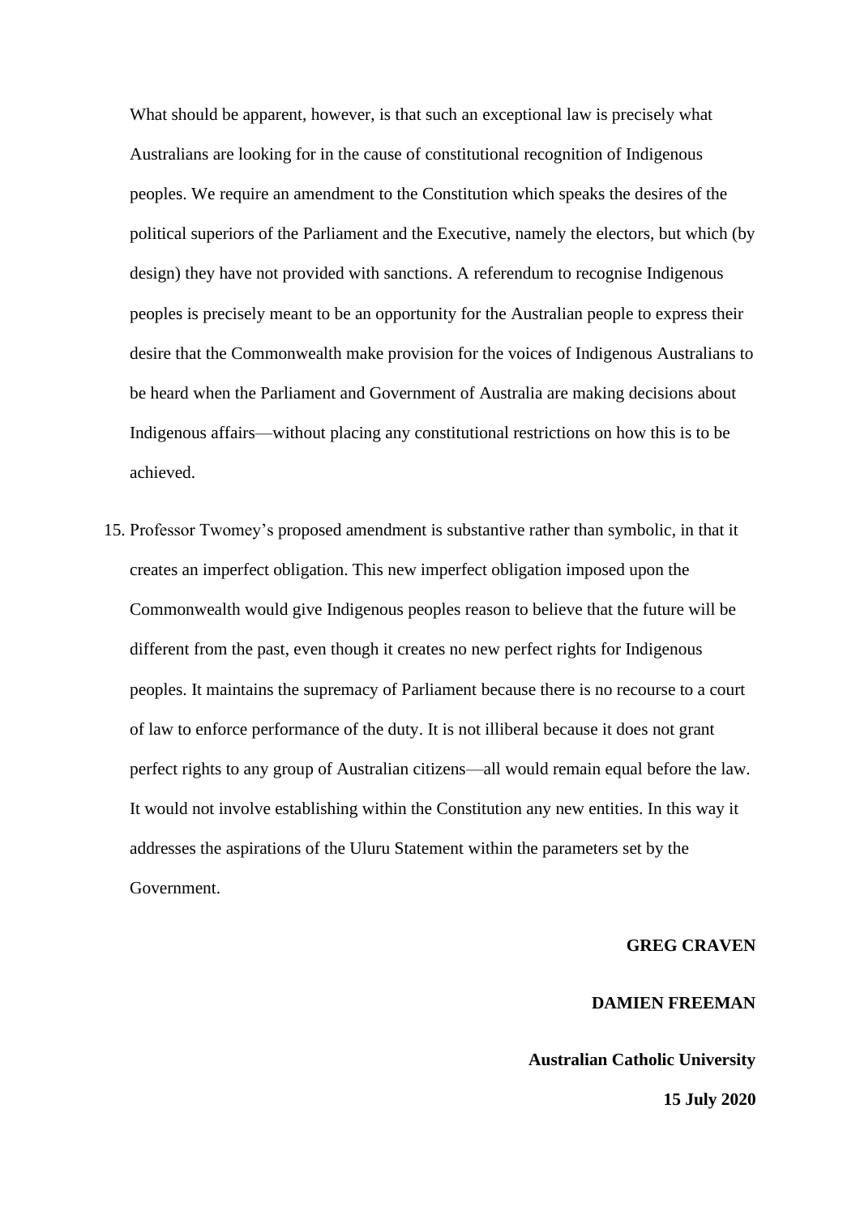What should be apparent, however, is that such an exceptional law is precisely what Australians are looking for in the cause of constitutional recognition of Indigenous peoples. We require an amendment to the Constitution which speaks the desires of the political superiors of the Parliament and the Executive, namely the electors, but which (by design) they have not provided with sanctions. A referendum to recognise Indigenous peoples is precisely meant to be an opportunity for the Australian people to express their desire that the Commonwealth make provision for the voices of Indigenous Australians to be heard when the Parliament and Government of Australia are making decisions about Indigenous affairs—without placing any constitutional restrictions on how this is to be achieved.

15. Professor Twomey's proposed amendment is substantive rather than symbolic, in that it creates an imperfect obligation. This new imperfect obligation imposed upon the Commonwealth would give Indigenous peoples reason to believe that the future will be different from the past, even though it creates no new perfect rights for Indigenous peoples. It maintains the supremacy of Parliament because there is no recourse to a court of law to enforce performance of the duty. It is not illiberal because it does not grant perfect rights to any group of Australian citizens—all would remain equal before the law. It would not involve establishing within the Constitution any new entities. In this way it addresses the aspirations of the Uluru Statement within the parameters set by the Government.

**GREG CRAVEN**

**DAMIEN FREEMAN**

**Australian Catholic University**

**15 July 2020**